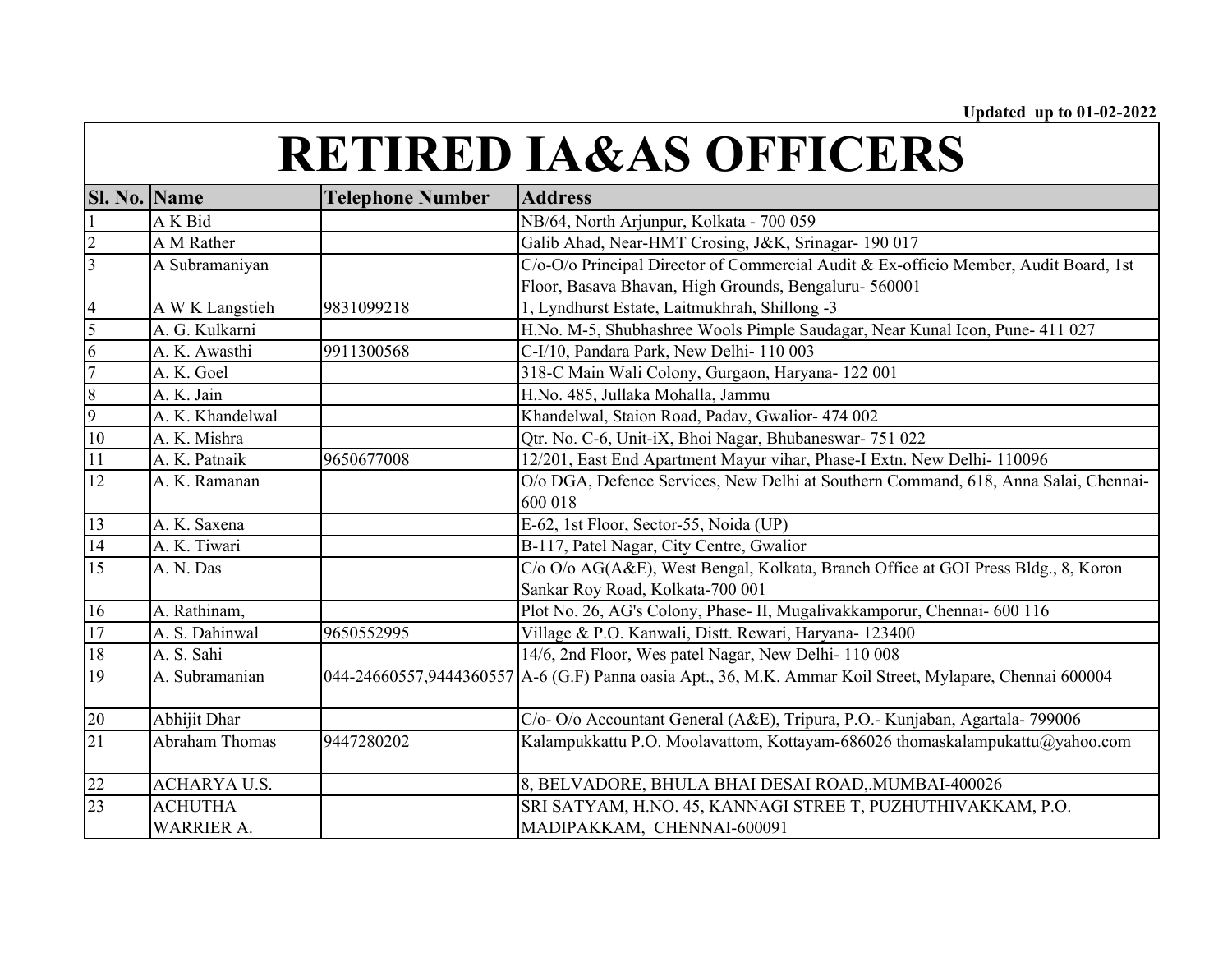Updated up to 01-02-2022

# RETIRED IA&AS OFFICERS

| Sl. No. | Name | Telephone Number | Address |
| --- | --- | --- | --- |
| 1 | A K Bid | | NB/64, North Arjunpur, Kolkata - 700 059 |
| 2 | A M Rather | | Galib Ahad, Near-HMT Crosing, J&K, Srinagar- 190 017 |
| 3 | A Subramaniyan | | C/o-O/o Principal Director of Commercial Audit & Ex-officio Member, Audit Board, 1st Floor, Basava Bhavan, High Grounds, Bengaluru- 560001 |
| 4 | A W K Langstieh | 9831099218 | 1, Lyndhurst Estate, Laitmukhrah, Shillong -3 |
| 5 | A. G. Kulkarni | | H.No. M-5, Shubhashree Wools Pimple Saudagar, Near Kunal Icon, Pune- 411 027 |
| 6 | A. K. Awasthi | 9911300568 | C-I/10, Pandara Park, New Delhi- 110 003 |
| 7 | A. K. Goel | | 318-C Main Wali Colony, Gurgaon, Haryana- 122 001 |
| 8 | A. K. Jain | | H.No. 485, Jullaka Mohalla, Jammu |
| 9 | A. K. Khandelwal | | Khandelwal, Staion Road, Padav, Gwalior- 474 002 |
| 10 | A. K. Mishra | | Qtr. No. C-6, Unit-iX, Bhoi Nagar, Bhubaneswar- 751 022 |
| 11 | A. K. Patnaik | 9650677008 | 12/201, East End Apartment Mayur vihar, Phase-I Extn. New Delhi- 110096 |
| 12 | A. K. Ramanan | | O/o DGA, Defence Services, New Delhi at Southern Command, 618, Anna Salai, Chennai-600 018 |
| 13 | A. K. Saxena | | E-62, 1st Floor, Sector-55, Noida (UP) |
| 14 | A. K. Tiwari | | B-117, Patel Nagar, City Centre, Gwalior |
| 15 | A. N. Das | | C/o O/o AG(A&E), West Bengal, Kolkata, Branch Office at GOI Press Bldg., 8, Koron Sankar Roy Road, Kolkata-700 001 |
| 16 | A. Rathinam, | | Plot No. 26, AG's Colony, Phase- II, Mugalivakkamporur, Chennai- 600 116 |
| 17 | A. S. Dahinwal | 9650552995 | Village & P.O. Kanwali, Distt. Rewari, Haryana- 123400 |
| 18 | A. S. Sahi | | 14/6, 2nd Floor, Wes patel Nagar, New Delhi- 110 008 |
| 19 | A. Subramanian | 044-24660557,9444360557 | A-6 (G.F) Panna oasia Apt., 36, M.K. Ammar Koil Street, Mylapare, Chennai 600004 |
| 20 | Abhijit Dhar | | C/o- O/o Accountant General (A&E), Tripura, P.O.- Kunjaban, Agartala- 799006 |
| 21 | Abraham Thomas | 9447280202 | Kalampukkattu P.O. Moolavattom, Kottayam-686026 thomaskalampukattu@yahoo.com |
| 22 | ACHARYA U.S. | | 8, BELVADORE, BHULA BHAI DESAI ROAD,.MUMBAI-400026 |
| 23 | ACHUTHA WARRIER A. | | SRI SATYAM, H.NO. 45, KANNAGI STREE T, PUZHUTHIVAKKAM, P.O. MADIPAKKAM, CHENNAI-600091 |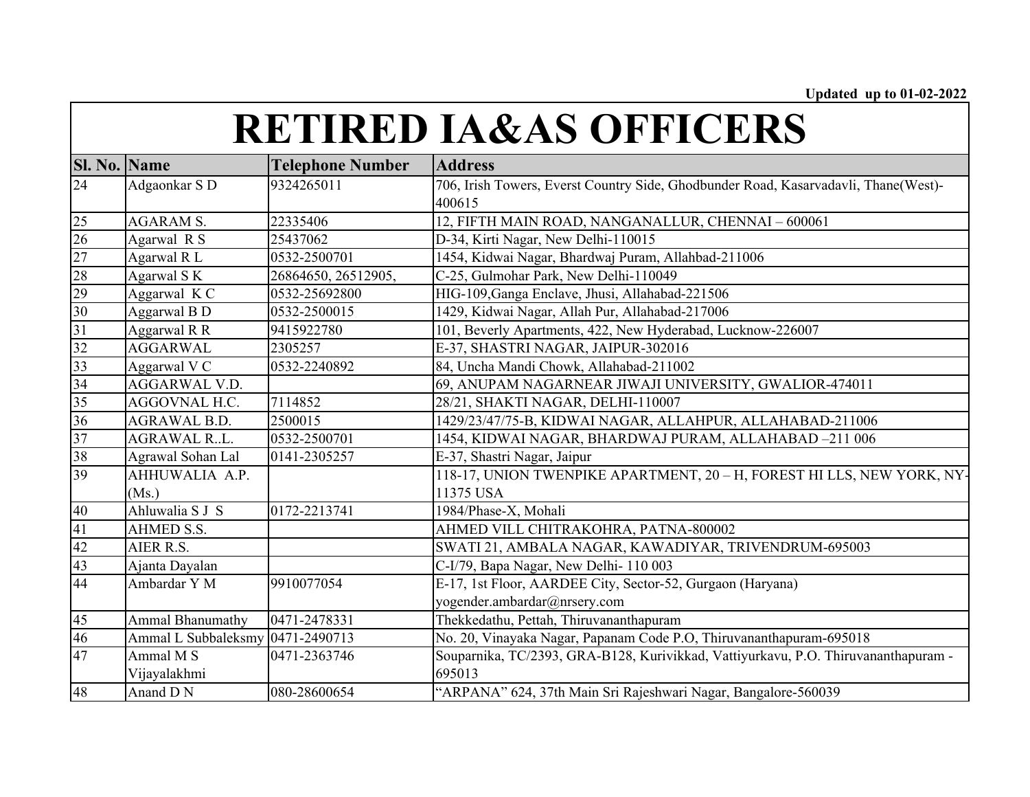Updated up to 01-02-2022

# RETIRED IA&AS OFFICERS

| Sl. No. | Name | Telephone Number | Address |
|---|---|---|---|
| 24 | Adgaonkar S D | 9324265011 | 706, Irish Towers, Everst Country Side, Ghodbunder Road, Kasarvadavli, Thane(West)-400615 |
| 25 | AGARAM S. | 22335406 | 12, FIFTH MAIN ROAD, NANGANALLUR, CHENNAI – 600061 |
| 26 | Agarwal R S | 25437062 | D-34, Kirti Nagar, New Delhi-110015 |
| 27 | Agarwal R L | 0532-2500701 | 1454, Kidwai Nagar, Bhardwaj Puram, Allahbad-211006 |
| 28 | Agarwal S K | 26864650, 26512905, | C-25, Gulmohar Park, New Delhi-110049 |
| 29 | Aggarwal K C | 0532-25692800 | HIG-109,Ganga Enclave, Jhusi, Allahabad-221506 |
| 30 | Aggarwal B D | 0532-2500015 | 1429, Kidwai Nagar, Allah Pur, Allahabad-217006 |
| 31 | Aggarwal R R | 9415922780 | 101, Beverly Apartments, 422, New Hyderabad, Lucknow-226007 |
| 32 | AGGARWAL | 2305257 | E-37, SHASTRI NAGAR, JAIPUR-302016 |
| 33 | Aggarwal V C | 0532-2240892 | 84, Uncha Mandi Chowk, Allahabad-211002 |
| 34 | AGGARWAL V.D. | | 69, ANUPAM NAGARNEAR JIWAJI UNIVERSITY, GWALIOR-474011 |
| 35 | AGGOVNAL H.C. | 7114852 | 28/21, SHAKTI NAGAR, DELHI-110007 |
| 36 | AGRAWAL B.D. | 2500015 | 1429/23/47/75-B, KIDWAI NAGAR, ALLAHPUR, ALLAHABAD-211006 |
| 37 | AGRAWAL R..L. | 0532-2500701 | 1454, KIDWAI NAGAR, BHARDWAJ PURAM, ALLAHABAD –211 006 |
| 38 | Agrawal Sohan Lal | 0141-2305257 | E-37, Shastri Nagar, Jaipur |
| 39 | AHHUWALIA A.P. (Ms.) | | 118-17, UNION TWENPIKE APARTMENT, 20 – H, FOREST HI LLS, NEW YORK, NY-11375 USA |
| 40 | Ahluwalia S J S | 0172-2213741 | 1984/Phase-X, Mohali |
| 41 | AHMED S.S. | | AHMED VILL CHITRAKOHRA, PATNA-800002 |
| 42 | AIER R.S. | | SWATI 21, AMBALA NAGAR, KAWADIYAR, TRIVENDRUM-695003 |
| 43 | Ajanta Dayalan | | C-I/79, Bapa Nagar, New Delhi- 110 003 |
| 44 | Ambardar Y M | 9910077054 | E-17, 1st Floor, AARDEE City, Sector-52, Gurgaon (Haryana) yogender.ambardar@nrsery.com |
| 45 | Ammal Bhanumathy | 0471-2478331 | Thekkedathu, Pettah, Thiruvananthapuram |
| 46 | Ammal L Subbaleksmy | 0471-2490713 | No. 20, Vinayaka Nagar, Papanam Code P.O, Thiruvananthapuram-695018 |
| 47 | Ammal M S Vijayalakhmi | 0471-2363746 | Souparnika, TC/2393, GRA-B128, Kurivikkad, Vattiyurkavu, P.O. Thiruvananthapuram - 695013 |
| 48 | Anand D N | 080-28600654 | "ARPANA" 624, 37th Main Sri Rajeshwari Nagar, Bangalore-560039 |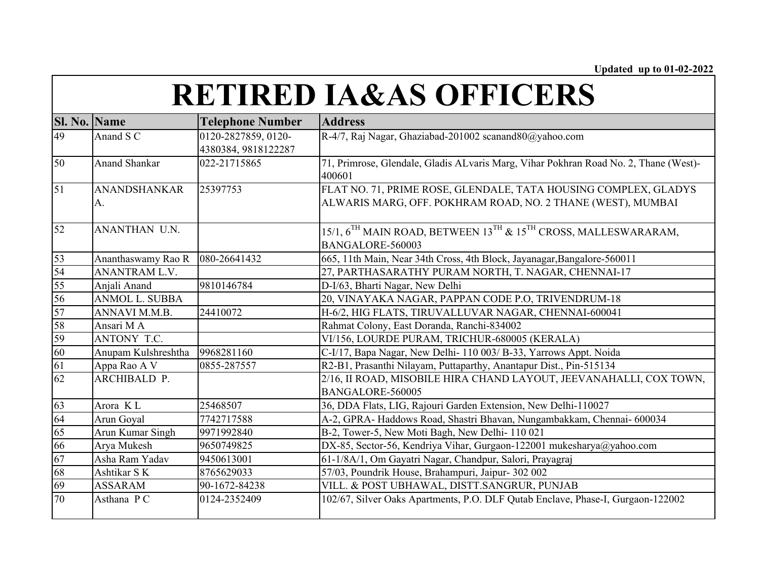Updated up to 01-02-2022

# RETIRED IA&AS OFFICERS

| Sl. No. | Name | Telephone Number | Address |
|---|---|---|---|
| 49 | Anand S C | 0120-2827859, 0120-4380384, 9818122287 | R-4/7, Raj Nagar, Ghaziabad-201002 scanand80@yahoo.com |
| 50 | Anand Shankar | 022-21715865 | 71, Primrose, Glendale, Gladis ALvaris Marg, Vihar Pokhran Road No. 2, Thane (West)-400601 |
| 51 | ANANDSHANKAR A. | 25397753 | FLAT NO. 71, PRIME ROSE, GLENDALE, TATA HOUSING COMPLEX, GLADYS ALWARIS MARG, OFF. POKHRAM ROAD, NO. 2 THANE (WEST), MUMBAI |
| 52 | ANANTHAN U.N. | | 15/1, 6TH MAIN ROAD, BETWEEN 13TH & 15TH CROSS, MALLESWARARAM, BANGALORE-560003 |
| 53 | Ananthaswamy Rao R | 080-26641432 | 665, 11th Main, Near 34th Cross, 4th Block, Jayanagar,Bangalore-560011 |
| 54 | ANANTRAM L.V. | | 27, PARTHASARATHY PURAM NORTH, T. NAGAR, CHENNAI-17 |
| 55 | Anjali Anand | 9810146784 | D-I/63, Bharti Nagar, New Delhi |
| 56 | ANMOL L. SUBBA | | 20, VINAYAKA NAGAR, PAPPAN CODE P.O, TRIVENDRUM-18 |
| 57 | ANNAVI M.M.B. | 24410072 | H-6/2, HIG FLATS, TIRUVALLUVAR NAGAR, CHENNAI-600041 |
| 58 | Ansari M A | | Rahmat Colony, East Doranda, Ranchi-834002 |
| 59 | ANTONY T.C. | | VI/156, LOURDE PURAM, TRICHUR-680005 (KERALA) |
| 60 | Anupam Kulshreshtha | 9968281160 | C-I/17, Bapa Nagar, New Delhi- 110 003/ B-33, Yarrows Appt. Noida |
| 61 | Appa Rao A V | 0855-287557 | R2-B1, Prasanthi Nilayam, Puttaparthy, Anantapur Dist., Pin-515134 |
| 62 | ARCHIBALD P. | | 2/16, II ROAD, MISOBILE HIRA CHAND LAYOUT, JEEVANAHALLI, COX TOWN, BANGALORE-560005 |
| 63 | Arora K L | 25468507 | 36, DDA Flats, LIG, Rajouri Garden Extension, New Delhi-110027 |
| 64 | Arun Goyal | 7742717588 | A-2, GPRA- Haddows Road, Shastri Bhavan, Nungambakkam, Chennai- 600034 |
| 65 | Arun Kumar Singh | 9971992840 | B-2, Tower-5, New Moti Bagh, New Delhi- 110 021 |
| 66 | Arya Mukesh | 9650749825 | DX-85, Sector-56, Kendriya Vihar, Gurgaon-122001 mukesharya@yahoo.com |
| 67 | Asha Ram Yadav | 9450613001 | 61-1/8A/1, Om Gayatri Nagar, Chandpur, Salori, Prayagraj |
| 68 | Ashtikar S K | 8765629033 | 57/03, Poundrik House, Brahampuri, Jaipur- 302 002 |
| 69 | ASSARAM | 90-1672-84238 | VILL. & POST UBHAWAL, DISTT.SANGRUR, PUNJAB |
| 70 | Asthana P C | 0124-2352409 | 102/67, Silver Oaks Apartments, P.O. DLF Qutab Enclave, Phase-I, Gurgaon-122002 |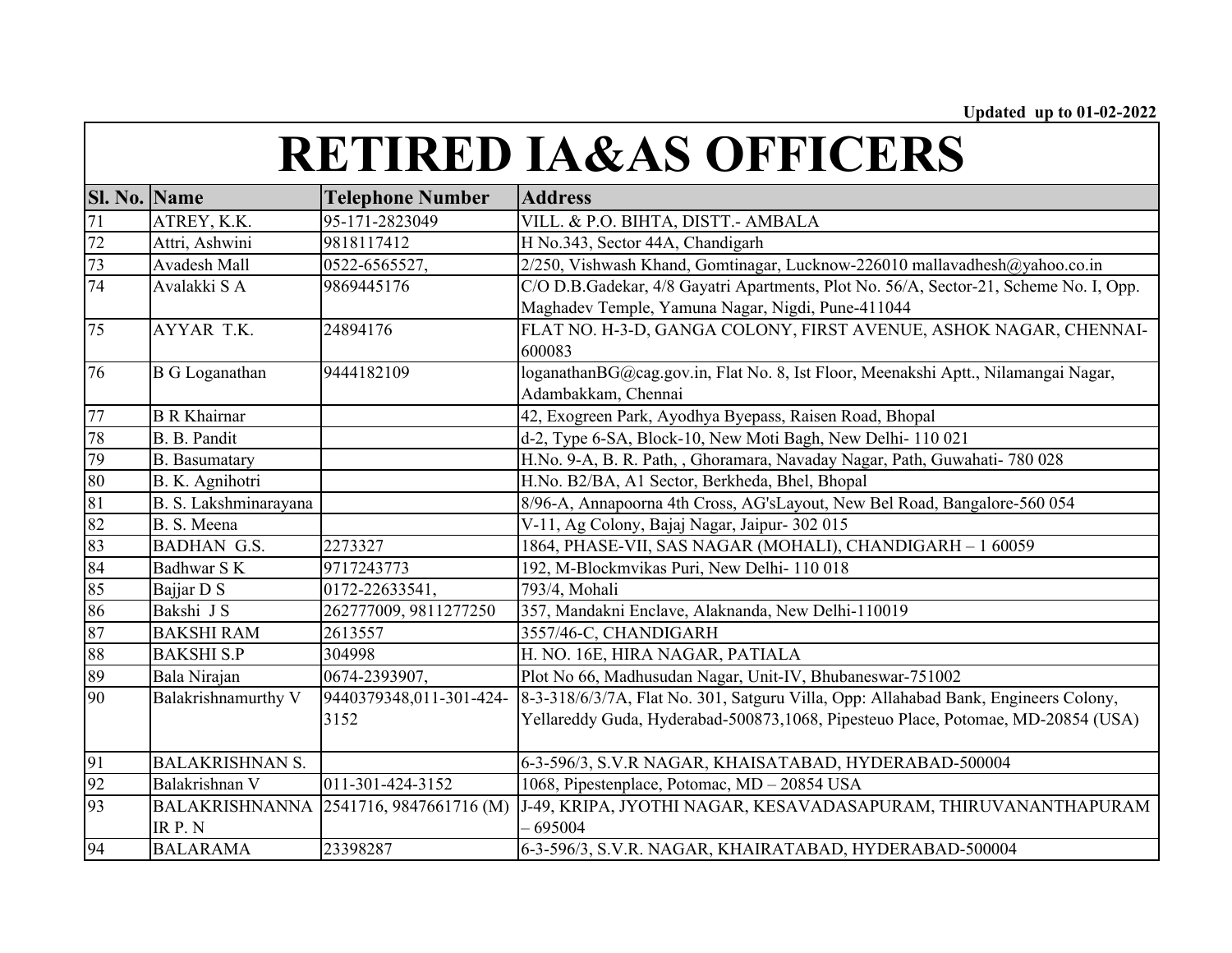Updated up to 01-02-2022

# RETIRED IA&AS OFFICERS

| Sl. No. | Name | Telephone Number | Address |
|---|---|---|---|
| 71 | ATREY, K.K. | 95-171-2823049 | VILL. & P.O. BIHTA, DISTT.- AMBALA |
| 72 | Attri, Ashwini | 9818117412 | H No.343, Sector 44A, Chandigarh |
| 73 | Avadesh Mall | 0522-6565527, | 2/250, Vishwash Khand, Gomtinagar, Lucknow-226010 mallavadhesh@yahoo.co.in |
| 74 | Avalakki S A | 9869445176 | C/O D.B.Gadekar, 4/8 Gayatri Apartments, Plot No. 56/A, Sector-21, Scheme No. I, Opp. Maghadev Temple, Yamuna Nagar, Nigdi, Pune-411044 |
| 75 | AYYAR T.K. | 24894176 | FLAT NO. H-3-D, GANGA COLONY, FIRST AVENUE, ASHOK NAGAR, CHENNAI-600083 |
| 76 | B G Loganathan | 9444182109 | loganathanBG@cag.gov.in, Flat No. 8, Ist Floor, Meenakshi Aptt., Nilamangai Nagar, Adambakkam, Chennai |
| 77 | B R Khairnar | | 42, Exogreen Park, Ayodhya Byepass, Raisen Road, Bhopal |
| 78 | B. B. Pandit | | d-2, Type 6-SA, Block-10, New Moti Bagh, New Delhi- 110 021 |
| 79 | B. Basumatary | | H.No. 9-A, B. R. Path, , Ghoramara, Navaday Nagar, Path, Guwahati- 780 028 |
| 80 | B. K. Agnihotri | | H.No. B2/BA, A1 Sector, Berkheda, Bhel, Bhopal |
| 81 | B. S. Lakshminarayana | | 8/96-A, Annapoorna 4th Cross, AG'sLayout, New Bel Road, Bangalore-560 054 |
| 82 | B. S. Meena | | V-11, Ag Colony, Bajaj Nagar, Jaipur- 302 015 |
| 83 | BADHAN G.S. | 2273327 | 1864, PHASE-VII, SAS NAGAR (MOHALI), CHANDIGARH – 1 60059 |
| 84 | Badhwar S K | 9717243773 | 192, M-Blockmvikas Puri, New Delhi- 110 018 |
| 85 | Bajjar D S | 0172-22633541, | 793/4, Mohali |
| 86 | Bakshi J S | 262777009, 9811277250 | 357, Mandakni Enclave, Alaknanda, New Delhi-110019 |
| 87 | BAKSHI RAM | 2613557 | 3557/46-C, CHANDIGARH |
| 88 | BAKSHI S.P | 304998 | H. NO. 16E, HIRA NAGAR, PATIALA |
| 89 | Bala Nirajan | 0674-2393907, | Plot No 66, Madhusudan Nagar, Unit-IV, Bhubaneswar-751002 |
| 90 | Balakrishnamurthy V | 9440379348,011-301-424-3152 | 8-3-318/6/3/7A, Flat No. 301, Satguru Villa, Opp: Allahabad Bank, Engineers Colony, Yellareddy Guda, Hyderabad-500873,1068, Pipesteuo Place, Potomae, MD-20854 (USA) |
| 91 | BALAKRISHNAN S. | | 6-3-596/3, S.V.R NAGAR, KHAISATABAD, HYDERABAD-500004 |
| 92 | Balakrishnan V | 011-301-424-3152 | 1068, Pipestenplace, Potomac, MD – 20854 USA |
| 93 | BALAKRISHNANNAIR P. N | 2541716, 9847661716 (M) | J-49, KRIPA, JYOTHI NAGAR, KESAVADASAPURAM, THIRUVANANTHAPURAM – 695004 |
| 94 | BALARAMA | 23398287 | 6-3-596/3, S.V.R. NAGAR, KHAIRATABAD, HYDERABAD-500004 |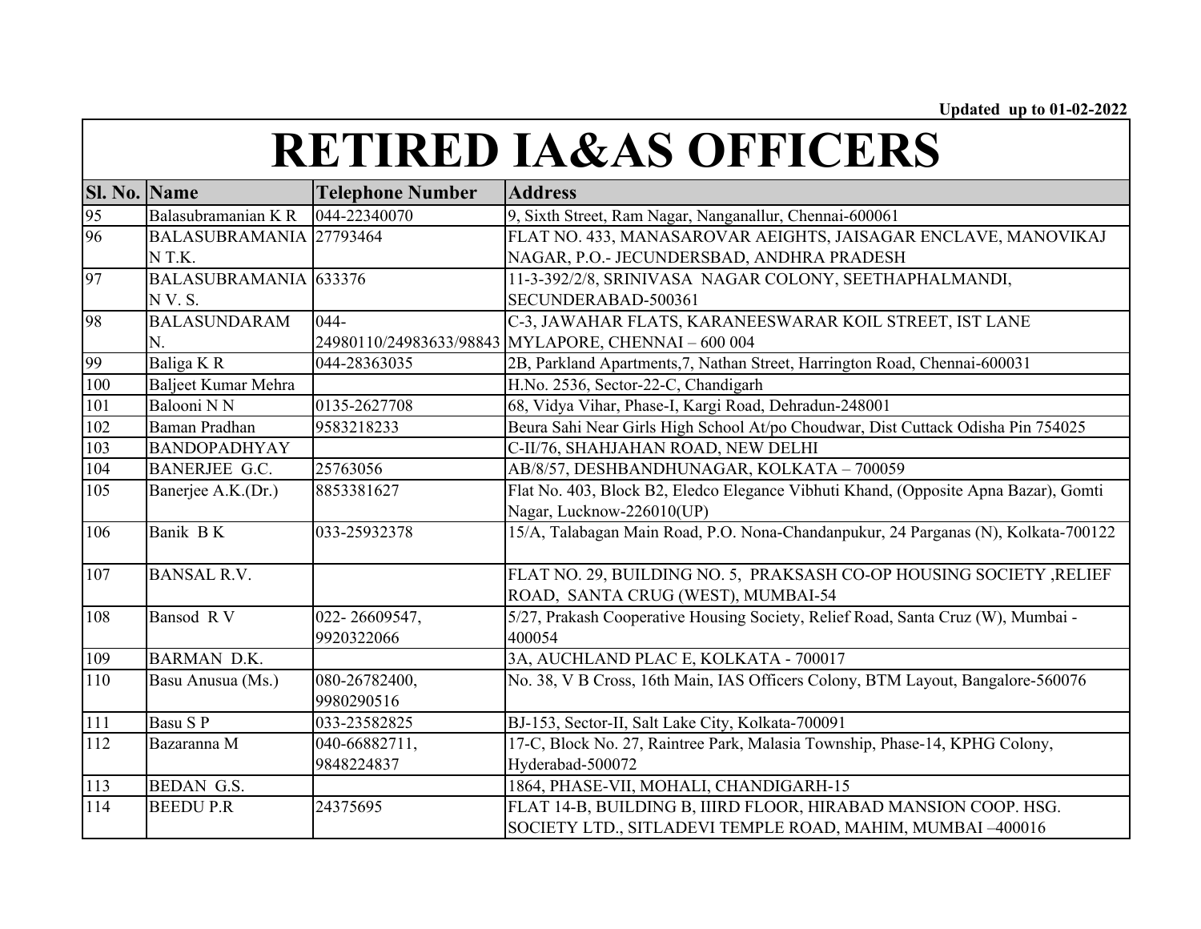Updated up to 01-02-2022

# RETIRED IA&AS OFFICERS

| Sl. No. | Name | Telephone Number | Address |
|---|---|---|---|
| 95 | Balasubramanian K R | 044-22340070 | 9, Sixth Street, Ram Nagar, Nanganallur, Chennai-600061 |
| 96 | BALASUBRAMANIAN T.K. | 27793464 | FLAT NO. 433, MANASAROVAR AEIGHTS, JAISAGAR ENCLAVE, MANOVIKAJ NAGAR, P.O.- JECUNDERSBAD, ANDHRA PRADESH |
| 97 | BALASUBRAMANIAN V. S. | 633376 | 11-3-392/2/8, SRINIVASA NAGAR COLONY, SEETHAPHALMANDI, SECUNDERABAD-500361 |
| 98 | BALASUNDARAM N. | 044-24980110/24983633/98843 | C-3, JAWAHAR FLATS, KARANEESWARAR KOIL STREET, IST LANE MYLAPORE, CHENNAI – 600 004 |
| 99 | Baliga K R | 044-28363035 | 2B, Parkland Apartments,7, Nathan Street, Harrington Road, Chennai-600031 |
| 100 | Baljeet Kumar Mehra | | H.No. 2536, Sector-22-C, Chandigarh |
| 101 | Balooni N N | 0135-2627708 | 68, Vidya Vihar, Phase-I, Kargi Road, Dehradun-248001 |
| 102 | Baman Pradhan | 9583218233 | Beura Sahi Near Girls High School At/po Choudwar, Dist Cuttack Odisha Pin 754025 |
| 103 | BANDOPADHYAY | | C-II/76, SHAHJAHAN ROAD, NEW DELHI |
| 104 | BANERJEE G.C. | 25763056 | AB/8/57, DESHBANDHUNAGAR, KOLKATA – 700059 |
| 105 | Banerjee A.K.(Dr.) | 8853381627 | Flat No. 403, Block B2, Eledco Elegance Vibhuti Khand, (Opposite Apna Bazar), Gomti Nagar, Lucknow-226010(UP) |
| 106 | Banik B K | 033-25932378 | 15/A, Talabagan Main Road, P.O. Nona-Chandanpukur, 24 Parganas (N), Kolkata-700122 |
| 107 | BANSAL R.V. | | FLAT NO. 29, BUILDING NO. 5, PRAKSASH CO-OP HOUSING SOCIETY ,RELIEF ROAD, SANTA CRUG (WEST), MUMBAI-54 |
| 108 | Bansod R V | 022- 26609547, 9920322066 | 5/27, Prakash Cooperative Housing Society, Relief Road, Santa Cruz (W), Mumbai - 400054 |
| 109 | BARMAN D.K. | | 3A, AUCHLAND PLAC E, KOLKATA - 700017 |
| 110 | Basu Anusua (Ms.) | 080-26782400, 9980290516 | No. 38, V B Cross, 16th Main, IAS Officers Colony, BTM Layout, Bangalore-560076 |
| 111 | Basu S P | 033-23582825 | BJ-153, Sector-II, Salt Lake City, Kolkata-700091 |
| 112 | Bazaranna M | 040-66882711, 9848224837 | 17-C, Block No. 27, Raintree Park, Malasia Township, Phase-14, KPHG Colony, Hyderabad-500072 |
| 113 | BEDAN G.S. | | 1864, PHASE-VII, MOHALI, CHANDIGARH-15 |
| 114 | BEEDU P.R | 24375695 | FLAT 14-B, BUILDING B, IIIRD FLOOR, HIRABAD MANSION COOP. HSG. SOCIETY LTD., SITLADEVI TEMPLE ROAD, MAHIM, MUMBAI –400016 |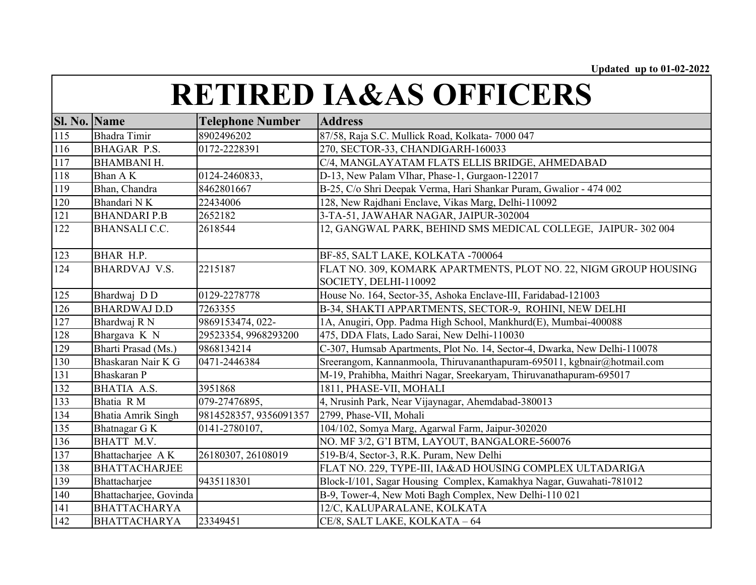Updated up to 01-02-2022

# RETIRED IA&AS OFFICERS

| Sl. No. | Name | Telephone Number | Address |
|---|---|---|---|
| 115 | Bhadra Timir | 8902496202 | 87/58, Raja S.C. Mullick Road, Kolkata- 7000 047 |
| 116 | BHAGAR P.S. | 0172-2228391 | 270, SECTOR-33, CHANDIGARH-160033 |
| 117 | BHAMBANI H. | | C/4, MANGLAYATAM FLATS ELLIS BRIDGE, AHMEDABAD |
| 118 | Bhan A K | 0124-2460833, | D-13, New Palam VIhar, Phase-1, Gurgaon-122017 |
| 119 | Bhan, Chandra | 8462801667 | B-25, C/o Shri Deepak Verma, Hari Shankar Puram, Gwalior - 474 002 |
| 120 | Bhandari N K | 22434006 | 128, New Rajdhani Enclave, Vikas Marg, Delhi-110092 |
| 121 | BHANDARI P.B | 2652182 | 3-TA-51, JAWAHAR NAGAR, JAIPUR-302004 |
| 122 | BHANSALI C.C. | 2618544 | 12, GANGWAL PARK, BEHIND SMS MEDICAL COLLEGE, JAIPUR- 302 004 |
| 123 | BHAR H.P. | | BF-85, SALT LAKE, KOLKATA -700064 |
| 124 | BHARDVAJ V.S. | 2215187 | FLAT NO. 309, KOMARK APARTMENTS, PLOT NO. 22, NIGM GROUP HOUSING SOCIETY, DELHI-110092 |
| 125 | Bhardwaj D D | 0129-2278778 | House No. 164, Sector-35, Ashoka Enclave-III, Faridabad-121003 |
| 126 | BHARDWAJ D.D | 7263355 | B-34, SHAKTI APPARTMENTS, SECTOR-9, ROHINI, NEW DELHI |
| 127 | Bhardwaj R N | 9869153474, 022- | 1A, Anugiri, Opp. Padma High School, Mankhurd(E), Mumbai-400088 |
| 128 | Bhargava K N | 29523354, 9968293200 | 475, DDA Flats, Lado Sarai, New Delhi-110030 |
| 129 | Bharti Prasad (Ms.) | 9868134214 | C-307, Humsab Apartments, Plot No. 14, Sector-4, Dwarka, New Delhi-110078 |
| 130 | Bhaskaran Nair K G | 0471-2446384 | Sreerangom, Kannanmoola, Thiruvananthapuram-695011, kgbnair@hotmail.com |
| 131 | Bhaskaran P | | M-19, Prahibha, Maithri Nagar, Sreekaryam, Thiruvanathapuram-695017 |
| 132 | BHATIA A.S. | 3951868 | 1811, PHASE-VII, MOHALI |
| 133 | Bhatia R M | 079-27476895, | 4, Nrusinh Park, Near Vijaynagar, Ahemdabad-380013 |
| 134 | Bhatia Amrik Singh | 9814528357, 9356091357 | 2799, Phase-VII, Mohali |
| 135 | Bhatnagar G K | 0141-2780107, | 104/102, Somya Marg, Agarwal Farm, Jaipur-302020 |
| 136 | BHATT M.V. | | NO. MF 3/2, G'I BTM, LAYOUT, BANGALORE-560076 |
| 137 | Bhattacharjee A K | 26180307, 26108019 | 519-B/4, Sector-3, R.K. Puram, New Delhi |
| 138 | BHATTACHARJEE | | FLAT NO. 229, TYPE-III, IA&AD HOUSING COMPLEX ULTADARIGA |
| 139 | Bhattacharjee | 9435118301 | Block-I/101, Sagar Housing Complex, Kamakhya Nagar, Guwahati-781012 |
| 140 | Bhattacharjee, Govinda | | B-9, Tower-4, New Moti Bagh Complex, New Delhi-110 021 |
| 141 | BHATTACHARYA | | 12/C, KALUPARALANE, KOLKATA |
| 142 | BHATTACHARYA | 23349451 | CE/8, SALT LAKE, KOLKATA – 64 |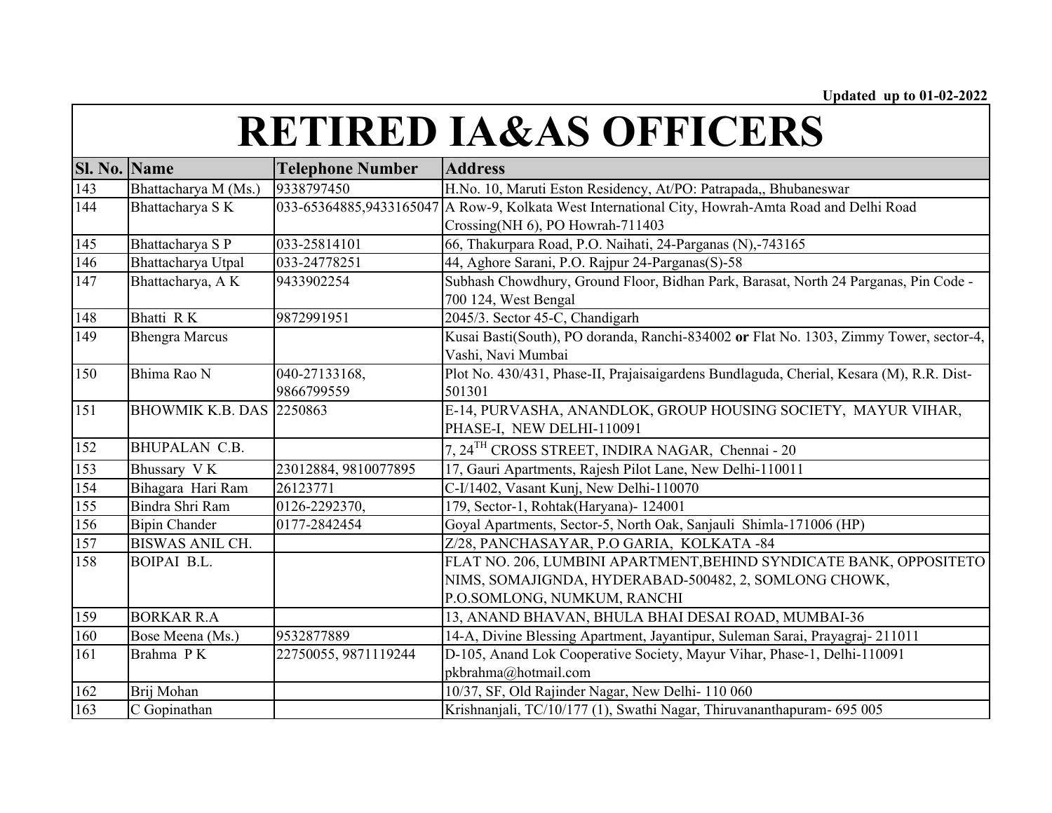Updated up to 01-02-2022

# RETIRED IA&AS OFFICERS

| Sl. No. | Name | Telephone Number | Address |
|---|---|---|---|
| 143 | Bhattacharya M (Ms.) | 9338797450 | H.No. 10, Maruti Eston Residency, At/PO: Patrapada,, Bhubaneswar |
| 144 | Bhattacharya S K | 033-65364885,9433165047 | A Row-9, Kolkata West International City, Howrah-Amta Road and Delhi Road Crossing(NH 6), PO Howrah-711403 |
| 145 | Bhattacharya S P | 033-25814101 | 66, Thakurpara Road, P.O. Naihati, 24-Parganas (N),-743165 |
| 146 | Bhattacharya Utpal | 033-24778251 | 44, Aghore Sarani, P.O. Rajpur 24-Parganas(S)-58 |
| 147 | Bhattacharya, A K | 9433902254 | Subhash Chowdhury, Ground Floor, Bidhan Park, Barasat, North 24 Parganas, Pin Code - 700 124, West Bengal |
| 148 | Bhatti R K | 9872991951 | 2045/3. Sector 45-C, Chandigarh |
| 149 | Bhengra Marcus | | Kusai Basti(South), PO doranda, Ranchi-834002 **or** Flat No. 1303, Zimmy Tower, sector-4, Vashi, Navi Mumbai |
| 150 | Bhima Rao N | 040-27133168, 9866799559 | Plot No. 430/431, Phase-II, Prajaisaigardens Bundlaguda, Cherial, Kesara (M), R.R. Dist-501301 |
| 151 | BHOWMIK K.B. DAS | 2250863 | E-14, PURVASHA, ANANDLOK, GROUP HOUSING SOCIETY, MAYUR VIHAR, PHASE-I, NEW DELHI-110091 |
| 152 | BHUPALAN C.B. | | 7, 24TH CROSS STREET, INDIRA NAGAR, Chennai - 20 |
| 153 | Bhussary V K | 23012884, 9810077895 | 17, Gauri Apartments, Rajesh Pilot Lane, New Delhi-110011 |
| 154 | Bihagara Hari Ram | 26123771 | C-I/1402, Vasant Kunj, New Delhi-110070 |
| 155 | Bindra Shri Ram | 0126-2292370, | 179, Sector-1, Rohtak(Haryana)- 124001 |
| 156 | Bipin Chander | 0177-2842454 | Goyal Apartments, Sector-5, North Oak, Sanjauli Shimla-171006 (HP) |
| 157 | BISWAS ANIL CH. | | Z/28, PANCHASAYAR, P.O GARIA, KOLKATA -84 |
| 158 | BOIPAI B.L. | | FLAT NO. 206, LUMBINI APARTMENT,BEHIND SYNDICATE BANK, OPPOSITETO NIMS, SOMAJIGNDA, HYDERABAD-500482, 2, SOMLONG CHOWK, P.O.SOMLONG, NUMKUM, RANCHI |
| 159 | BORKAR R.A | | 13, ANAND BHAVAN, BHULA BHAI DESAI ROAD, MUMBAI-36 |
| 160 | Bose Meena (Ms.) | 9532877889 | 14-A, Divine Blessing Apartment, Jayantipur, Suleman Sarai, Prayagraj- 211011 |
| 161 | Brahma P K | 22750055, 9871119244 | D-105, Anand Lok Cooperative Society, Mayur Vihar, Phase-1, Delhi-110091 pkbrahma@hotmail.com |
| 162 | Brij Mohan | | 10/37, SF, Old Rajinder Nagar, New Delhi- 110 060 |
| 163 | C Gopinathan | | Krishnanjali, TC/10/177 (1), Swathi Nagar, Thiruvananthapuram- 695 005 |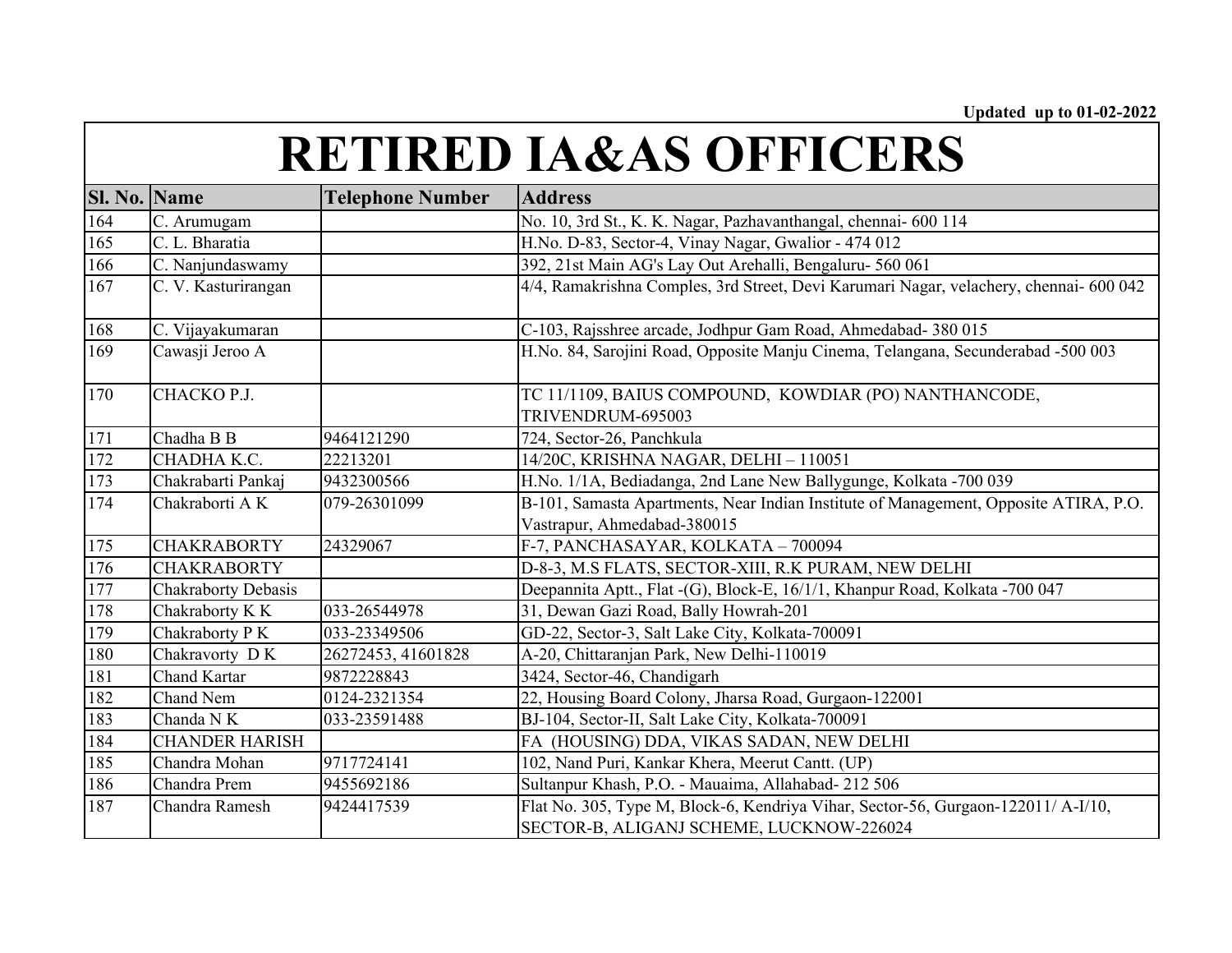Updated up to 01-02-2022

# RETIRED IA&AS OFFICERS

| Sl. No. | Name | Telephone Number | Address |
|---|---|---|---|
| 164 | C. Arumugam | | No. 10, 3rd St., K. K. Nagar, Pazhavanthangal, chennai- 600 114 |
| 165 | C. L. Bharatia | | H.No. D-83, Sector-4, Vinay Nagar, Gwalior - 474 012 |
| 166 | C. Nanjundaswamy | | 392, 21st Main AG's Lay Out Arehalli, Bengaluru- 560 061 |
| 167 | C. V. Kasturirangan | | 4/4, Ramakrishna Comples, 3rd Street, Devi Karumari Nagar, velachery, chennai- 600 042 |
| 168 | C. Vijayakumaran | | C-103, Rajsshree arcade, Jodhpur Gam Road, Ahmedabad- 380 015 |
| 169 | Cawasji Jeroo A | | H.No. 84, Sarojini Road, Opposite Manju Cinema, Telangana, Secunderabad -500 003 |
| 170 | CHACKO P.J. | | TC 11/1109, BAIUS COMPOUND, KOWDIAR (PO) NANTHANCODE, TRIVENDRUM-695003 |
| 171 | Chadha B B | 9464121290 | 724, Sector-26, Panchkula |
| 172 | CHADHA K.C. | 22213201 | 14/20C, KRISHNA NAGAR, DELHI – 110051 |
| 173 | Chakrabarti Pankaj | 9432300566 | H.No. 1/1A, Bediadanga, 2nd Lane New Ballygunge, Kolkata -700 039 |
| 174 | Chakraborti A K | 079-26301099 | B-101, Samasta Apartments, Near Indian Institute of Management, Opposite ATIRA, P.O. Vastrapur, Ahmedabad-380015 |
| 175 | CHAKRABORTY | 24329067 | F-7, PANCHASAYAR, KOLKATA – 700094 |
| 176 | CHAKRABORTY | | D-8-3, M.S FLATS, SECTOR-XIII, R.K PURAM, NEW DELHI |
| 177 | Chakraborty Debasis | | Deepannita Aptt., Flat -(G), Block-E, 16/1/1, Khanpur Road, Kolkata -700 047 |
| 178 | Chakraborty K K | 033-26544978 | 31, Dewan Gazi Road, Bally Howrah-201 |
| 179 | Chakraborty P K | 033-23349506 | GD-22, Sector-3, Salt Lake City, Kolkata-700091 |
| 180 | Chakravorty D K | 26272453, 41601828 | A-20, Chittaranjan Park, New Delhi-110019 |
| 181 | Chand Kartar | 9872228843 | 3424, Sector-46, Chandigarh |
| 182 | Chand Nem | 0124-2321354 | 22, Housing Board Colony, Jharsa Road, Gurgaon-122001 |
| 183 | Chanda N K | 033-23591488 | BJ-104, Sector-II, Salt Lake City, Kolkata-700091 |
| 184 | CHANDER HARISH | | FA (HOUSING) DDA, VIKAS SADAN, NEW DELHI |
| 185 | Chandra Mohan | 9717724141 | 102, Nand Puri, Kankar Khera, Meerut Cantt. (UP) |
| 186 | Chandra Prem | 9455692186 | Sultanpur Khash, P.O. - Mauaima, Allahabad- 212 506 |
| 187 | Chandra Ramesh | 9424417539 | Flat No. 305, Type M, Block-6, Kendriya Vihar, Sector-56, Gurgaon-122011/ A-I/10, SECTOR-B, ALIGANJ SCHEME, LUCKNOW-226024 |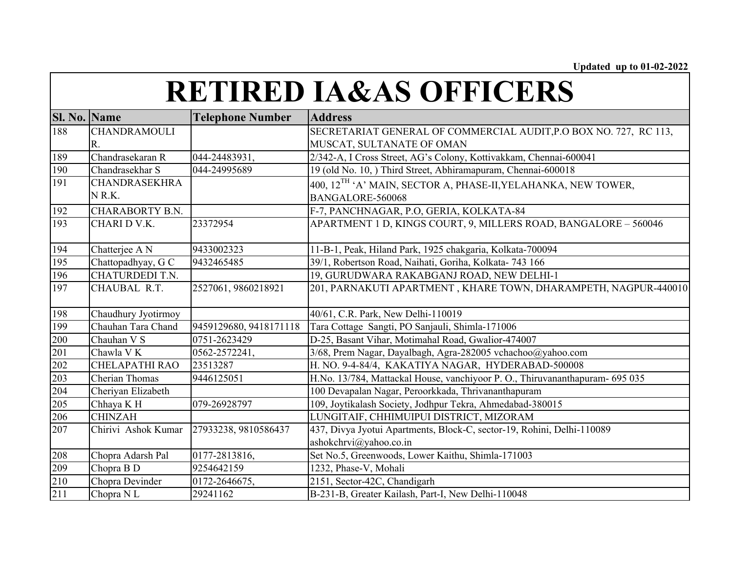Updated up to 01-02-2022

# RETIRED IA&AS OFFICERS

| Sl. No. | Name | Telephone Number | Address |
|---|---|---|---|
| 188 | CHANDRAMOULI R. | | SECRETARIAT GENERAL OF COMMERCIAL AUDIT,P.O BOX NO. 727, RC 113, MUSCAT, SULTANATE OF OMAN |
| 189 | Chandrasekaran R | 044-24483931, | 2/342-A, I Cross Street, AG's Colony, Kottivakkam, Chennai-600041 |
| 190 | Chandrasekhar S | 044-24995689 | 19 (old No. 10, ) Third Street, Abhiramapuram, Chennai-600018 |
| 191 | CHANDRASEKHRA N R.K. | | 400, 12TH 'A' MAIN, SECTOR A, PHASE-II,YELAHANKA, NEW TOWER, BANGALORE-560068 |
| 192 | CHARABORTY B.N. | | F-7, PANCHNAGAR, P.O, GERIA, KOLKATA-84 |
| 193 | CHARI D V.K. | 23372954 | APARTMENT 1 D, KINGS COURT, 9, MILLERS ROAD, BANGALORE – 560046 |
| 194 | Chatterjee A N | 9433002323 | 11-B-1, Peak, Hiland Park, 1925 chakgaria, Kolkata-700094 |
| 195 | Chattopadhyay, G C | 9432465485 | 39/1, Robertson Road, Naihati, Goriha, Kolkata- 743 166 |
| 196 | CHATURDEDI T.N. | | 19, GURUDWARA RAKABGANJ ROAD, NEW DELHI-1 |
| 197 | CHAUBAL R.T. | 2527061, 9860218921 | 201, PARNAKUTI APARTMENT , KHARE TOWN, DHARAMPETH, NAGPUR-440010 |
| 198 | Chaudhury Jyotirmoy | | 40/61, C.R. Park, New Delhi-110019 |
| 199 | Chauhan Tara Chand | 9459129680, 9418171118 | Tara Cottage Sangti, PO Sanjauli, Shimla-171006 |
| 200 | Chauhan V S | 0751-2623429 | D-25, Basant Vihar, Motimahal Road, Gwalior-474007 |
| 201 | Chawla V K | 0562-2572241, | 3/68, Prem Nagar, Dayalbagh, Agra-282005 vchachoo@yahoo.com |
| 202 | CHELAPATHI RAO | 23513287 | H. NO. 9-4-84/4, KAKATIYA NAGAR, HYDERABAD-500008 |
| 203 | Cherian Thomas | 9446125051 | H.No. 13/784, Mattackal House, vanchiyoor P. O., Thiruvananthapuram- 695 035 |
| 204 | Cheriyan Elizabeth | | 100 Devapalan Nagar, Peroorkkada, Thrivananthapuram |
| 205 | Chhaya K H | 079-26928797 | 109, Joytikalash Society, Jodhpur Tekra, Ahmedabad-380015 |
| 206 | CHINZAH | | LUNGITAIF, CHHIMUIPUI DISTRICT, MIZORAM |
| 207 | Chirivi Ashok Kumar | 27933238, 9810586437 | 437, Divya Jyotui Apartments, Block-C, sector-19, Rohini, Delhi-110089 ashokchrvi@yahoo.co.in |
| 208 | Chopra Adarsh Pal | 0177-2813816, | Set No.5, Greenwoods, Lower Kaithu, Shimla-171003 |
| 209 | Chopra B D | 9254642159 | 1232, Phase-V, Mohali |
| 210 | Chopra Devinder | 0172-2646675, | 2151, Sector-42C, Chandigarh |
| 211 | Chopra N L | 29241162 | B-231-B, Greater Kailash, Part-I, New Delhi-110048 |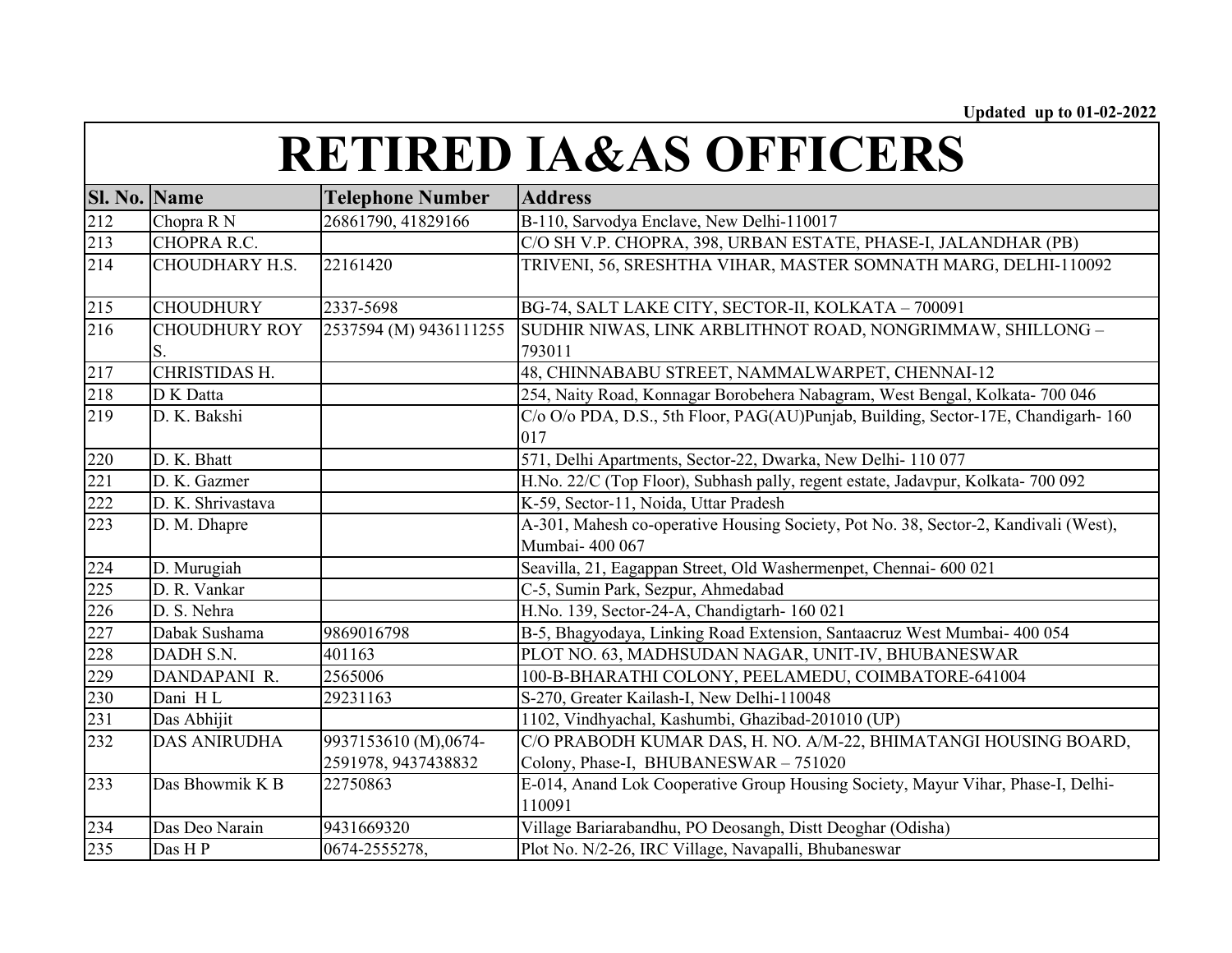Updated up to 01-02-2022

# RETIRED IA&AS OFFICERS

| Sl. No. | Name | Telephone Number | Address |
|---|---|---|---|
| 212 | Chopra R N | 26861790, 41829166 | B-110, Sarvodya Enclave, New Delhi-110017 |
| 213 | CHOPRA R.C. | | C/O SH V.P. CHOPRA, 398, URBAN ESTATE, PHASE-I, JALANDHAR (PB) |
| 214 | CHOUDHARY H.S. | 22161420 | TRIVENI, 56, SRESHTHA VIHAR, MASTER SOMNATH MARG, DELHI-110092 |
| 215 | CHOUDHURY | 2337-5698 | BG-74, SALT LAKE CITY, SECTOR-II, KOLKATA – 700091 |
| 216 | CHOUDHURY ROY S. | 2537594 (M) 9436111255 | SUDHIR NIWAS, LINK ARBLITHNOT ROAD, NONGRIMMAW, SHILLONG – 793011 |
| 217 | CHRISTIDAS H. | | 48, CHINNABABU STREET, NAMMALWARPET, CHENNAI-12 |
| 218 | D K Datta | | 254, Naity Road, Konnagar Borobehera Nabagram, West Bengal, Kolkata- 700 046 |
| 219 | D. K. Bakshi | | C/o O/o PDA, D.S., 5th Floor, PAG(AU)Punjab, Building, Sector-17E, Chandigarh- 160 017 |
| 220 | D. K. Bhatt | | 571, Delhi Apartments, Sector-22, Dwarka, New Delhi- 110 077 |
| 221 | D. K. Gazmer | | H.No. 22/C (Top Floor), Subhash pally, regent estate, Jadavpur, Kolkata- 700 092 |
| 222 | D. K. Shrivastava | | K-59, Sector-11, Noida, Uttar Pradesh |
| 223 | D. M. Dhapre | | A-301, Mahesh co-operative Housing Society, Pot No. 38, Sector-2, Kandivali (West), Mumbai- 400 067 |
| 224 | D. Murugiah | | Seavilla, 21, Eagappan Street, Old Washermenpet, Chennai- 600 021 |
| 225 | D. R. Vankar | | C-5, Sumin Park, Sezpur, Ahmedabad |
| 226 | D. S. Nehra | | H.No. 139, Sector-24-A, Chandigtarh- 160 021 |
| 227 | Dabak Sushama | 9869016798 | B-5, Bhagyodaya, Linking Road Extension, Santaacruz West Mumbai- 400 054 |
| 228 | DADH S.N. | 401163 | PLOT NO. 63, MADHSUDAN NAGAR, UNIT-IV, BHUBANESWAR |
| 229 | DANDAPANI R. | 2565006 | 100-B-BHARATHI COLONY, PEELAMEDU, COIMBATORE-641004 |
| 230 | Dani H L | 29231163 | S-270, Greater Kailash-I, New Delhi-110048 |
| 231 | Das Abhijit | | 1102, Vindhyachal, Kashumbi, Ghazibad-201010 (UP) |
| 232 | DAS ANIRUDHA | 9937153610 (M),0674-2591978, 9437438832 | C/O PRABODH KUMAR DAS, H. NO. A/M-22, BHIMATANGI HOUSING BOARD, Colony, Phase-I, BHUBANESWAR – 751020 |
| 233 | Das Bhowmik K B | 22750863 | E-014, Anand Lok Cooperative Group Housing Society, Mayur Vihar, Phase-I, Delhi-110091 |
| 234 | Das Deo Narain | 9431669320 | Village Bariarabandhu, PO Deosangh, Distt Deoghar (Odisha) |
| 235 | Das H P | 0674-2555278, | Plot No. N/2-26, IRC Village, Navapalli, Bhubaneswar |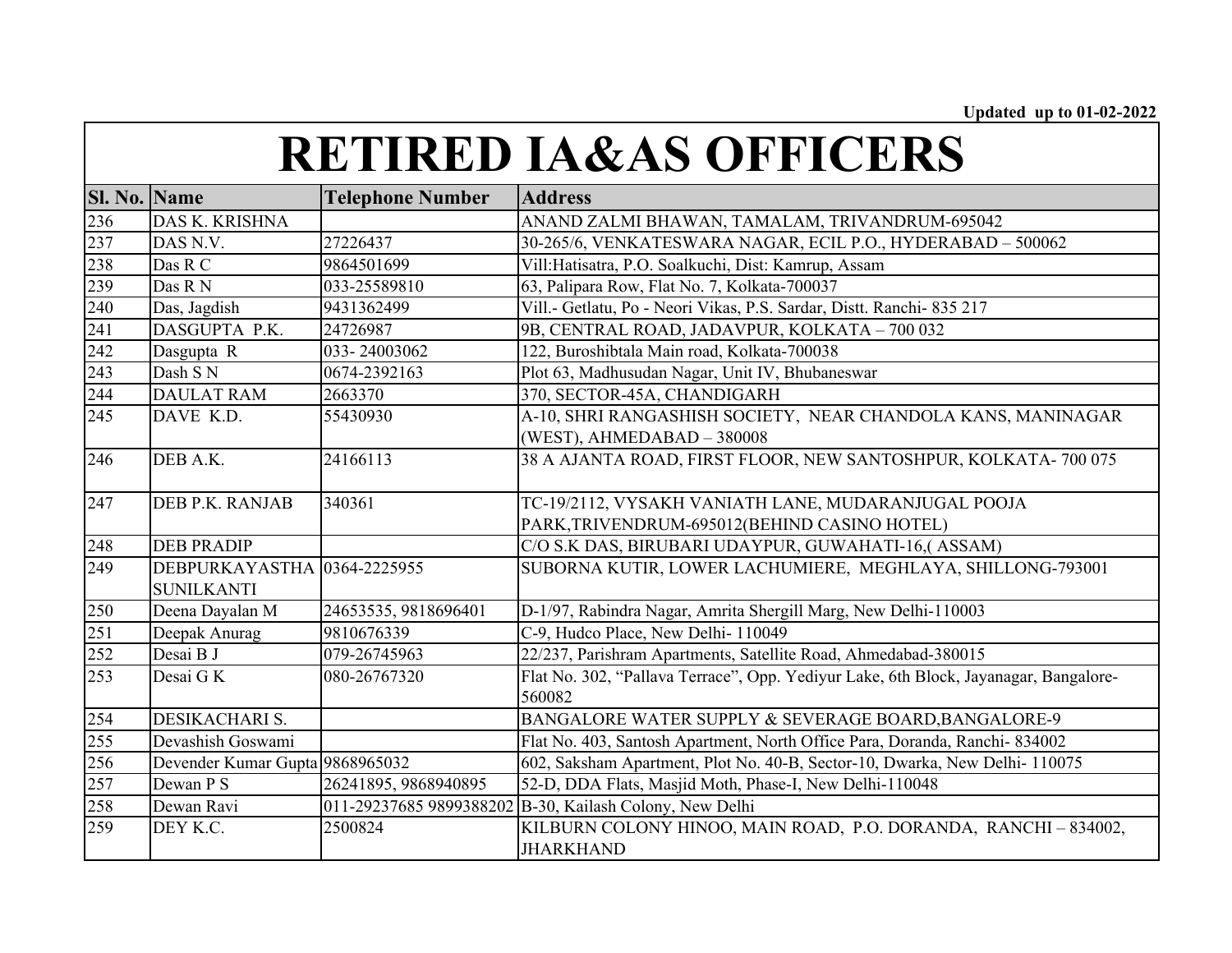Updated up to 01-02-2022

# RETIRED IA&AS OFFICERS

| Sl. No. | Name | Telephone Number | Address |
|---|---|---|---|
| 236 | DAS K. KRISHNA | | ANAND ZALMI BHAWAN, TAMALAM, TRIVANDRUM-695042 |
| 237 | DAS N.V. | 27226437 | 30-265/6, VENKATESWARA NAGAR, ECIL P.O., HYDERABAD – 500062 |
| 238 | Das R C | 9864501699 | Vill:Hatisatra, P.O. Soalkuchi, Dist: Kamrup, Assam |
| 239 | Das R N | 033-25589810 | 63, Palipara Row, Flat No. 7, Kolkata-700037 |
| 240 | Das, Jagdish | 9431362499 | Vill.- Getlatu, Po - Neori Vikas, P.S. Sardar, Distt. Ranchi- 835 217 |
| 241 | DASGUPTA P.K. | 24726987 | 9B, CENTRAL ROAD, JADAVPUR, KOLKATA – 700 032 |
| 242 | Dasgupta R | 033- 24003062 | 122, Buroshibtala Main road, Kolkata-700038 |
| 243 | Dash S N | 0674-2392163 | Plot 63, Madhusudan Nagar, Unit IV, Bhubaneswar |
| 244 | DAULAT RAM | 2663370 | 370, SECTOR-45A, CHANDIGARH |
| 245 | DAVE K.D. | 55430930 | A-10, SHRI RANGASHISH SOCIETY, NEAR CHANDOLA KANS, MANINAGAR (WEST), AHMEDABAD – 380008 |
| 246 | DEB A.K. | 24166113 | 38 A AJANTA ROAD, FIRST FLOOR, NEW SANTOSHPUR, KOLKATA- 700 075 |
| 247 | DEB P.K. RANJAB | 340361 | TC-19/2112, VYSAKH VANIATH LANE, MUDARANJUGAL POOJA PARK,TRIVENDRUM-695012(BEHIND CASINO HOTEL) |
| 248 | DEB PRADIP | | C/O S.K DAS, BIRUBARI UDAYPUR, GUWAHATI-16,( ASSAM) |
| 249 | DEBPURKAYASTHA SUNILKANTI | 0364-2225955 | SUBORNA KUTIR, LOWER LACHUMIERE, MEGHLAYA, SHILLONG-793001 |
| 250 | Deena Dayalan M | 24653535, 9818696401 | D-1/97, Rabindra Nagar, Amrita Shergill Marg, New Delhi-110003 |
| 251 | Deepak Anurag | 9810676339 | C-9, Hudco Place, New Delhi- 110049 |
| 252 | Desai B J | 079-26745963 | 22/237, Parishram Apartments, Satellite Road, Ahmedabad-380015 |
| 253 | Desai G K | 080-26767320 | Flat No. 302, "Pallava Terrace", Opp. Yediyur Lake, 6th Block, Jayanagar, Bangalore-560082 |
| 254 | DESIKACHARI S. | | BANGALORE WATER SUPPLY & SEVERAGE BOARD,BANGALORE-9 |
| 255 | Devashish Goswami | | Flat No. 403, Santosh Apartment, North Office Para, Doranda, Ranchi- 834002 |
| 256 | Devender Kumar Gupta | 9868965032 | 602, Saksham Apartment, Plot No. 40-B, Sector-10, Dwarka, New Delhi- 110075 |
| 257 | Dewan P S | 26241895, 9868940895 | 52-D, DDA Flats, Masjid Moth, Phase-I, New Delhi-110048 |
| 258 | Dewan Ravi | 011-29237685 9899388202 | B-30, Kailash Colony, New Delhi |
| 259 | DEY K.C. | 2500824 | KILBURN COLONY HINOO, MAIN ROAD, P.O. DORANDA, RANCHI – 834002, JHARKHAND |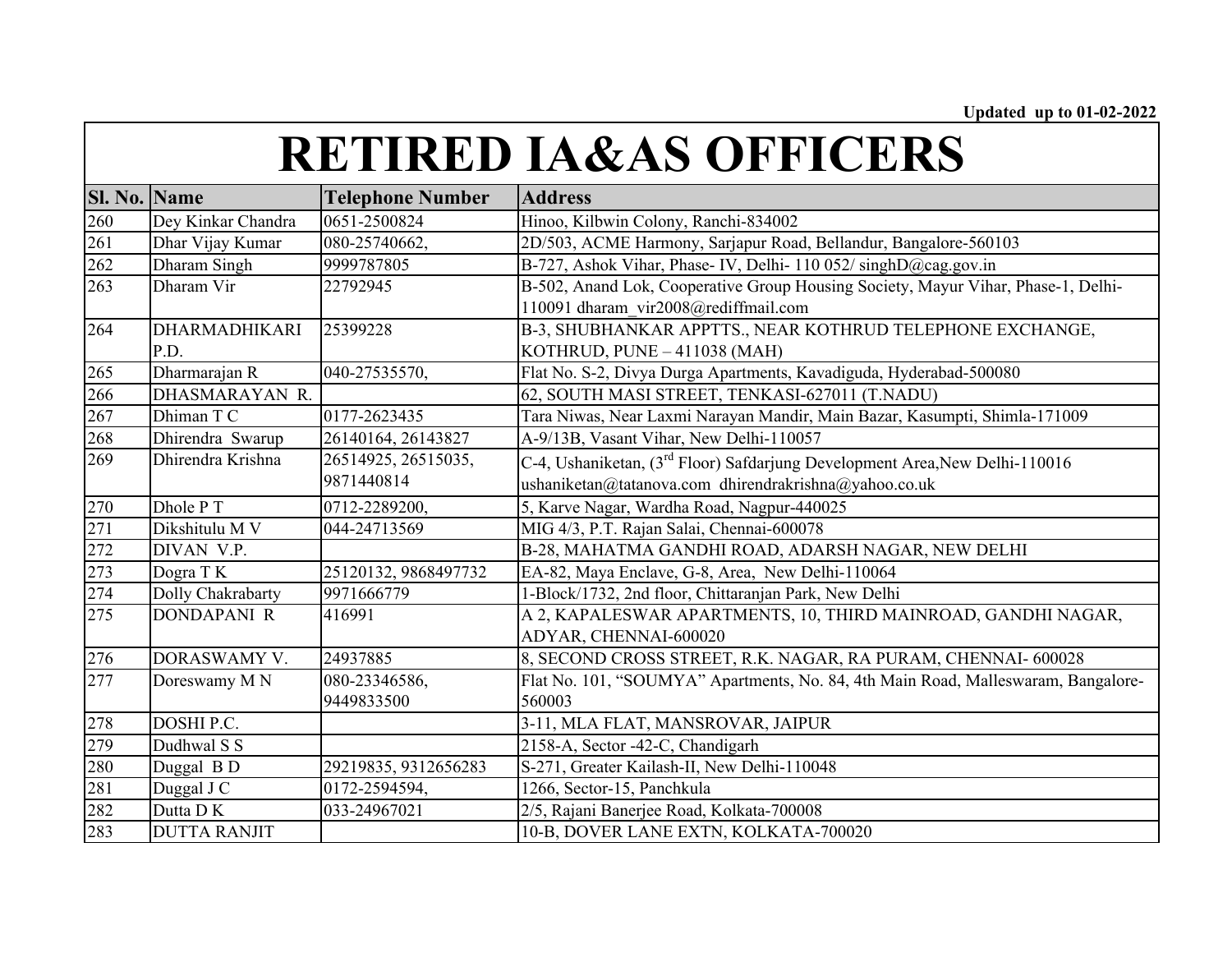Updated up to 01-02-2022

# RETIRED IA&AS OFFICERS

| Sl. No. | Name | Telephone Number | Address |
|---|---|---|---|
| 260 | Dey Kinkar Chandra | 0651-2500824 | Hinoo, Kilbwin Colony, Ranchi-834002 |
| 261 | Dhar Vijay Kumar | 080-25740662, | 2D/503, ACME Harmony, Sarjapur Road, Bellandur, Bangalore-560103 |
| 262 | Dharam Singh | 9999787805 | B-727, Ashok Vihar, Phase- IV, Delhi- 110 052/ singhD@cag.gov.in |
| 263 | Dharam Vir | 22792945 | B-502, Anand Lok, Cooperative Group Housing Society, Mayur Vihar, Phase-1, Delhi-110091 dharam_vir2008@rediffmail.com |
| 264 | DHARMADHIKARI P.D. | 25399228 | B-3, SHUBHANKAR APPTTS., NEAR KOTHRUD TELEPHONE EXCHANGE, KOTHRUD, PUNE – 411038 (MAH) |
| 265 | Dharmarajan R | 040-27535570, | Flat No. S-2, Divya Durga Apartments, Kavadiguda, Hyderabad-500080 |
| 266 | DHASMARAYAN R. | | 62, SOUTH MASI STREET, TENKASI-627011 (T.NADU) |
| 267 | Dhiman T C | 0177-2623435 | Tara Niwas, Near Laxmi Narayan Mandir, Main Bazar, Kasumpti, Shimla-171009 |
| 268 | Dhirendra Swarup | 26140164, 26143827 | A-9/13B, Vasant Vihar, New Delhi-110057 |
| 269 | Dhirendra Krishna | 26514925, 26515035, 9871440814 | C-4, Ushaniketan, (3rd Floor) Safdarjung Development Area,New Delhi-110016 ushaniketan@tatanova.com dhirendrakrishna@yahoo.co.uk |
| 270 | Dhole P T | 0712-2289200, | 5, Karve Nagar, Wardha Road, Nagpur-440025 |
| 271 | Dikshitulu M V | 044-24713569 | MIG 4/3, P.T. Rajan Salai, Chennai-600078 |
| 272 | DIVAN V.P. | | B-28, MAHATMA GANDHI ROAD, ADARSH NAGAR, NEW DELHI |
| 273 | Dogra T K | 25120132, 9868497732 | EA-82, Maya Enclave, G-8, Area, New Delhi-110064 |
| 274 | Dolly Chakrabarty | 9971666779 | 1-Block/1732, 2nd floor, Chittaranjan Park, New Delhi |
| 275 | DONDAPANI R | 416991 | A 2, KAPALESWAR APARTMENTS, 10, THIRD MAINROAD, GANDHI NAGAR, ADYAR, CHENNAI-600020 |
| 276 | DORASWAMY V. | 24937885 | 8, SECOND CROSS STREET, R.K. NAGAR, RA PURAM, CHENNAI- 600028 |
| 277 | Doreswamy M N | 080-23346586, 9449833500 | Flat No. 101, "SOUMYA" Apartments, No. 84, 4th Main Road, Malleswaram, Bangalore-560003 |
| 278 | DOSHI P.C. | | 3-11, MLA FLAT, MANSROVAR, JAIPUR |
| 279 | Dudhwal S S | | 2158-A, Sector -42-C, Chandigarh |
| 280 | Duggal B D | 29219835, 9312656283 | S-271, Greater Kailash-II, New Delhi-110048 |
| 281 | Duggal J C | 0172-2594594, | 1266, Sector-15, Panchkula |
| 282 | Dutta D K | 033-24967021 | 2/5, Rajani Banerjee Road, Kolkata-700008 |
| 283 | DUTTA RANJIT | | 10-B, DOVER LANE EXTN, KOLKATA-700020 |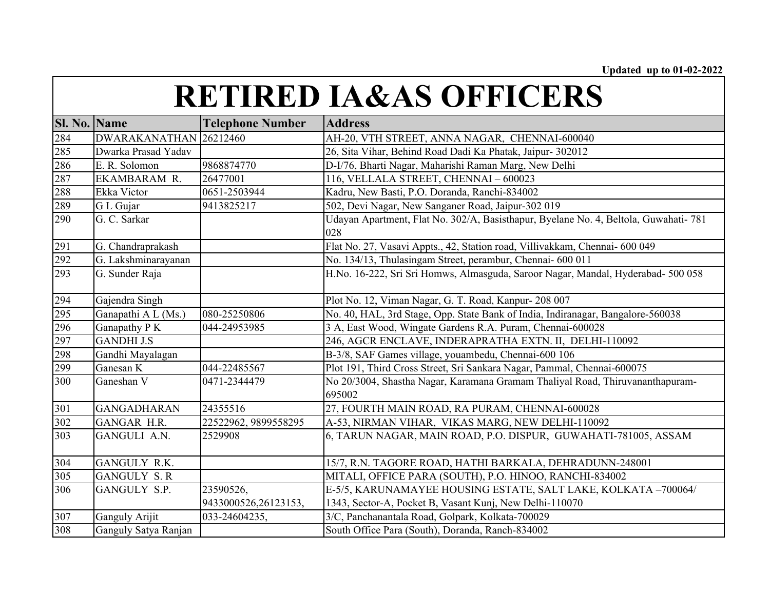Updated up to 01-02-2022

# RETIRED IA&AS OFFICERS

| Sl. No. | Name | Telephone Number | Address |
|---|---|---|---|
| 284 | DWARAKANATHAN | 26212460 | AH-20, VTH STREET, ANNA NAGAR, CHENNAI-600040 |
| 285 | Dwarka Prasad Yadav | | 26, Sita Vihar, Behind Road Dadi Ka Phatak, Jaipur- 302012 |
| 286 | E. R. Solomon | 9868874770 | D-I/76, Bharti Nagar, Maharishi Raman Marg, New Delhi |
| 287 | EKAMBARAM R. | 26477001 | 116, VELLALA STREET, CHENNAI – 600023 |
| 288 | Ekka Victor | 0651-2503944 | Kadru, New Basti, P.O. Doranda, Ranchi-834002 |
| 289 | G L Gujar | 9413825217 | 502, Devi Nagar, New Sanganer Road, Jaipur-302 019 |
| 290 | G. C. Sarkar | | Udayan Apartment, Flat No. 302/A, Basisthapur, Byelane No. 4, Beltola, Guwahati- 781 028 |
| 291 | G. Chandraprakash | | Flat No. 27, Vasavi Appts., 42, Station road, Villivakkam, Chennai- 600 049 |
| 292 | G. Lakshminarayanan | | No. 134/13, Thulasingam Street, perambur, Chennai- 600 011 |
| 293 | G. Sunder Raja | | H.No. 16-222, Sri Sri Homws, Almasguda, Saroor Nagar, Mandal, Hyderabad- 500 058 |
| 294 | Gajendra Singh | | Plot No. 12, Viman Nagar, G. T. Road, Kanpur- 208 007 |
| 295 | Ganapathi A L (Ms.) | 080-25250806 | No. 40, HAL, 3rd Stage, Opp. State Bank of India, Indiranagar, Bangalore-560038 |
| 296 | Ganapathy P K | 044-24953985 | 3 A, East Wood, Wingate Gardens R.A. Puram, Chennai-600028 |
| 297 | GANDHI J.S | | 246, AGCR ENCLAVE, INDERAPRATHA EXTN. II, DELHI-110092 |
| 298 | Gandhi Mayalagan | | B-3/8, SAF Games village, youambedu, Chennai-600 106 |
| 299 | Ganesan K | 044-22485567 | Plot 191, Third Cross Street, Sri Sankara Nagar, Pammal, Chennai-600075 |
| 300 | Ganeshan V | 0471-2344479 | No 20/3004, Shastha Nagar, Karamana Gramam Thaliyal Road, Thiruvananthapuram-695002 |
| 301 | GANGADHARAN | 24355516 | 27, FOURTH MAIN ROAD, RA PURAM, CHENNAI-600028 |
| 302 | GANGAR H.R. | 22522962, 9899558295 | A-53, NIRMAN VIHAR, VIKAS MARG, NEW DELHI-110092 |
| 303 | GANGULI A.N. | 2529908 | 6, TARUN NAGAR, MAIN ROAD, P.O. DISPUR, GUWAHATI-781005, ASSAM |
| 304 | GANGULY R.K. | | 15/7, R.N. TAGORE ROAD, HATHI BARKALA, DEHRADUNN-248001 |
| 305 | GANGULY S. R | | MITALI, OFFICE PARA (SOUTH), P.O. HINOO, RANCHI-834002 |
| 306 | GANGULY S.P. | 23590526, 9433000526,26123153, | E-5/5, KARUNAMAYEE HOUSING ESTATE, SALT LAKE, KOLKATA –700064/ 1343, Sector-A, Pocket B, Vasant Kunj, New Delhi-110070 |
| 307 | Ganguly Arijit | 033-24604235, | 3/C, Panchanantala Road, Golpark, Kolkata-700029 |
| 308 | Ganguly Satya Ranjan | | South Office Para (South), Doranda, Ranch-834002 |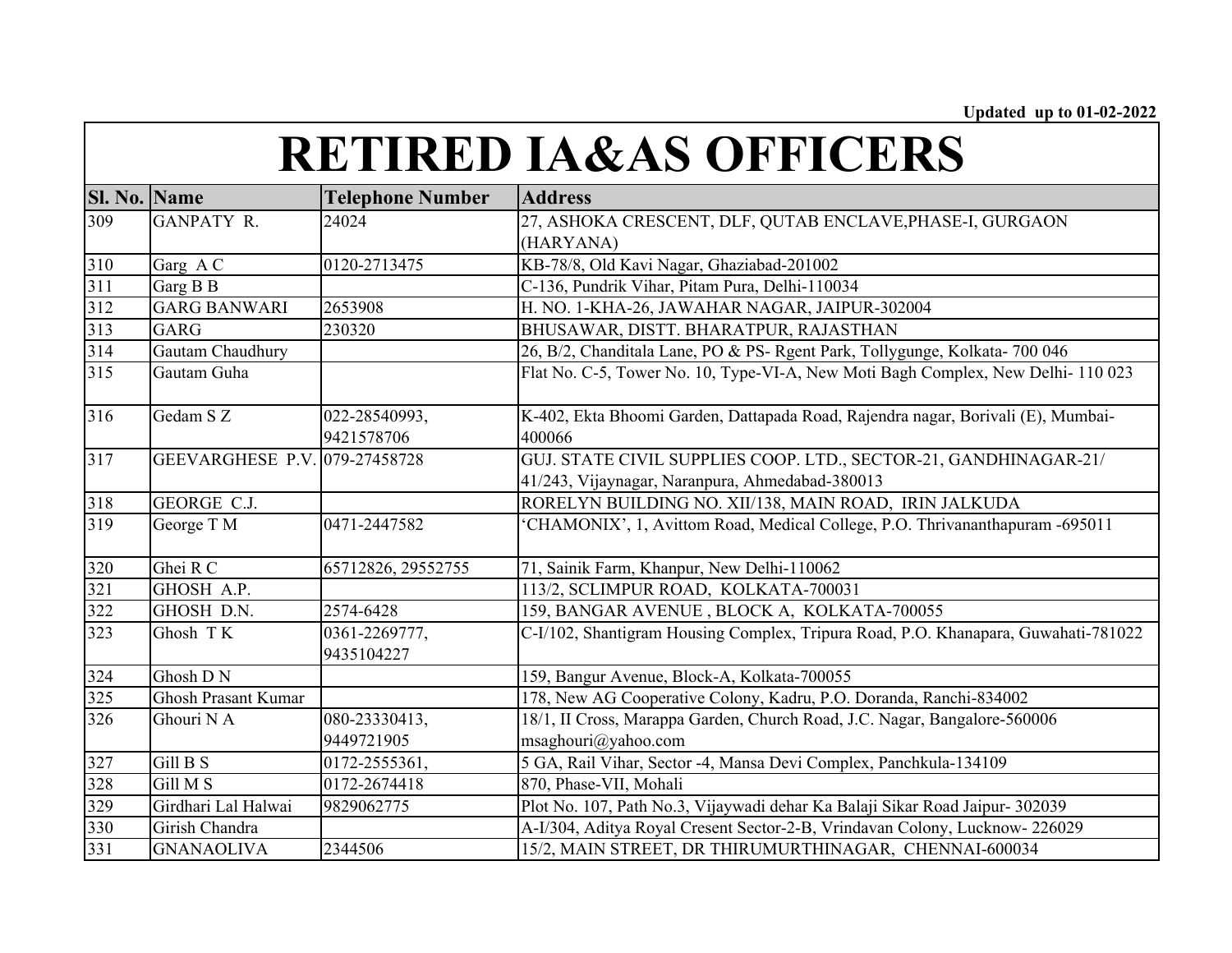Updated up to 01-02-2022

# RETIRED IA&AS OFFICERS

| Sl. No. | Name | Telephone Number | Address |
|---|---|---|---|
| 309 | GANPATY R. | 24024 | 27, ASHOKA CRESCENT, DLF, QUTAB ENCLAVE,PHASE-I, GURGAON (HARYANA) |
| 310 | Garg A C | 0120-2713475 | KB-78/8, Old Kavi Nagar, Ghaziabad-201002 |
| 311 | Garg B B | | C-136, Pundrik Vihar, Pitam Pura, Delhi-110034 |
| 312 | GARG BANWARI | 2653908 | H. NO. 1-KHA-26, JAWAHAR NAGAR, JAIPUR-302004 |
| 313 | GARG | 230320 | BHUSAWAR, DISTT. BHARATPUR, RAJASTHAN |
| 314 | Gautam Chaudhury | | 26, B/2, Chanditala Lane, PO & PS- Rgent Park, Tollygunge, Kolkata- 700 046 |
| 315 | Gautam Guha | | Flat No. C-5, Tower No. 10, Type-VI-A, New Moti Bagh Complex, New Delhi- 110 023 |
| 316 | Gedam S Z | 022-28540993, 9421578706 | K-402, Ekta Bhoomi Garden, Dattapada Road, Rajendra nagar, Borivali (E), Mumbai-400066 |
| 317 | GEEVARGHESE P.V. | 079-27458728 | GUJ. STATE CIVIL SUPPLIES COOP. LTD., SECTOR-21, GANDHINAGAR-21/ 41/243, Vijaynagar, Naranpura, Ahmedabad-380013 |
| 318 | GEORGE C.J. | | RORELYN BUILDING NO. XII/138, MAIN ROAD, IRIN JALKUDA |
| 319 | George T M | 0471-2447582 | 'CHAMONIX', 1, Avittom Road, Medical College, P.O. Thrivananthapuram -695011 |
| 320 | Ghei R C | 65712826, 29552755 | 71, Sainik Farm, Khanpur, New Delhi-110062 |
| 321 | GHOSH A.P. | | 113/2, SCLIMPUR ROAD, KOLKATA-700031 |
| 322 | GHOSH D.N. | 2574-6428 | 159, BANGAR AVENUE , BLOCK A, KOLKATA-700055 |
| 323 | Ghosh T K | 0361-2269777, 9435104227 | C-I/102, Shantigram Housing Complex, Tripura Road, P.O. Khanapara, Guwahati-781022 |
| 324 | Ghosh D N | | 159, Bangur Avenue, Block-A, Kolkata-700055 |
| 325 | Ghosh Prasant Kumar | | 178, New AG Cooperative Colony, Kadru, P.O. Doranda, Ranchi-834002 |
| 326 | Ghouri N A | 080-23330413, 9449721905 | 18/1, II Cross, Marappa Garden, Church Road, J.C. Nagar, Bangalore-560006 msaghouri@yahoo.com |
| 327 | Gill B S | 0172-2555361, | 5 GA, Rail Vihar, Sector -4, Mansa Devi Complex, Panchkula-134109 |
| 328 | Gill M S | 0172-2674418 | 870, Phase-VII, Mohali |
| 329 | Girdhari Lal Halwai | 9829062775 | Plot No. 107, Path No.3, Vijaywadi dehar Ka Balaji Sikar Road Jaipur- 302039 |
| 330 | Girish Chandra | | A-I/304, Aditya Royal Cresent Sector-2-B, Vrindavan Colony, Lucknow- 226029 |
| 331 | GNANAOLIVA | 2344506 | 15/2, MAIN STREET, DR THIRUMURTHINAGAR, CHENNAI-600034 |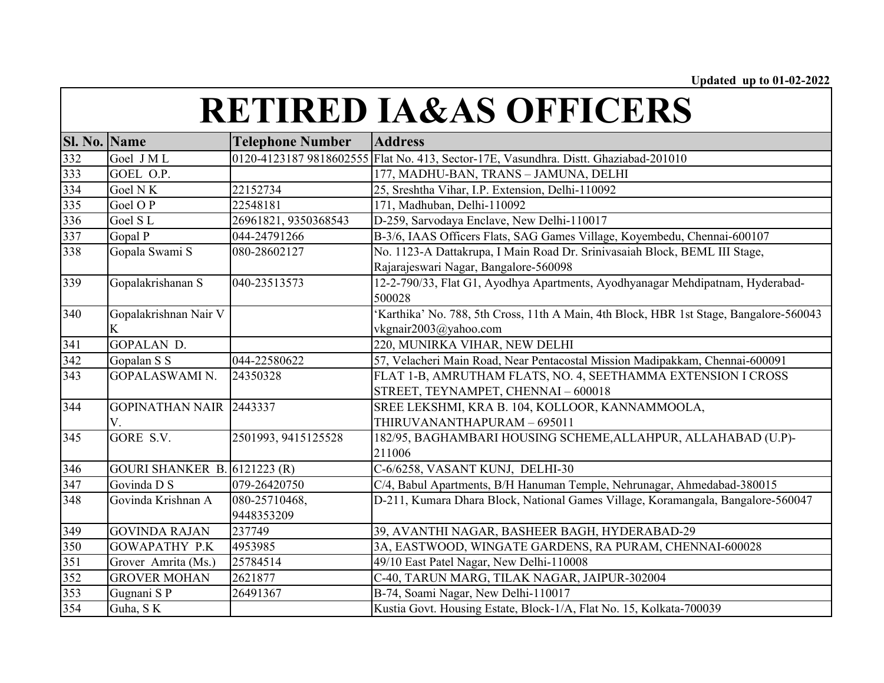Updated up to 01-02-2022

# RETIRED IA&AS OFFICERS

| Sl. No. | Name | Telephone Number | Address |
|---|---|---|---|
| 332 | Goel J M L | 0120-4123187 9818602555 | Flat No. 413, Sector-17E, Vasundhra. Distt. Ghaziabad-201010 |
| 333 | GOEL O.P. | | 177, MADHU-BAN, TRANS – JAMUNA, DELHI |
| 334 | Goel N K | 22152734 | 25, Sreshtha Vihar, I.P. Extension, Delhi-110092 |
| 335 | Goel O P | 22548181 | 171, Madhuban, Delhi-110092 |
| 336 | Goel S L | 26961821, 9350368543 | D-259, Sarvodaya Enclave, New Delhi-110017 |
| 337 | Gopal P | 044-24791266 | B-3/6, IAAS Officers Flats, SAG Games Village, Koyembedu, Chennai-600107 |
| 338 | Gopala Swami S | 080-28602127 | No. 1123-A Dattakrupa, I Main Road Dr. Srinivasaiah Block, BEML III Stage, Rajarajeswari Nagar, Bangalore-560098 |
| 339 | Gopalakrishanan S | 040-23513573 | 12-2-790/33, Flat G1, Ayodhya Apartments, Ayodhyanagar Mehdipatnam, Hyderabad-500028 |
| 340 | Gopalakrishnan Nair V K | | 'Karthika' No. 788, 5th Cross, 11th A Main, 4th Block, HBR 1st Stage, Bangalore-560043 vkgnair2003@yahoo.com |
| 341 | GOPALAN D. | | 220, MUNIRKA VIHAR, NEW DELHI |
| 342 | Gopalan S S | 044-22580622 | 57, Velacheri Main Road, Near Pentacostal Mission Madipakkam, Chennai-600091 |
| 343 | GOPALASWAMI N. | 24350328 | FLAT 1-B, AMRUTHAM FLATS, NO. 4, SEETHAMMA EXTENSION I CROSS STREET, TEYNAMPET, CHENNAI – 600018 |
| 344 | GOPINATHAN NAIR V. | 2443337 | SREE LEKSHMI, KRA B. 104, KOLLOOR, KANNAMMOOLA, THIRUVANANTHAPURAM – 695011 |
| 345 | GORE S.V. | 2501993, 9415125528 | 182/95, BAGHAMBARI HOUSING SCHEME,ALLAHPUR, ALLAHABAD (U.P)-211006 |
| 346 | GOURI SHANKER B. | 6121223 (R) | C-6/6258, VASANT KUNJ, DELHI-30 |
| 347 | Govinda D S | 079-26420750 | C/4, Babul Apartments, B/H Hanuman Temple, Nehrunagar, Ahmedabad-380015 |
| 348 | Govinda Krishnan A | 080-25710468, 9448353209 | D-211, Kumara Dhara Block, National Games Village, Koramangala, Bangalore-560047 |
| 349 | GOVINDA RAJAN | 237749 | 39, AVANTHI NAGAR, BASHEER BAGH, HYDERABAD-29 |
| 350 | GOWAPATHY P.K | 4953985 | 3A, EASTWOOD, WINGATE GARDENS, RA PURAM, CHENNAI-600028 |
| 351 | Grover Amrita (Ms.) | 25784514 | 49/10 East Patel Nagar, New Delhi-110008 |
| 352 | GROVER MOHAN | 2621877 | C-40, TARUN MARG, TILAK NAGAR, JAIPUR-302004 |
| 353 | Gugnani S P | 26491367 | B-74, Soami Nagar, New Delhi-110017 |
| 354 | Guha, S K | | Kustia Govt. Housing Estate, Block-1/A, Flat No. 15, Kolkata-700039 |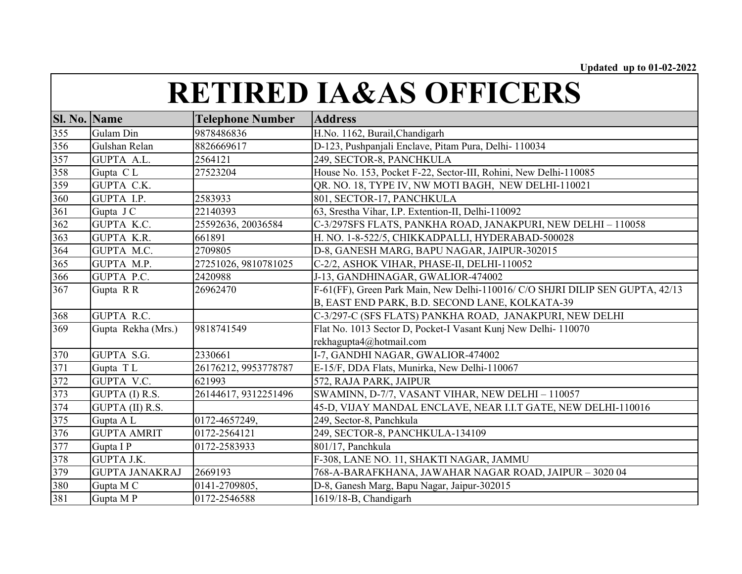Updated up to 01-02-2022

# RETIRED IA&AS OFFICERS

| Sl. No. | Name | Telephone Number | Address |
|---|---|---|---|
| 355 | Gulam Din | 9878486836 | H.No. 1162, Burail,Chandigarh |
| 356 | Gulshan Relan | 8826669617 | D-123, Pushpanjali Enclave, Pitam Pura, Delhi- 110034 |
| 357 | GUPTA A.L. | 2564121 | 249, SECTOR-8, PANCHKULA |
| 358 | Gupta C L | 27523204 | House No. 153, Pocket F-22, Sector-III, Rohini, New Delhi-110085 |
| 359 | GUPTA C.K. | | QR. NO. 18, TYPE IV, NW MOTI BAGH, NEW DELHI-110021 |
| 360 | GUPTA I.P. | 2583933 | 801, SECTOR-17, PANCHKULA |
| 361 | Gupta J C | 22140393 | 63, Srestha Vihar, I.P. Extention-II, Delhi-110092 |
| 362 | GUPTA K.C. | 25592636, 20036584 | C-3/297SFS FLATS, PANKHA ROAD, JANAKPURI, NEW DELHI – 110058 |
| 363 | GUPTA K.R. | 661891 | H. NO. 1-8-522/5, CHIKKADPALLI, HYDERABAD-500028 |
| 364 | GUPTA M.C. | 2709805 | D-8, GANESH MARG, BAPU NAGAR, JAIPUR-302015 |
| 365 | GUPTA M.P. | 27251026, 9810781025 | C-2/2, ASHOK VIHAR, PHASE-II, DELHI-110052 |
| 366 | GUPTA P.C. | 2420988 | J-13, GANDHINAGAR, GWALIOR-474002 |
| 367 | Gupta R R | 26962470 | F-61(FF), Green Park Main, New Delhi-110016/ C/O SHJRI DILIP SEN GUPTA, 42/13 B, EAST END PARK, B.D. SECOND LANE, KOLKATA-39 |
| 368 | GUPTA R.C. | | C-3/297-C (SFS FLATS) PANKHA ROAD, JANAKPURI, NEW DELHI |
| 369 | Gupta Rekha (Mrs.) | 9818741549 | Flat No. 1013 Sector D, Pocket-I Vasant Kunj New Delhi- 110070 rekhagupta4@hotmail.com |
| 370 | GUPTA S.G. | 2330661 | I-7, GANDHI NAGAR, GWALIOR-474002 |
| 371 | Gupta T L | 26176212, 9953778787 | E-15/F, DDA Flats, Munirka, New Delhi-110067 |
| 372 | GUPTA V.C. | 621993 | 572, RAJA PARK, JAIPUR |
| 373 | GUPTA (I) R.S. | 26144617, 9312251496 | SWAMINN, D-7/7, VASANT VIHAR, NEW DELHI – 110057 |
| 374 | GUPTA (II) R.S. | | 45-D, VIJAY MANDAL ENCLAVE, NEAR I.I.T GATE, NEW DELHI-110016 |
| 375 | Gupta A L | 0172-4657249, | 249, Sector-8, Panchkula |
| 376 | GUPTA AMRIT | 0172-2564121 | 249, SECTOR-8, PANCHKULA-134109 |
| 377 | Gupta I P | 0172-2583933 | 801/17, Panchkula |
| 378 | GUPTA J.K. | | F-308, LANE NO. 11, SHAKTI NAGAR, JAMMU |
| 379 | GUPTA JANAKRAJ | 2669193 | 768-A-BARAFKHANA, JAWAHAR NAGAR ROAD, JAIPUR – 3020 04 |
| 380 | Gupta M C | 0141-2709805, | D-8, Ganesh Marg, Bapu Nagar, Jaipur-302015 |
| 381 | Gupta M P | 0172-2546588 | 1619/18-B, Chandigarh |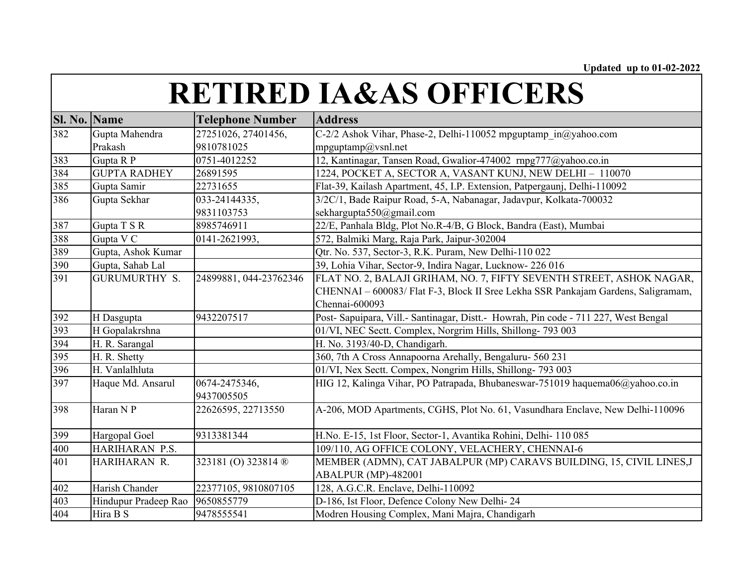Updated up to 01-02-2022

# RETIRED IA&AS OFFICERS

| Sl. No. | Name | Telephone Number | Address |
|---|---|---|---|
| 382 | Gupta Mahendra Prakash | 27251026, 27401456, 9810781025 | C-2/2 Ashok Vihar, Phase-2, Delhi-110052 mpguptamp_in@yahoo.com mpguptamp@vsnl.net |
| 383 | Gupta R P | 0751-4012252 | 12, Kantinagar, Tansen Road, Gwalior-474002 rnpg777@yahoo.co.in |
| 384 | GUPTA RADHEY | 26891595 | 1224, POCKET A, SECTOR A, VASANT KUNJ, NEW DELHI – 110070 |
| 385 | Gupta Samir | 22731655 | Flat-39, Kailash Apartment, 45, I.P. Extension, Patpergaunj, Delhi-110092 |
| 386 | Gupta Sekhar | 033-24144335, 9831103753 | 3/2C/1, Bade Raipur Road, 5-A, Nabanagar, Jadavpur, Kolkata-700032 sekhargupta550@gmail.com |
| 387 | Gupta T S R | 8985746911 | 22/E, Panhala Bldg, Plot No.R-4/B, G Block, Bandra (East), Mumbai |
| 388 | Gupta V C | 0141-2621993, | 572, Balmiki Marg, Raja Park, Jaipur-302004 |
| 389 | Gupta, Ashok Kumar | | Qtr. No. 537, Sector-3, R.K. Puram, New Delhi-110 022 |
| 390 | Gupta, Sahab Lal | | 39, Lohia Vihar, Sector-9, Indira Nagar, Lucknow- 226 016 |
| 391 | GURUMURTHY S. | 24899881, 044-23762346 | FLAT NO. 2, BALAJI GRIHAM, NO. 7, FIFTY SEVENTH STREET, ASHOK NAGAR, CHENNAI – 600083/ Flat F-3, Block II Sree Lekha SSR Pankajam Gardens, Saligramam, Chennai-600093 |
| 392 | H Dasgupta | 9432207517 | Post- Sapuipara, Vill.- Santinagar, Distt.- Howrah, Pin code - 711 227, West Bengal |
| 393 | H Gopalakrshna | | 01/VI, NEC Sectt. Complex, Norgrim Hills, Shillong- 793 003 |
| 394 | H. R. Sarangal | | H. No. 3193/40-D, Chandigarh. |
| 395 | H. R. Shetty | | 360, 7th A Cross Annapoorna Arehally, Bengaluru- 560 231 |
| 396 | H. Vanlalhluta | | 01/VI, Nex Sectt. Compex, Nongrim Hills, Shillong- 793 003 |
| 397 | Haque Md. Ansarul | 0674-2475346, 9437005505 | HIG 12, Kalinga Vihar, PO Patrapada, Bhubaneswar-751019 haquema06@yahoo.co.in |
| 398 | Haran N P | 22626595, 22713550 | A-206, MOD Apartments, CGHS, Plot No. 61, Vasundhara Enclave, New Delhi-110096 |
| 399 | Hargopal Goel | 9313381344 | H.No. E-15, 1st Floor, Sector-1, Avantika Rohini, Delhi- 110 085 |
| 400 | HARIHARAN P.S. | | 109/110, AG OFFICE COLONY, VELACHERY, CHENNAI-6 |
| 401 | HARIHARAN R. | 323181 (O) 323814 ® | MEMBER (ADMN), CAT JABALPUR (MP) CARAVS BUILDING, 15, CIVIL LINES,J ABALPUR (MP)-482001 |
| 402 | Harish Chander | 22377105, 9810807105 | 128, A.G.C.R. Enclave, Delhi-110092 |
| 403 | Hindupur Pradeep Rao | 9650855779 | D-186, Ist Floor, Defence Colony New Delhi- 24 |
| 404 | Hira B S | 9478555541 | Modren Housing Complex, Mani Majra, Chandigarh |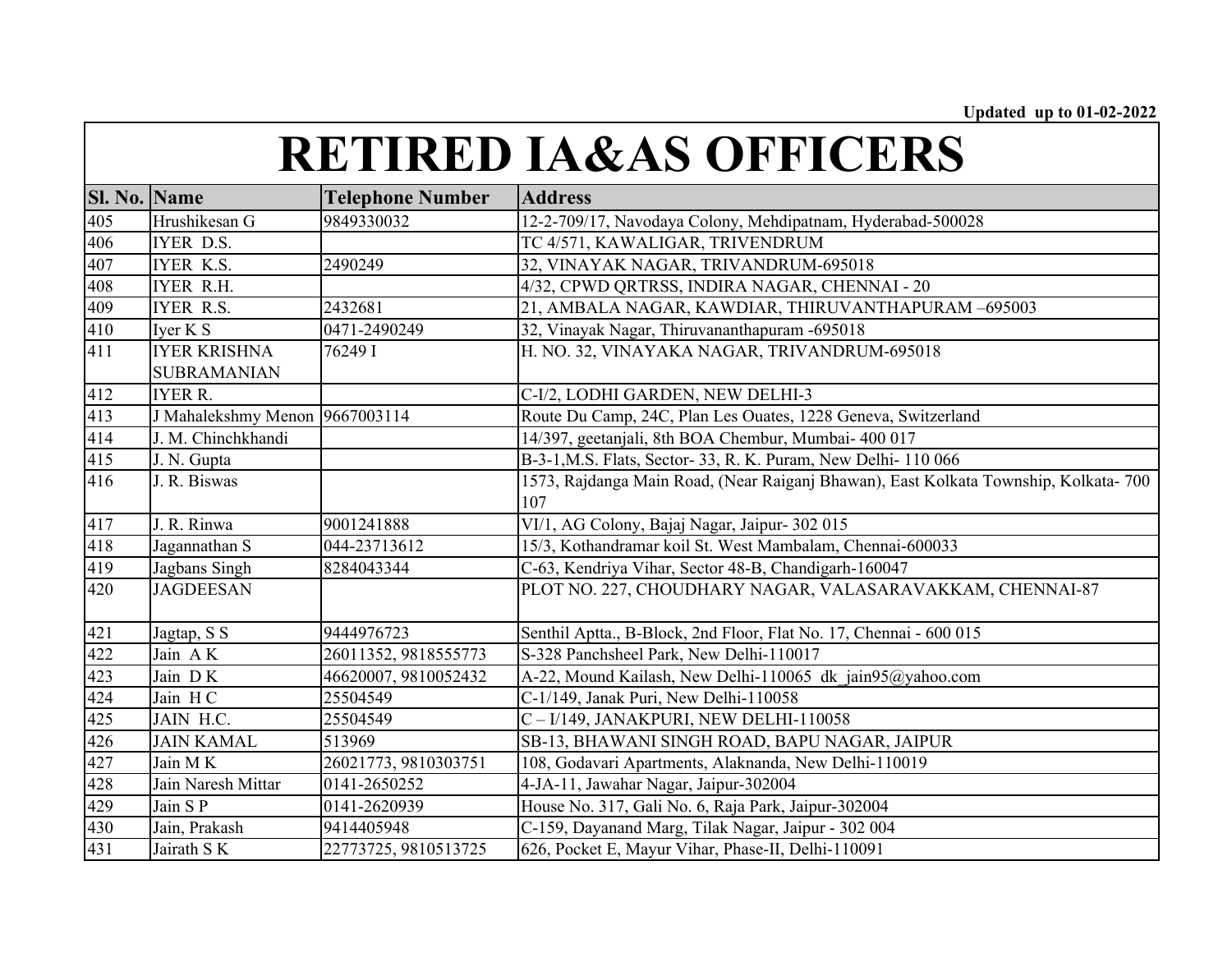Updated up to 01-02-2022

# RETIRED IA&AS OFFICERS

| Sl. No. | Name | Telephone Number | Address |
|---|---|---|---|
| 405 | Hrushikesan G | 9849330032 | 12-2-709/17, Navodaya Colony, Mehdipatnam, Hyderabad-500028 |
| 406 | IYER D.S. | | TC 4/571, KAWALIGAR, TRIVENDRUM |
| 407 | IYER K.S. | 2490249 | 32, VINAYAK NAGAR, TRIVANDRUM-695018 |
| 408 | IYER R.H. | | 4/32, CPWD QRTRSS, INDIRA NAGAR, CHENNAI - 20 |
| 409 | IYER R.S. | 2432681 | 21, AMBALA NAGAR, KAWDIAR, THIRUVANTHAPURAM –695003 |
| 410 | Iyer K S | 0471-2490249 | 32, Vinayak Nagar, Thiruvananthapuram -695018 |
| 411 | IYER KRISHNA SUBRAMANIAN | 76249 I | H. NO. 32, VINAYAKA NAGAR, TRIVANDRUM-695018 |
| 412 | IYER R. | | C-I/2, LODHI GARDEN, NEW DELHI-3 |
| 413 | J Mahalekshmy Menon | 9667003114 | Route Du Camp, 24C, Plan Les Ouates, 1228 Geneva, Switzerland |
| 414 | J. M. Chinchkhandi | | 14/397, geetanjali, 8th BOA Chembur, Mumbai- 400 017 |
| 415 | J. N. Gupta | | B-3-1,M.S. Flats, Sector- 33, R. K. Puram, New Delhi- 110 066 |
| 416 | J. R. Biswas | | 1573, Rajdanga Main Road, (Near Raiganj Bhawan), East Kolkata Township, Kolkata- 700 107 |
| 417 | J. R. Rinwa | 9001241888 | VI/1, AG Colony, Bajaj Nagar, Jaipur- 302 015 |
| 418 | Jagannathan S | 044-23713612 | 15/3, Kothandramar koil St. West Mambalam, Chennai-600033 |
| 419 | Jagbans Singh | 8284043344 | C-63, Kendriya Vihar, Sector 48-B, Chandigarh-160047 |
| 420 | JAGDEESAN | | PLOT NO. 227, CHOUDHARY NAGAR, VALASARAVAKKAM, CHENNAI-87 |
| 421 | Jagtap, S S | 9444976723 | Senthil Aptta., B-Block, 2nd Floor, Flat No. 17, Chennai - 600 015 |
| 422 | Jain A K | 26011352, 9818555773 | S-328 Panchsheel Park, New Delhi-110017 |
| 423 | Jain D K | 46620007, 9810052432 | A-22, Mound Kailash, New Delhi-110065 dk_jain95@yahoo.com |
| 424 | Jain H C | 25504549 | C-1/149, Janak Puri, New Delhi-110058 |
| 425 | JAIN H.C. | 25504549 | C – I/149, JANAKPURI, NEW DELHI-110058 |
| 426 | JAIN KAMAL | 513969 | SB-13, BHAWANI SINGH ROAD, BAPU NAGAR, JAIPUR |
| 427 | Jain M K | 26021773, 9810303751 | 108, Godavari Apartments, Alaknanda, New Delhi-110019 |
| 428 | Jain Naresh Mittar | 0141-2650252 | 4-JA-11, Jawahar Nagar, Jaipur-302004 |
| 429 | Jain S P | 0141-2620939 | House No. 317, Gali No. 6, Raja Park, Jaipur-302004 |
| 430 | Jain, Prakash | 9414405948 | C-159, Dayanand Marg, Tilak Nagar, Jaipur - 302 004 |
| 431 | Jairath S K | 22773725, 9810513725 | 626, Pocket E, Mayur Vihar, Phase-II, Delhi-110091 |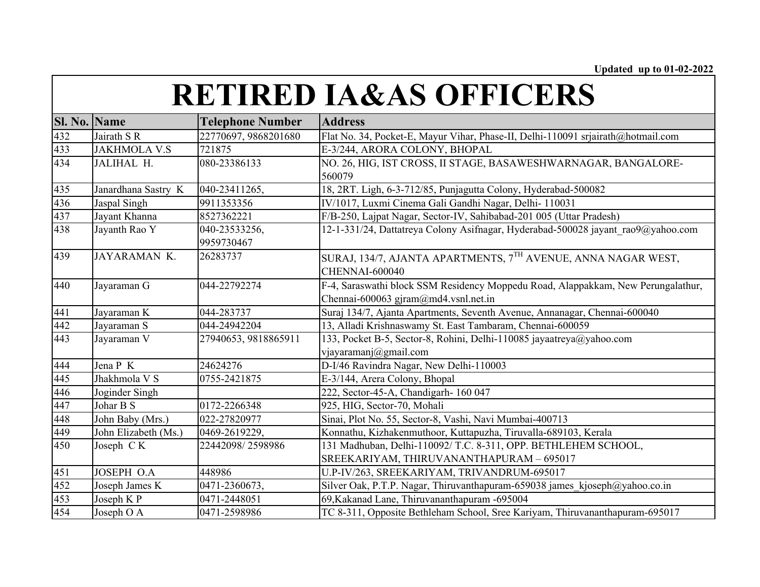Updated up to 01-02-2022

# RETIRED IA&AS OFFICERS

| Sl. No. | Name | Telephone Number | Address |
|---|---|---|---|
| 432 | Jairath S R | 22770697, 9868201680 | Flat No. 34, Pocket-E, Mayur Vihar, Phase-II, Delhi-110091 srjairath@hotmail.com |
| 433 | JAKHMOLA V.S | 721875 | E-3/244, ARORA COLONY, BHOPAL |
| 434 | JALIHAL H. | 080-23386133 | NO. 26, HIG, IST CROSS, II STAGE, BASAWESHWARNAGAR, BANGALORE-560079 |
| 435 | Janardhana Sastry K | 040-23411265, | 18, 2RT. Ligh, 6-3-712/85, Punjagutta Colony, Hyderabad-500082 |
| 436 | Jaspal Singh | 9911353356 | IV/1017, Luxmi Cinema Gali Gandhi Nagar, Delhi- 110031 |
| 437 | Jayant Khanna | 8527362221 | F/B-250, Lajpat Nagar, Sector-IV, Sahibabad-201 005 (Uttar Pradesh) |
| 438 | Jayanth Rao Y | 040-23533256, 9959730467 | 12-1-331/24, Dattatreya Colony Asifnagar, Hyderabad-500028 jayant_rao9@yahoo.com |
| 439 | JAYARAMAN K. | 26283737 | SURAJ, 134/7, AJANTA APARTMENTS, 7TH AVENUE, ANNA NAGAR WEST, CHENNAI-600040 |
| 440 | Jayaraman G | 044-22792274 | F-4, Saraswathi block SSM Residency Moppedu Road, Alappakkam, New Perungalathur, Chennai-600063 gjram@md4.vsnl.net.in |
| 441 | Jayaraman K | 044-283737 | Suraj 134/7, Ajanta Apartments, Seventh Avenue, Annanagar, Chennai-600040 |
| 442 | Jayaraman S | 044-24942204 | 13, Alladi Krishnaswamy St. East Tambaram, Chennai-600059 |
| 443 | Jayaraman V | 27940653, 9818865911 | 133, Pocket B-5, Sector-8, Rohini, Delhi-110085 jayaatreya@yahoo.com vjayaramanj@gmail.com |
| 444 | Jena P K | 24624276 | D-I/46 Ravindra Nagar, New Delhi-110003 |
| 445 | Jhakhmola V S | 0755-2421875 | E-3/144, Arera Colony, Bhopal |
| 446 | Joginder Singh | | 222, Sector-45-A, Chandigarh- 160 047 |
| 447 | Johar B S | 0172-2266348 | 925, HIG, Sector-70, Mohali |
| 448 | John Baby (Mrs.) | 022-27820977 | Sinai, Plot No. 55, Sector-8, Vashi, Navi Mumbai-400713 |
| 449 | John Elizabeth (Ms.) | 0469-2619229, | Konnathu, Kizhakenmuthoor, Kuttapuzha, Tiruvalla-689103, Kerala |
| 450 | Joseph C K | 22442098/ 2598986 | 131 Madhuban, Delhi-110092/ T.C. 8-311, OPP. BETHLEHEM SCHOOL, SREEKARIYAM, THIRUVANANTHAPURAM – 695017 |
| 451 | JOSEPH O.A | 448986 | U.P-IV/263, SREEKARIYAM, TRIVANDRUM-695017 |
| 452 | Joseph James K | 0471-2360673, | Silver Oak, P.T.P. Nagar, Thiruvanthapuram-659038 james_kjoseph@yahoo.co.in |
| 453 | Joseph K P | 0471-2448051 | 69,Kakanad Lane, Thiruvananthapuram -695004 |
| 454 | Joseph O A | 0471-2598986 | TC 8-311, Opposite Bethleham School, Sree Kariyam, Thiruvananthapuram-695017 |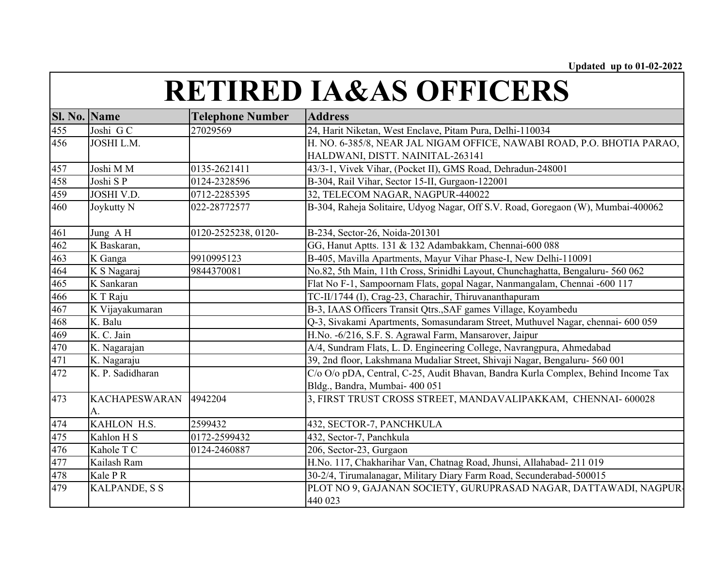Updated up to 01-02-2022

# RETIRED IA&AS OFFICERS

| Sl. No. | Name | Telephone Number | Address |
|---|---|---|---|
| 455 | Joshi G C | 27029569 | 24, Harit Niketan, West Enclave, Pitam Pura, Delhi-110034 |
| 456 | JOSHI L.M. | | H. NO. 6-385/8, NEAR JAL NIGAM OFFICE, NAWABI ROAD, P.O. BHOTIA PARAO, HALDWANI, DISTT. NAINITAL-263141 |
| 457 | Joshi M M | 0135-2621411 | 43/3-1, Vivek Vihar, (Pocket II), GMS Road, Dehradun-248001 |
| 458 | Joshi S P | 0124-2328596 | B-304, Rail Vihar, Sector 15-II, Gurgaon-122001 |
| 459 | JOSHI V.D. | 0712-2285395 | 32, TELECOM NAGAR, NAGPUR-440022 |
| 460 | Joykutty N | 022-28772577 | B-304, Raheja Solitaire, Udyog Nagar, Off S.V. Road, Goregaon (W), Mumbai-400062 |
| 461 | Jung A H | 0120-2525238, 0120- | B-234, Sector-26, Noida-201301 |
| 462 | K Baskaran, | | GG, Hanut Aptts. 131 & 132 Adambakkam, Chennai-600 088 |
| 463 | K Ganga | 9910995123 | B-405, Mavilla Apartments, Mayur Vihar Phase-I, New Delhi-110091 |
| 464 | K S Nagaraj | 9844370081 | No.82, 5th Main, 11th Cross, Srinidhi Layout, Chunchaghatta, Bengaluru- 560 062 |
| 465 | K Sankaran | | Flat No F-1, Sampoornam Flats, gopal Nagar, Nanmangalam, Chennai -600 117 |
| 466 | K T Raju | | TC-II/1744 (I), Crag-23, Charachir, Thiruvananthapuram |
| 467 | K Vijayakumaran | | B-3, IAAS Officers Transit Qtrs.,SAF games Village, Koyambedu |
| 468 | K. Balu | | Q-3, Sivakami Apartments, Somasundaram Street, Muthuvel Nagar, chennai- 600 059 |
| 469 | K. C. Jain | | H.No. -6/216, S.F. S. Agrawal Farm, Mansarover, Jaipur |
| 470 | K. Nagarajan | | A/4, Sundram Flats, L. D. Engineering College, Navrangpura, Ahmedabad |
| 471 | K. Nagaraju | | 39, 2nd floor, Lakshmana Mudaliar Street, Shivaji Nagar, Bengaluru- 560 001 |
| 472 | K. P. Sadidharan | | C/o O/o pDA, Central, C-25, Audit Bhavan, Bandra Kurla Complex, Behind Income Tax Bldg., Bandra, Mumbai- 400 051 |
| 473 | KACHAPESWARAN A. | 4942204 | 3, FIRST TRUST CROSS STREET, MANDAVALIPAKKAM, CHENNAI- 600028 |
| 474 | KAHLON H.S. | 2599432 | 432, SECTOR-7, PANCHKULA |
| 475 | Kahlon H S | 0172-2599432 | 432, Sector-7, Panchkula |
| 476 | Kahole T C | 0124-2460887 | 206, Sector-23, Gurgaon |
| 477 | Kailash Ram | | H.No. 117, Chakharihar Van, Chatnag Road, Jhunsi, Allahabad- 211 019 |
| 478 | Kale P R | | 30-2/4, Tirumalanagar, Military Diary Farm Road, Secunderabad-500015 |
| 479 | KALPANDE, S S | | PLOT NO 9, GAJANAN SOCIETY, GURUPRASAD NAGAR, DATTAWADI, NAGPUR-440 023 |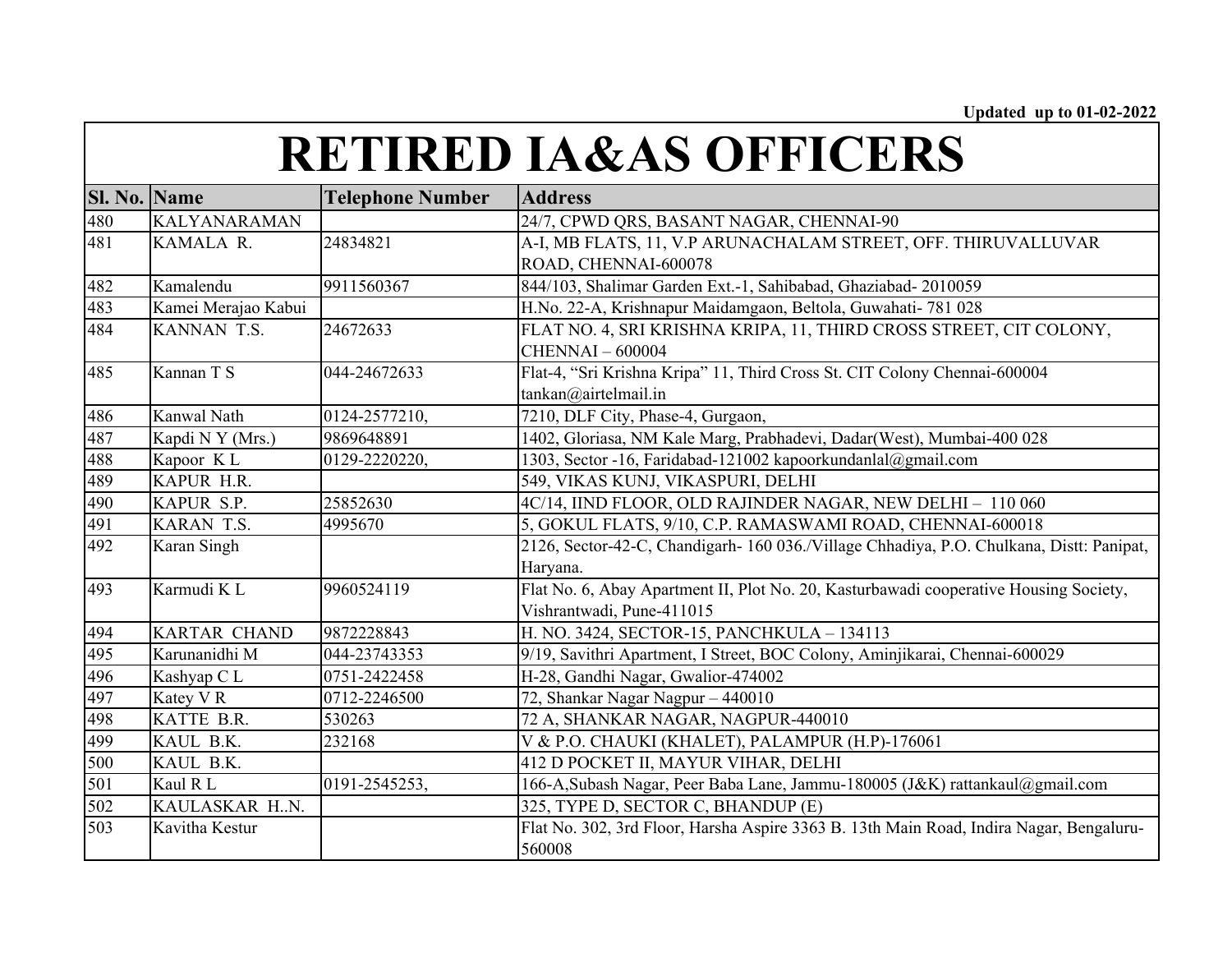Updated up to 01-02-2022

# RETIRED IA&AS OFFICERS

| Sl. No. | Name | Telephone Number | Address |
|---|---|---|---|
| 480 | KALYANARAMAN | | 24/7, CPWD QRS, BASANT NAGAR, CHENNAI-90 |
| 481 | KAMALA R. | 24834821 | A-I, MB FLATS, 11, V.P ARUNACHALAM STREET, OFF. THIRUVALLUVAR ROAD, CHENNAI-600078 |
| 482 | Kamalendu | 9911560367 | 844/103, Shalimar Garden Ext.-1, Sahibabad, Ghaziabad- 2010059 |
| 483 | Kamei Merajao Kabui | | H.No. 22-A, Krishnapur Maidamgaon, Beltola, Guwahati- 781 028 |
| 484 | KANNAN T.S. | 24672633 | FLAT NO. 4, SRI KRISHNA KRIPA, 11, THIRD CROSS STREET, CIT COLONY, CHENNAI – 600004 |
| 485 | Kannan T S | 044-24672633 | Flat-4, "Sri Krishna Kripa" 11, Third Cross St. CIT Colony Chennai-600004 tankan@airtelmail.in |
| 486 | Kanwal Nath | 0124-2577210, | 7210, DLF City, Phase-4, Gurgaon, |
| 487 | Kapdi N Y (Mrs.) | 9869648891 | 1402, Gloriasa, NM Kale Marg, Prabhadevi, Dadar(West), Mumbai-400 028 |
| 488 | Kapoor K L | 0129-2220220, | 1303, Sector -16, Faridabad-121002 kapoorkundanlal@gmail.com |
| 489 | KAPUR H.R. | | 549, VIKAS KUNJ, VIKASPURI, DELHI |
| 490 | KAPUR S.P. | 25852630 | 4C/14, IIND FLOOR, OLD RAJINDER NAGAR, NEW DELHI – 110 060 |
| 491 | KARAN T.S. | 4995670 | 5, GOKUL FLATS, 9/10, C.P. RAMASWAMI ROAD, CHENNAI-600018 |
| 492 | Karan Singh | | 2126, Sector-42-C, Chandigarh- 160 036./Village Chhadiya, P.O. Chulkana, Distt: Panipat, Haryana. |
| 493 | Karmudi K L | 9960524119 | Flat No. 6, Abay Apartment II, Plot No. 20, Kasturbawadi cooperative Housing Society, Vishrantwadi, Pune-411015 |
| 494 | KARTAR CHAND | 9872228843 | H. NO. 3424, SECTOR-15, PANCHKULA – 134113 |
| 495 | Karunanidhi M | 044-23743353 | 9/19, Savithri Apartment, I Street, BOC Colony, Aminjikarai, Chennai-600029 |
| 496 | Kashyap C L | 0751-2422458 | H-28, Gandhi Nagar, Gwalior-474002 |
| 497 | Katey V R | 0712-2246500 | 72, Shankar Nagar Nagpur – 440010 |
| 498 | KATTE B.R. | 530263 | 72 A, SHANKAR NAGAR, NAGPUR-440010 |
| 499 | KAUL B.K. | 232168 | V & P.O. CHAUKI (KHALET), PALAMPUR (H.P)-176061 |
| 500 | KAUL B.K. | | 412 D POCKET II, MAYUR VIHAR, DELHI |
| 501 | Kaul R L | 0191-2545253, | 166-A,Subash Nagar, Peer Baba Lane, Jammu-180005 (J&K) rattankaul@gmail.com |
| 502 | KAULASKAR H..N. | | 325, TYPE D, SECTOR C, BHANDUP (E) |
| 503 | Kavitha Kestur | | Flat No. 302, 3rd Floor, Harsha Aspire 3363 B. 13th Main Road, Indira Nagar, Bengaluru-560008 |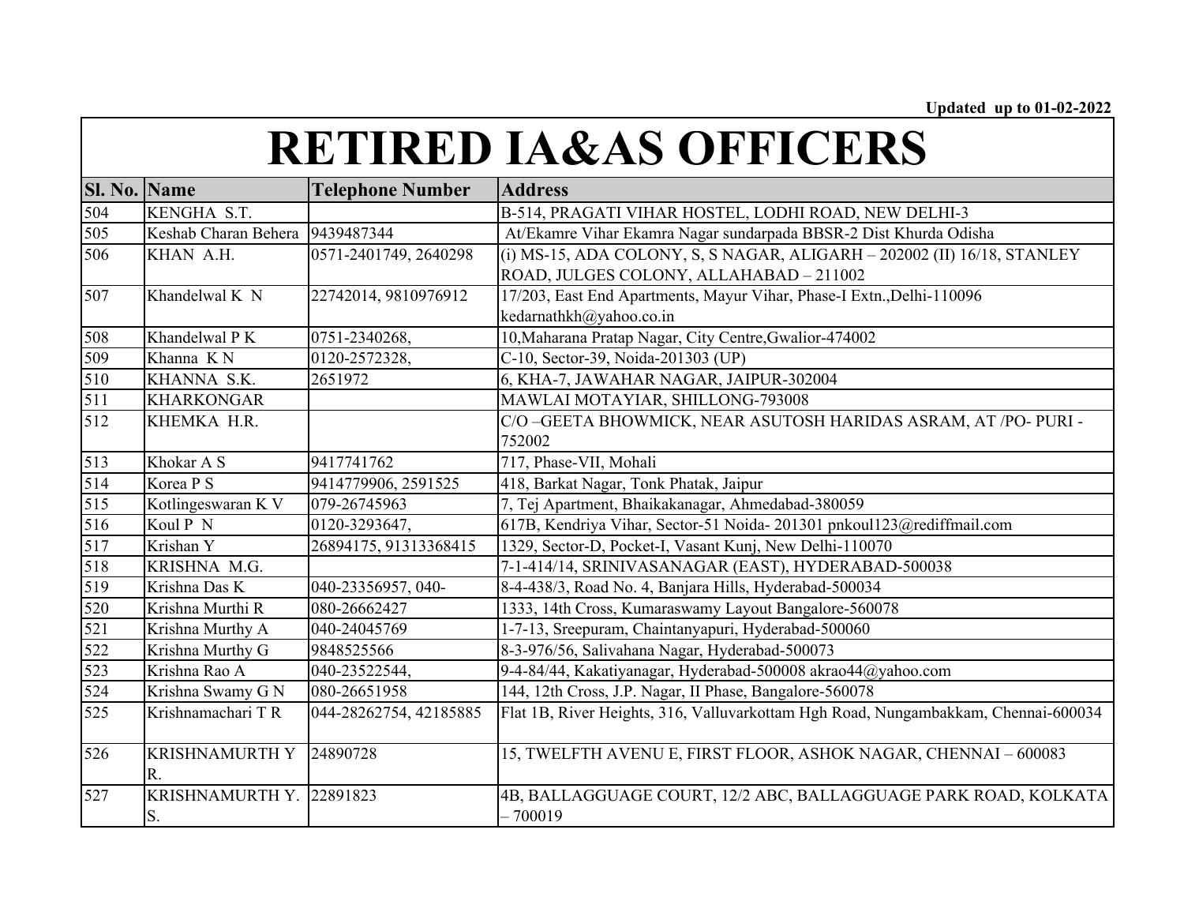Updated up to 01-02-2022

# RETIRED IA&AS OFFICERS

| Sl. No. | Name | Telephone Number | Address |
|---|---|---|---|
| 504 | KENGHA S.T. | | B-514, PRAGATI VIHAR HOSTEL, LODHI ROAD, NEW DELHI-3 |
| 505 | Keshab Charan Behera | 9439487344 | At/Ekamre Vihar Ekamra Nagar sundarpada BBSR-2 Dist Khurda Odisha |
| 506 | KHAN A.H. | 0571-2401749, 2640298 | (i) MS-15, ADA COLONY, S, S NAGAR, ALIGARH – 202002 (II) 16/18, STANLEY ROAD, JULGES COLONY, ALLAHABAD – 211002 |
| 507 | Khandelwal K N | 22742014, 9810976912 | 17/203, East End Apartments, Mayur Vihar, Phase-I Extn.,Delhi-110096 kedarnathkh@yahoo.co.in |
| 508 | Khandelwal P K | 0751-2340268, | 10,Maharana Pratap Nagar, City Centre,Gwalior-474002 |
| 509 | Khanna K N | 0120-2572328, | C-10, Sector-39, Noida-201303 (UP) |
| 510 | KHANNA S.K. | 2651972 | 6, KHA-7, JAWAHAR NAGAR, JAIPUR-302004 |
| 511 | KHARKONGAR | | MAWLAI MOTAYIAR, SHILLONG-793008 |
| 512 | KHEMKA H.R. | | C/O –GEETA BHOWMICK, NEAR ASUTOSH HARIDAS ASRAM, AT /PO- PURI - 752002 |
| 513 | Khokar A S | 9417741762 | 717, Phase-VII, Mohali |
| 514 | Korea P S | 9414779906, 2591525 | 418, Barkat Nagar, Tonk Phatak, Jaipur |
| 515 | Kotlingeswaran K V | 079-26745963 | 7, Tej Apartment, Bhaikakanagar, Ahmedabad-380059 |
| 516 | Koul P N | 0120-3293647, | 617B, Kendriya Vihar, Sector-51 Noida- 201301 pnkoul123@rediffmail.com |
| 517 | Krishan Y | 26894175, 91313368415 | 1329, Sector-D, Pocket-I, Vasant Kunj, New Delhi-110070 |
| 518 | KRISHNA M.G. | | 7-1-414/14, SRINIVASANAGAR (EAST), HYDERABAD-500038 |
| 519 | Krishna Das K | 040-23356957, 040- | 8-4-438/3, Road No. 4, Banjara Hills, Hyderabad-500034 |
| 520 | Krishna Murthi R | 080-26662427 | 1333, 14th Cross, Kumaraswamy Layout Bangalore-560078 |
| 521 | Krishna Murthy A | 040-24045769 | 1-7-13, Sreepuram, Chaintanyapuri, Hyderabad-500060 |
| 522 | Krishna Murthy G | 9848525566 | 8-3-976/56, Salivahana Nagar, Hyderabad-500073 |
| 523 | Krishna Rao A | 040-23522544, | 9-4-84/44, Kakatiyanagar, Hyderabad-500008 akrao44@yahoo.com |
| 524 | Krishna Swamy G N | 080-26651958 | 144, 12th Cross, J.P. Nagar, II Phase, Bangalore-560078 |
| 525 | Krishnamachari T R | 044-28262754, 42185885 | Flat 1B, River Heights, 316, Valluvarkottam Hgh Road, Nungambakkam, Chennai-600034 |
| 526 | KRISHNAMURTH Y R. | 24890728 | 15, TWELFTH AVENU E, FIRST FLOOR, ASHOK NAGAR, CHENNAI – 600083 |
| 527 | KRISHNAMURTH Y. S. | 22891823 | 4B, BALLAGGUAGE COURT, 12/2 ABC, BALLAGGUAGE PARK ROAD, KOLKATA – 700019 |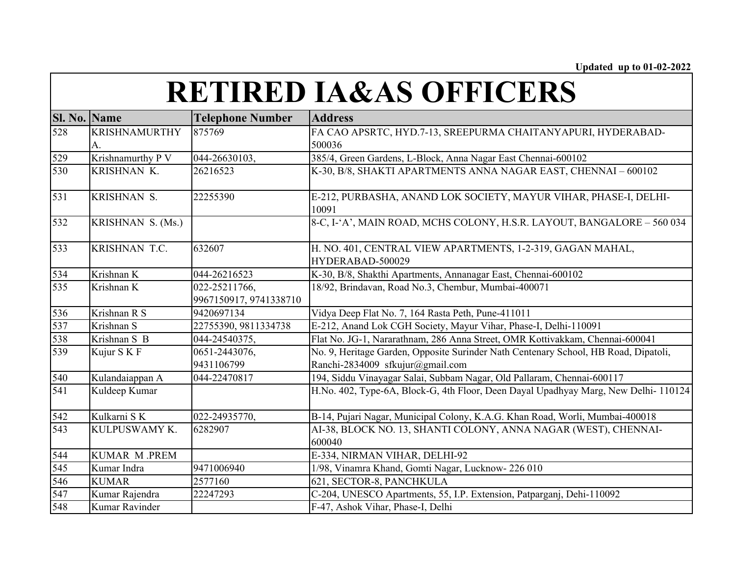Updated up to 01-02-2022

# RETIRED IA&AS OFFICERS

| Sl. No. | Name | Telephone Number | Address |
|---|---|---|---|
| 528 | KRISHNAMURTHY A. | 875769 | FA CAO APSRTC, HYD.7-13, SREEPURMA CHAITANYAPURI, HYDERABAD-500036 |
| 529 | Krishnamurthy P V | 044-26630103, | 385/4, Green Gardens, L-Block, Anna Nagar East Chennai-600102 |
| 530 | KRISHNAN K. | 26216523 | K-30, B/8, SHAKTI APARTMENTS ANNA NAGAR EAST, CHENNAI – 600102 |
| 531 | KRISHNAN S. | 22255390 | E-212, PURBASHA, ANAND LOK SOCIETY, MAYUR VIHAR, PHASE-I, DELHI-10091 |
| 532 | KRISHNAN S. (Ms.) | | 8-C, I-'A', MAIN ROAD, MCHS COLONY, H.S.R. LAYOUT, BANGALORE – 560 034 |
| 533 | KRISHNAN T.C. | 632607 | H. NO. 401, CENTRAL VIEW APARTMENTS, 1-2-319, GAGAN MAHAL, HYDERABAD-500029 |
| 534 | Krishnan K | 044-26216523 | K-30, B/8, Shakthi Apartments, Annanagar East, Chennai-600102 |
| 535 | Krishnan K | 022-25211766, 9967150917, 9741338710 | 18/92, Brindavan, Road No.3, Chembur, Mumbai-400071 |
| 536 | Krishnan R S | 9420697134 | Vidya Deep Flat No. 7, 164 Rasta Peth, Pune-411011 |
| 537 | Krishnan S | 22755390, 9811334738 | E-212, Anand Lok CGH Society, Mayur Vihar, Phase-I, Delhi-110091 |
| 538 | Krishnan S B | 044-24540375, | Flat No. JG-1, Nararathnam, 286 Anna Street, OMR Kottivakkam, Chennai-600041 |
| 539 | Kujur S K F | 0651-2443076, 9431106799 | No. 9, Heritage Garden, Opposite Surinder Nath Centenary School, HB Road, Dipatoli, Ranchi-2834009 sfkujur@gmail.com |
| 540 | Kulandaiappan A | 044-22470817 | 194, Siddu Vinayagar Salai, Subbam Nagar, Old Pallaram, Chennai-600117 |
| 541 | Kuldeep Kumar | | H.No. 402, Type-6A, Block-G, 4th Floor, Deen Dayal Upadhyay Marg, New Delhi- 110124 |
| 542 | Kulkarni S K | 022-24935770, | B-14, Pujari Nagar, Municipal Colony, K.A.G. Khan Road, Worli, Mumbai-400018 |
| 543 | KULPUSWAMY K. | 6282907 | AI-38, BLOCK NO. 13, SHANTI COLONY, ANNA NAGAR (WEST), CHENNAI-600040 |
| 544 | KUMAR M .PREM | | E-334, NIRMAN VIHAR, DELHI-92 |
| 545 | Kumar Indra | 9471006940 | 1/98, Vinamra Khand, Gomti Nagar, Lucknow- 226 010 |
| 546 | KUMAR | 2577160 | 621, SECTOR-8, PANCHKULA |
| 547 | Kumar Rajendra | 22247293 | C-204, UNESCO Apartments, 55, I.P. Extension, Patparganj, Dehi-110092 |
| 548 | Kumar Ravinder | | F-47, Ashok Vihar, Phase-I, Delhi |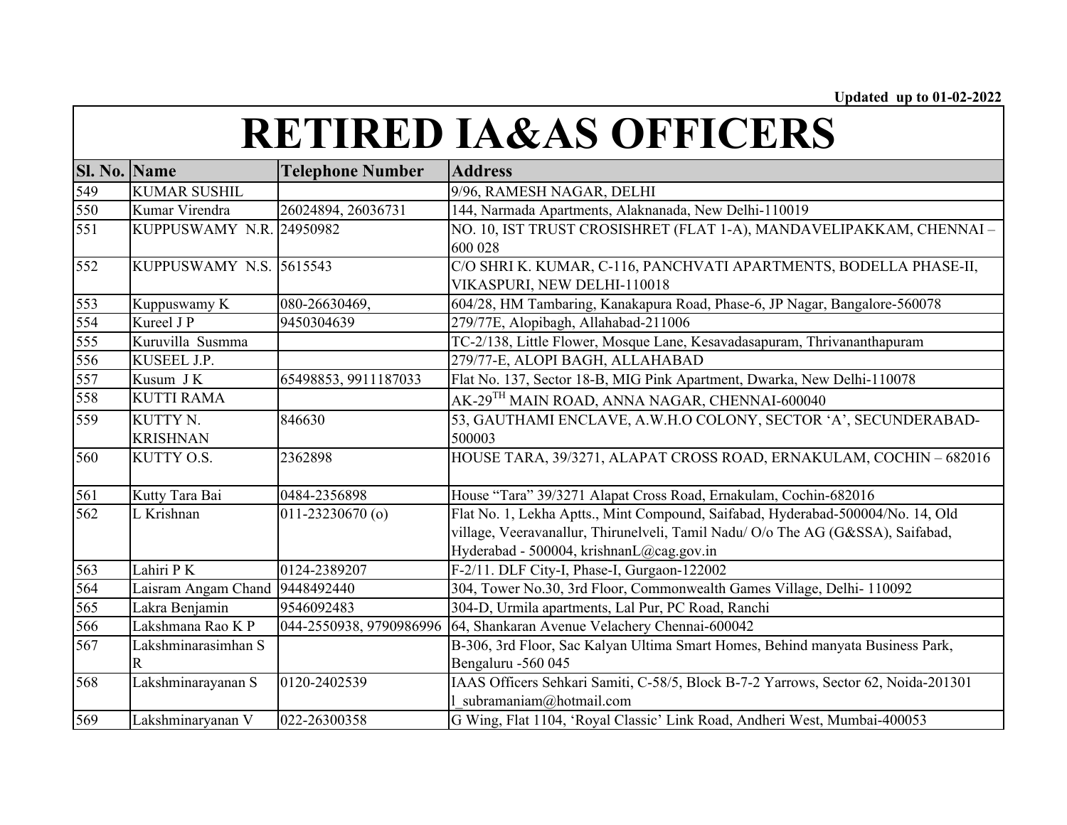Updated up to 01-02-2022

# RETIRED IA&AS OFFICERS

| Sl. No. | Name | Telephone Number | Address |
|---|---|---|---|
| 549 | KUMAR SUSHIL | | 9/96, RAMESH NAGAR, DELHI |
| 550 | Kumar Virendra | 26024894, 26036731 | 144, Narmada Apartments, Alaknanada, New Delhi-110019 |
| 551 | KUPPUSWAMY N.R. | 24950982 | NO. 10, IST TRUST CROSISHRET (FLAT 1-A), MANDAVELIPAKKAM, CHENNAI – 600 028 |
| 552 | KUPPUSWAMY N.S. | 5615543 | C/O SHRI K. KUMAR, C-116, PANCHVATI APARTMENTS, BODELLA PHASE-II, VIKASPURI, NEW DELHI-110018 |
| 553 | Kuppuswamy K | 080-26630469, | 604/28, HM Tambaring, Kanakapura Road, Phase-6, JP Nagar, Bangalore-560078 |
| 554 | Kureel J P | 9450304639 | 279/77E, Alopibagh, Allahabad-211006 |
| 555 | Kuruvilla Susmma | | TC-2/138, Little Flower, Mosque Lane, Kesavadasapuram, Thrivananthapuram |
| 556 | KUSEEL J.P. | | 279/77-E, ALOPI BAGH, ALLAHABAD |
| 557 | Kusum J K | 65498853, 9911187033 | Flat No. 137, Sector 18-B, MIG Pink Apartment, Dwarka, New Delhi-110078 |
| 558 | KUTTI RAMA | | AK-29TH MAIN ROAD, ANNA NAGAR, CHENNAI-600040 |
| 559 | KUTTY N. KRISHNAN | 846630 | 53, GAUTHAMI ENCLAVE, A.W.H.O COLONY, SECTOR 'A', SECUNDERABAD-500003 |
| 560 | KUTTY O.S. | 2362898 | HOUSE TARA, 39/3271, ALAPAT CROSS ROAD, ERNAKULAM, COCHIN – 682016 |
| 561 | Kutty Tara Bai | 0484-2356898 | House "Tara" 39/3271 Alapat Cross Road, Ernakulam, Cochin-682016 |
| 562 | L Krishnan | 011-23230670 (o) | Flat No. 1, Lekha Aptts., Mint Compound, Saifabad, Hyderabad-500004/No. 14, Old village, Veeravanallur, Thirunelveli, Tamil Nadu/ O/o The AG (G&SSA), Saifabad, Hyderabad - 500004, krishnanL@cag.gov.in |
| 563 | Lahiri P K | 0124-2389207 | F-2/11. DLF City-I, Phase-I, Gurgaon-122002 |
| 564 | Laisram Angam Chand | 9448492440 | 304, Tower No.30, 3rd Floor, Commonwealth Games Village, Delhi- 110092 |
| 565 | Lakra Benjamin | 9546092483 | 304-D, Urmila apartments, Lal Pur, PC Road, Ranchi |
| 566 | Lakshmana Rao K P | 044-2550938, 9790986996 | 64, Shankaran Avenue Velachery Chennai-600042 |
| 567 | Lakshminarasimhan S R | | B-306, 3rd Floor, Sac Kalyan Ultima Smart Homes, Behind manyata Business Park, Bengaluru -560 045 |
| 568 | Lakshminarayanan S | 0120-2402539 | IAAS Officers Sehkari Samiti, C-58/5, Block B-7-2 Yarrows, Sector 62, Noida-201301 l_subramaniam@hotmail.com |
| 569 | Lakshminaryanan V | 022-26300358 | G Wing, Flat 1104, 'Royal Classic' Link Road, Andheri West, Mumbai-400053 |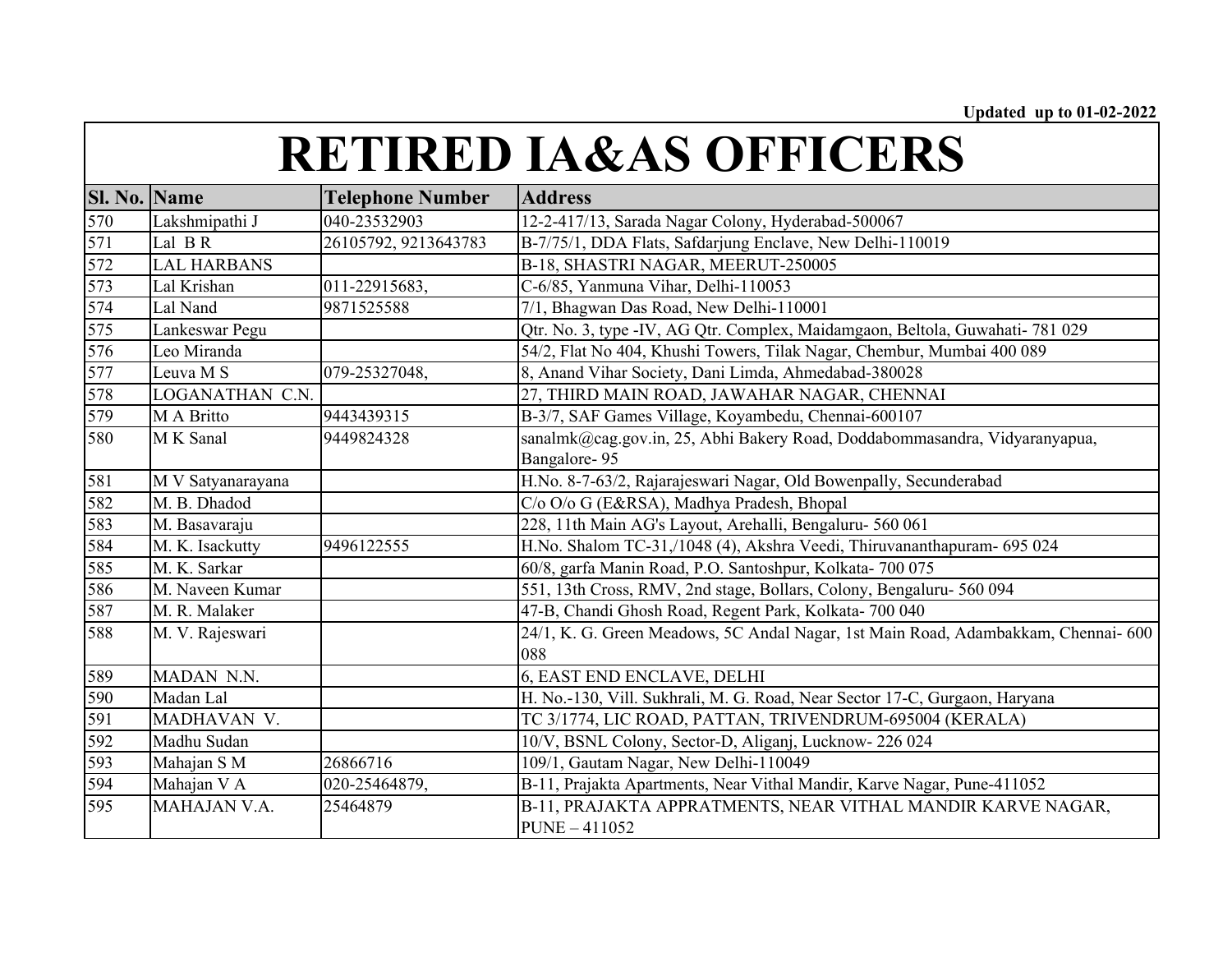Updated up to 01-02-2022

# RETIRED IA&AS OFFICERS

| Sl. No. | Name | Telephone Number | Address |
|---|---|---|---|
| 570 | Lakshmipathi J | 040-23532903 | 12-2-417/13, Sarada Nagar Colony, Hyderabad-500067 |
| 571 | Lal B R | 26105792, 9213643783 | B-7/75/1, DDA Flats, Safdarjung Enclave, New Delhi-110019 |
| 572 | LAL HARBANS | | B-18, SHASTRI NAGAR, MEERUT-250005 |
| 573 | Lal Krishan | 011-22915683, | C-6/85, Yanmuna Vihar, Delhi-110053 |
| 574 | Lal Nand | 9871525588 | 7/1, Bhagwan Das Road, New Delhi-110001 |
| 575 | Lankeswar Pegu | | Qtr. No. 3, type -IV, AG Qtr. Complex, Maidamgaon, Beltola, Guwahati- 781 029 |
| 576 | Leo Miranda | | 54/2, Flat No 404, Khushi Towers, Tilak Nagar, Chembur, Mumbai 400 089 |
| 577 | Leuva M S | 079-25327048, | 8, Anand Vihar Society, Dani Limda, Ahmedabad-380028 |
| 578 | LOGANATHAN C.N. | | 27, THIRD MAIN ROAD, JAWAHAR NAGAR, CHENNAI |
| 579 | M A Britto | 9443439315 | B-3/7, SAF Games Village, Koyambedu, Chennai-600107 |
| 580 | M K Sanal | 9449824328 | sanalmk@cag.gov.in, 25, Abhi Bakery Road, Doddabommasandra, Vidyaranyapua, Bangalore- 95 |
| 581 | M V Satyanarayana | | H.No. 8-7-63/2, Rajarajeswari Nagar, Old Bowenpally, Secunderabad |
| 582 | M. B. Dhadod | | C/o O/o G (E&RSA), Madhya Pradesh, Bhopal |
| 583 | M. Basavaraju | | 228, 11th Main AG's Layout, Arehalli, Bengaluru- 560 061 |
| 584 | M. K. Isackutty | 9496122555 | H.No. Shalom TC-31,/1048 (4), Akshra Veedi, Thiruvananthapuram- 695 024 |
| 585 | M. K. Sarkar | | 60/8, garfa Manin Road, P.O. Santoshpur, Kolkata- 700 075 |
| 586 | M. Naveen Kumar | | 551, 13th Cross, RMV, 2nd stage, Bollars, Colony, Bengaluru- 560 094 |
| 587 | M. R. Malaker | | 47-B, Chandi Ghosh Road, Regent Park, Kolkata- 700 040 |
| 588 | M. V. Rajeswari | | 24/1, K. G. Green Meadows, 5C Andal Nagar, 1st Main Road, Adambakkam, Chennai- 600 088 |
| 589 | MADAN N.N. | | 6, EAST END ENCLAVE, DELHI |
| 590 | Madan Lal | | H. No.-130, Vill. Sukhrali, M. G. Road, Near Sector 17-C, Gurgaon, Haryana |
| 591 | MADHAVAN V. | | TC 3/1774, LIC ROAD, PATTAN, TRIVENDRUM-695004 (KERALA) |
| 592 | Madhu Sudan | | 10/V, BSNL Colony, Sector-D, Aliganj, Lucknow- 226 024 |
| 593 | Mahajan S M | 26866716 | 109/1, Gautam Nagar, New Delhi-110049 |
| 594 | Mahajan V A | 020-25464879, | B-11, Prajakta Apartments, Near Vithal Mandir, Karve Nagar, Pune-411052 |
| 595 | MAHAJAN V.A. | 25464879 | B-11, PRAJAKTA APPRATMENTS, NEAR VITHAL MANDIR KARVE NAGAR, PUNE – 411052 |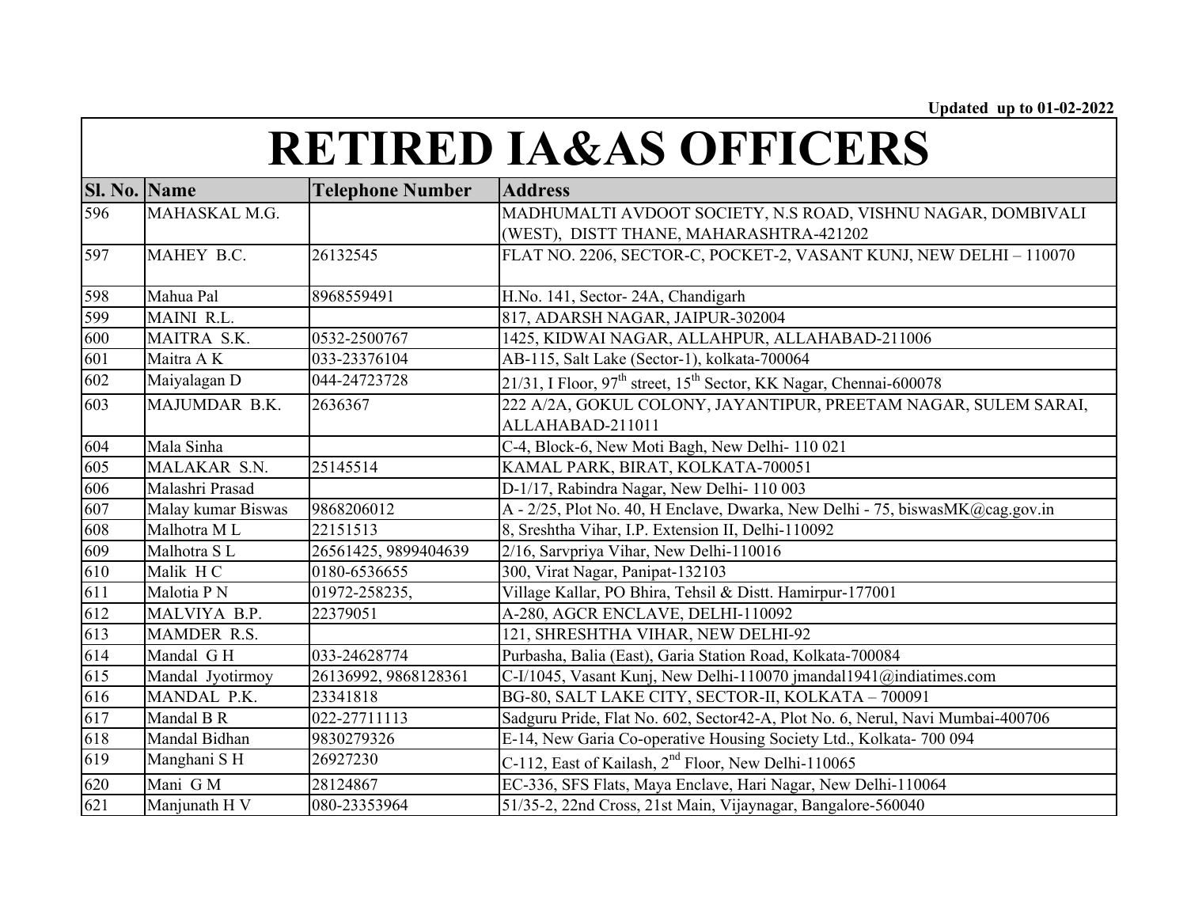Updated up to 01-02-2022

# RETIRED IA&AS OFFICERS

| Sl. No. | Name | Telephone Number | Address |
|---|---|---|---|
| 596 | MAHASKAL M.G. | | MADHUMALTI AVDOOT SOCIETY, N.S ROAD, VISHNU NAGAR, DOMBIVALI (WEST), DISTT THANE, MAHARASHTRA-421202 |
| 597 | MAHEY B.C. | 26132545 | FLAT NO. 2206, SECTOR-C, POCKET-2, VASANT KUNJ, NEW DELHI – 110070 |
| 598 | Mahua Pal | 8968559491 | H.No. 141, Sector- 24A, Chandigarh |
| 599 | MAINI R.L. | | 817, ADARSH NAGAR, JAIPUR-302004 |
| 600 | MAITRA S.K. | 0532-2500767 | 1425, KIDWAI NAGAR, ALLAHPUR, ALLAHABAD-211006 |
| 601 | Maitra A K | 033-23376104 | AB-115, Salt Lake (Sector-1), kolkata-700064 |
| 602 | Maiyalagan D | 044-24723728 | 21/31, I Floor, 97th street, 15th Sector, KK Nagar, Chennai-600078 |
| 603 | MAJUMDAR B.K. | 2636367 | 222 A/2A, GOKUL COLONY, JAYANTIPUR, PREETAM NAGAR, SULEM SARAI, ALLAHABAD-211011 |
| 604 | Mala Sinha | | C-4, Block-6, New Moti Bagh, New Delhi- 110 021 |
| 605 | MALAKAR S.N. | 25145514 | KAMAL PARK, BIRAT, KOLKATA-700051 |
| 606 | Malashri Prasad | | D-1/17, Rabindra Nagar, New Delhi- 110 003 |
| 607 | Malay kumar Biswas | 9868206012 | A - 2/25, Plot No. 40, H Enclave, Dwarka, New Delhi - 75, biswasMK@cag.gov.in |
| 608 | Malhotra M L | 22151513 | 8, Sreshtha Vihar, I.P. Extension II, Delhi-110092 |
| 609 | Malhotra S L | 26561425, 9899404639 | 2/16, Sarvpriya Vihar, New Delhi-110016 |
| 610 | Malik H C | 0180-6536655 | 300, Virat Nagar, Panipat-132103 |
| 611 | Malotia P N | 01972-258235, | Village Kallar, PO Bhira, Tehsil & Distt. Hamirpur-177001 |
| 612 | MALVIYA B.P. | 22379051 | A-280, AGCR ENCLAVE, DELHI-110092 |
| 613 | MAMDER R.S. | | 121, SHRESHTHA VIHAR, NEW DELHI-92 |
| 614 | Mandal G H | 033-24628774 | Purbasha, Balia (East), Garia Station Road, Kolkata-700084 |
| 615 | Mandal Jyotirmoy | 26136992, 9868128361 | C-I/1045, Vasant Kunj, New Delhi-110070 jmandal1941@indiatimes.com |
| 616 | MANDAL P.K. | 23341818 | BG-80, SALT LAKE CITY, SECTOR-II, KOLKATA – 700091 |
| 617 | Mandal B R | 022-27711113 | Sadguru Pride, Flat No. 602, Sector42-A, Plot No. 6, Nerul, Navi Mumbai-400706 |
| 618 | Mandal Bidhan | 9830279326 | E-14, New Garia Co-operative Housing Society Ltd., Kolkata- 700 094 |
| 619 | Manghani S H | 26927230 | C-112, East of Kailash, 2nd Floor, New Delhi-110065 |
| 620 | Mani G M | 28124867 | EC-336, SFS Flats, Maya Enclave, Hari Nagar, New Delhi-110064 |
| 621 | Manjunath H V | 080-23353964 | 51/35-2, 22nd Cross, 21st Main, Vijaynagar, Bangalore-560040 |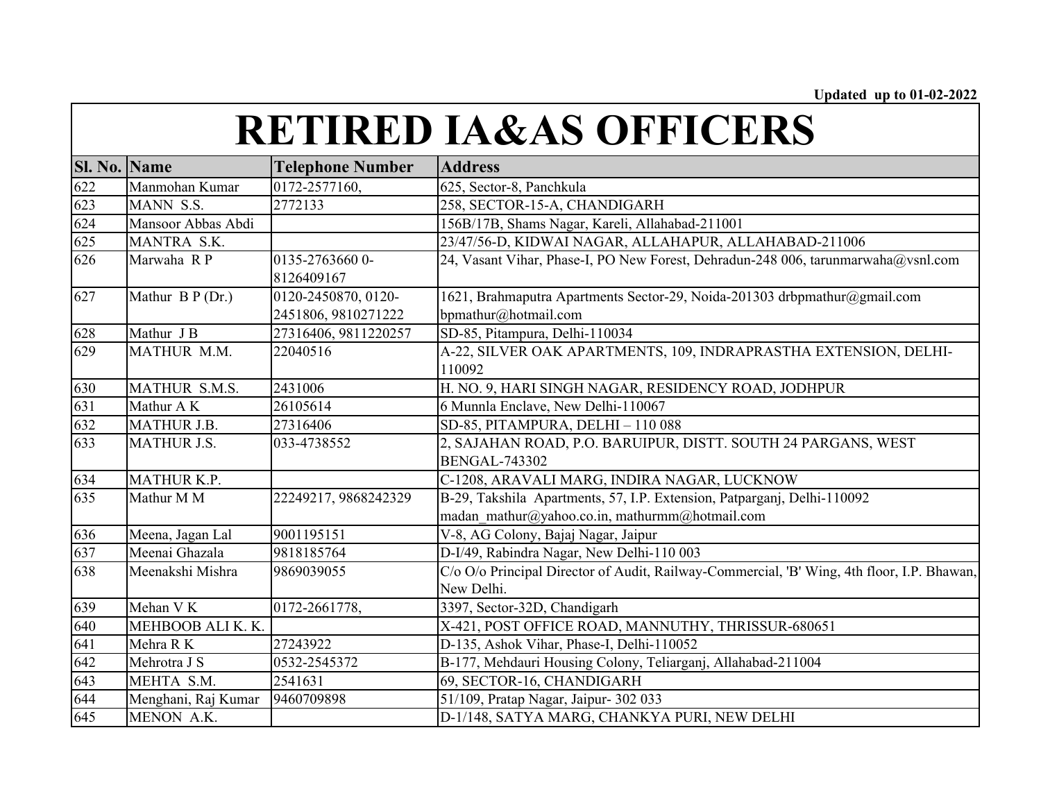Updated up to 01-02-2022

# RETIRED IA&AS OFFICERS

| Sl. No. | Name | Telephone Number | Address |
|---|---|---|---|
| 622 | Manmohan Kumar | 0172-2577160, | 625, Sector-8, Panchkula |
| 623 | MANN S.S. | 2772133 | 258, SECTOR-15-A, CHANDIGARH |
| 624 | Mansoor Abbas Abdi | | 156B/17B, Shams Nagar, Kareli, Allahabad-211001 |
| 625 | MANTRA S.K. | | 23/47/56-D, KIDWAI NAGAR, ALLAHAPUR, ALLAHABAD-211006 |
| 626 | Marwaha R P | 0135-2763660 0-8126409167 | 24, Vasant Vihar, Phase-I, PO New Forest, Dehradun-248 006, tarunmarwaha@vsnl.com |
| 627 | Mathur B P (Dr.) | 0120-2450870, 0120-2451806, 9810271222 | 1621, Brahmaputra Apartments Sector-29, Noida-201303 drbpmathur@gmail.com bpmathur@hotmail.com |
| 628 | Mathur J B | 27316406, 9811220257 | SD-85, Pitampura, Delhi-110034 |
| 629 | MATHUR M.M. | 22040516 | A-22, SILVER OAK APARTMENTS, 109, INDRAPRASTHA EXTENSION, DELHI-110092 |
| 630 | MATHUR S.M.S. | 2431006 | H. NO. 9, HARI SINGH NAGAR, RESIDENCY ROAD, JODHPUR |
| 631 | Mathur A K | 26105614 | 6 Munnla Enclave, New Delhi-110067 |
| 632 | MATHUR J.B. | 27316406 | SD-85, PITAMPURA, DELHI – 110 088 |
| 633 | MATHUR J.S. | 033-4738552 | 2, SAJAHAN ROAD, P.O. BARUIPUR, DISTT. SOUTH 24 PARGANS, WEST BENGAL-743302 |
| 634 | MATHUR K.P. | | C-1208, ARAVALI MARG, INDIRA NAGAR, LUCKNOW |
| 635 | Mathur M M | 22249217, 9868242329 | B-29, Takshila Apartments, 57, I.P. Extension, Patparganj, Delhi-110092 madan_mathur@yahoo.co.in, mathurmm@hotmail.com |
| 636 | Meena, Jagan Lal | 9001195151 | V-8, AG Colony, Bajaj Nagar, Jaipur |
| 637 | Meenai Ghazala | 9818185764 | D-I/49, Rabindra Nagar, New Delhi-110 003 |
| 638 | Meenakshi Mishra | 9869039055 | C/o O/o Principal Director of Audit, Railway-Commercial, 'B' Wing, 4th floor, I.P. Bhawan, New Delhi. |
| 639 | Mehan V K | 0172-2661778, | 3397, Sector-32D, Chandigarh |
| 640 | MEHBOOB ALI K. K. | | X-421, POST OFFICE ROAD, MANNUTHY, THRISSUR-680651 |
| 641 | Mehra R K | 27243922 | D-135, Ashok Vihar, Phase-I, Delhi-110052 |
| 642 | Mehrotra J S | 0532-2545372 | B-177, Mehdauri Housing Colony, Teliarganj, Allahabad-211004 |
| 643 | MEHTA S.M. | 2541631 | 69, SECTOR-16, CHANDIGARH |
| 644 | Menghani, Raj Kumar | 9460709898 | 51/109, Pratap Nagar, Jaipur- 302 033 |
| 645 | MENON A.K. | | D-1/148, SATYA MARG, CHANKYA PURI, NEW DELHI |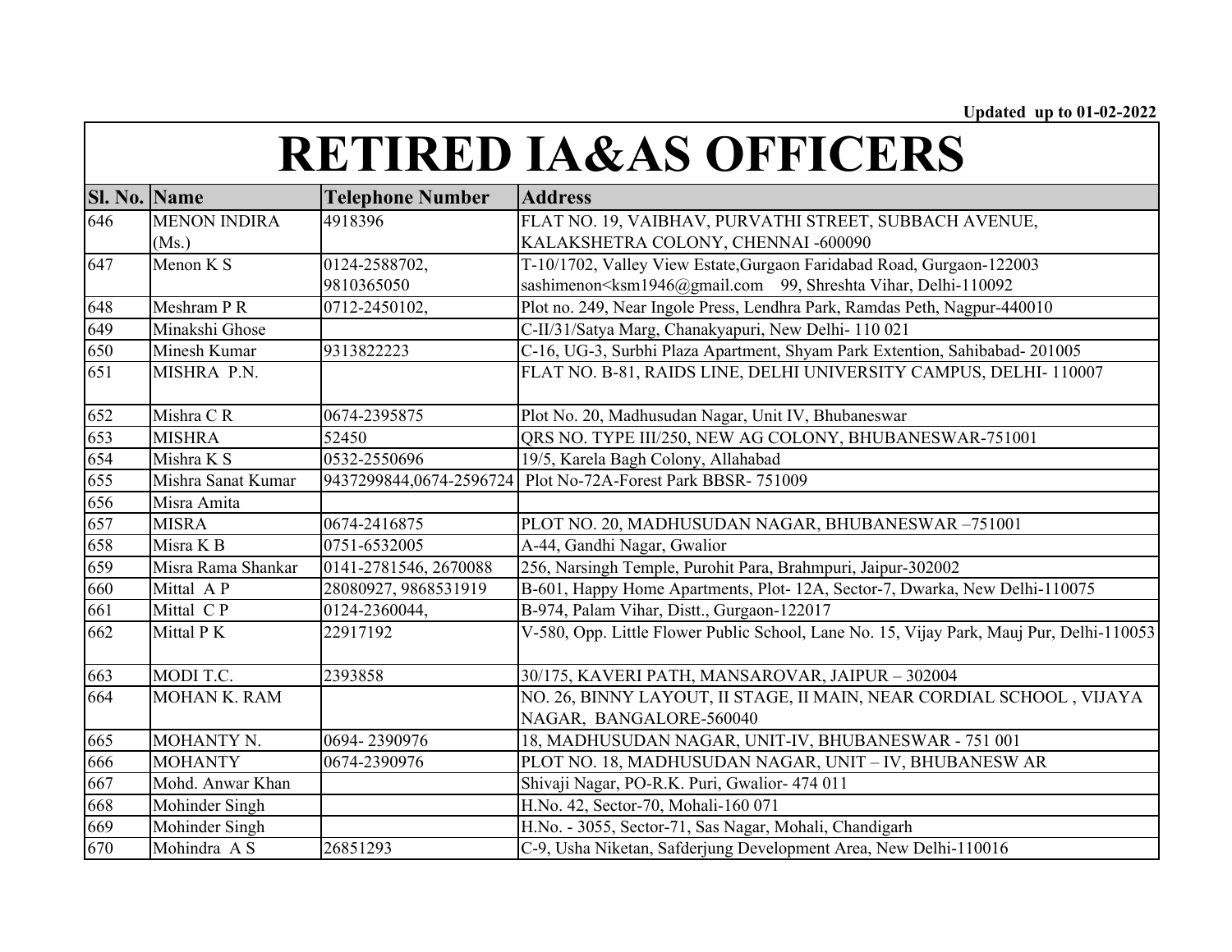Updated up to 01-02-2022

# RETIRED IA&AS OFFICERS

| Sl. No. | Name | Telephone Number | Address |
|---|---|---|---|
| 646 | MENON INDIRA (Ms.) | 4918396 | FLAT NO. 19, VAIBHAV, PURVATHI STREET, SUBBACH AVENUE, KALAKSHETRA COLONY, CHENNAI -600090 |
| 647 | Menon K S | 0124-2588702, 9810365050 | T-10/1702, Valley View Estate,Gurgaon Faridabad Road, Gurgaon-122003 sashimenon<ksm1946@gmail.com 99, Shreshta Vihar, Delhi-110092 |
| 648 | Meshram P R | 0712-2450102, | Plot no. 249, Near Ingole Press, Lendhra Park, Ramdas Peth, Nagpur-440010 |
| 649 | Minakshi Ghose | | C-II/31/Satya Marg, Chanakyapuri, New Delhi- 110 021 |
| 650 | Minesh Kumar | 9313822223 | C-16, UG-3, Surbhi Plaza Apartment, Shyam Park Extention, Sahibabad- 201005 |
| 651 | MISHRA P.N. | | FLAT NO. B-81, RAIDS LINE, DELHI UNIVERSITY CAMPUS, DELHI- 110007 |
| 652 | Mishra C R | 0674-2395875 | Plot No. 20, Madhusudan Nagar, Unit IV, Bhubaneswar |
| 653 | MISHRA | 52450 | QRS NO. TYPE III/250, NEW AG COLONY, BHUBANESWAR-751001 |
| 654 | Mishra K S | 0532-2550696 | 19/5, Karela Bagh Colony, Allahabad |
| 655 | Mishra Sanat Kumar | 9437299844,0674-2596724 | Plot No-72A-Forest Park BBSR- 751009 |
| 656 | Misra Amita | | |
| 657 | MISRA | 0674-2416875 | PLOT NO. 20, MADHUSUDAN NAGAR, BHUBANESWAR –751001 |
| 658 | Misra K B | 0751-6532005 | A-44, Gandhi Nagar, Gwalior |
| 659 | Misra Rama Shankar | 0141-2781546, 2670088 | 256, Narsingh Temple, Purohit Para, Brahmpuri, Jaipur-302002 |
| 660 | Mittal A P | 28080927, 9868531919 | B-601, Happy Home Apartments, Plot- 12A, Sector-7, Dwarka, New Delhi-110075 |
| 661 | Mittal C P | 0124-2360044, | B-974, Palam Vihar, Distt., Gurgaon-122017 |
| 662 | Mittal P K | 22917192 | V-580, Opp. Little Flower Public School, Lane No. 15, Vijay Park, Mauj Pur, Delhi-110053 |
| 663 | MODI T.C. | 2393858 | 30/175, KAVERI PATH, MANSAROVAR, JAIPUR – 302004 |
| 664 | MOHAN K. RAM | | NO. 26, BINNY LAYOUT, II STAGE, II MAIN, NEAR CORDIAL SCHOOL , VIJAYA NAGAR, BANGALORE-560040 |
| 665 | MOHANTY N. | 0694- 2390976 | 18, MADHUSUDAN NAGAR, UNIT-IV, BHUBANESWAR - 751 001 |
| 666 | MOHANTY | 0674-2390976 | PLOT NO. 18, MADHUSUDAN NAGAR, UNIT – IV, BHUBANESW AR |
| 667 | Mohd. Anwar Khan | | Shivaji Nagar, PO-R.K. Puri, Gwalior- 474 011 |
| 668 | Mohinder Singh | | H.No. 42, Sector-70, Mohali-160 071 |
| 669 | Mohinder Singh | | H.No. - 3055, Sector-71, Sas Nagar, Mohali, Chandigarh |
| 670 | Mohindra A S | 26851293 | C-9, Usha Niketan, Safderjung Development Area, New Delhi-110016 |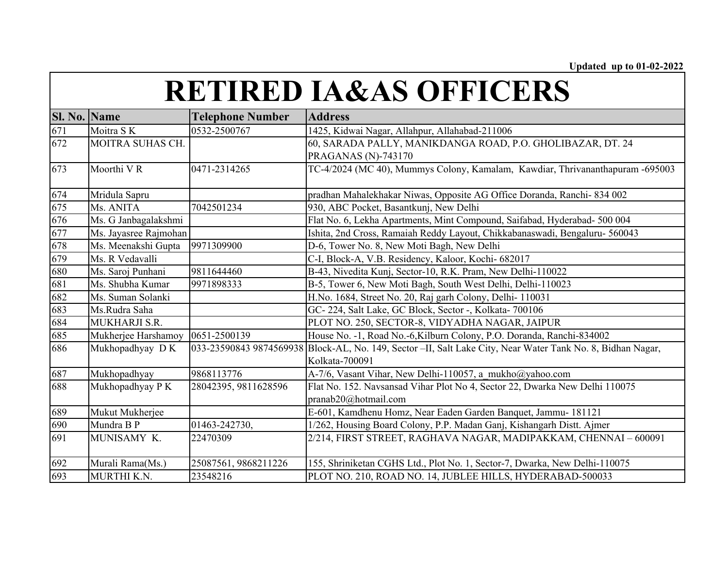Updated up to 01-02-2022

# RETIRED IA&AS OFFICERS

| Sl. No. | Name | Telephone Number | Address |
|---|---|---|---|
| 671 | Moitra S K | 0532-2500767 | 1425, Kidwai Nagar, Allahpur, Allahabad-211006 |
| 672 | MOITRA SUHAS CH. | | 60, SARADA PALLY, MANIKDANGA ROAD, P.O. GHOLIBAZAR, DT. 24 PRAGANAS (N)-743170 |
| 673 | Moorthi V R | 0471-2314265 | TC-4/2024 (MC 40), Mummys Colony, Kamalam, Kawdiar, Thrivananthapuram -695003 |
| 674 | Mridula Sapru | | pradhan Mahalekhakar Niwas, Opposite AG Office Doranda, Ranchi- 834 002 |
| 675 | Ms. ANITA | 7042501234 | 930, ABC Pocket, Basantkunj, New Delhi |
| 676 | Ms. G Janbagalakshmi | | Flat No. 6, Lekha Apartments, Mint Compound, Saifabad, Hyderabad- 500 004 |
| 677 | Ms. Jayasree Rajmohan | | Ishita, 2nd Cross, Ramaiah Reddy Layout, Chikkabanaswadi, Bengaluru- 560043 |
| 678 | Ms. Meenakshi Gupta | 9971309900 | D-6, Tower No. 8, New Moti Bagh, New Delhi |
| 679 | Ms. R Vedavalli | | C-I, Block-A, V.B. Residency, Kaloor, Kochi- 682017 |
| 680 | Ms. Saroj Punhani | 9811644460 | B-43, Nivedita Kunj, Sector-10, R.K. Pram, New Delhi-110022 |
| 681 | Ms. Shubha Kumar | 9971898333 | B-5, Tower 6, New Moti Bagh, South West Delhi, Delhi-110023 |
| 682 | Ms. Suman Solanki | | H.No. 1684, Street No. 20, Raj garh Colony, Delhi- 110031 |
| 683 | Ms.Rudra Saha | | GC- 224, Salt Lake, GC Block, Sector -, Kolkata- 700106 |
| 684 | MUKHARJI S.R. | | PLOT NO. 250, SECTOR-8, VIDYADHA NAGAR, JAIPUR |
| 685 | Mukherjee Harshamoy | 0651-2500139 | House No. -1, Road No.-6,Kilburn Colony, P.O. Doranda, Ranchi-834002 |
| 686 | Mukhopadhyay D K | 033-23590843 9874569938 | Block-AL, No. 149, Sector –II, Salt Lake City, Near Water Tank No. 8, Bidhan Nagar, Kolkata-700091 |
| 687 | Mukhopadhyay | 9868113776 | A-7/6, Vasant Vihar, New Delhi-110057, a_mukho@yahoo.com |
| 688 | Mukhopadhyay P K | 28042395, 9811628596 | Flat No. 152. Navsansad Vihar Plot No 4, Sector 22, Dwarka New Delhi 110075 pranab20@hotmail.com |
| 689 | Mukut Mukherjee | | E-601, Kamdhenu Homz, Near Eaden Garden Banquet, Jammu- 181121 |
| 690 | Mundra B P | 01463-242730, | 1/262, Housing Board Colony, P.P. Madan Ganj, Kishangarh Distt. Ajmer |
| 691 | MUNISAMY K. | 22470309 | 2/214, FIRST STREET, RAGHAVA NAGAR, MADIPAKKAM, CHENNAI – 600091 |
| 692 | Murali Rama(Ms.) | 25087561, 9868211226 | 155, Shriniketan CGHS Ltd., Plot No. 1, Sector-7, Dwarka, New Delhi-110075 |
| 693 | MURTHI K.N. | 23548216 | PLOT NO. 210, ROAD NO. 14, JUBLEE HILLS, HYDERABAD-500033 |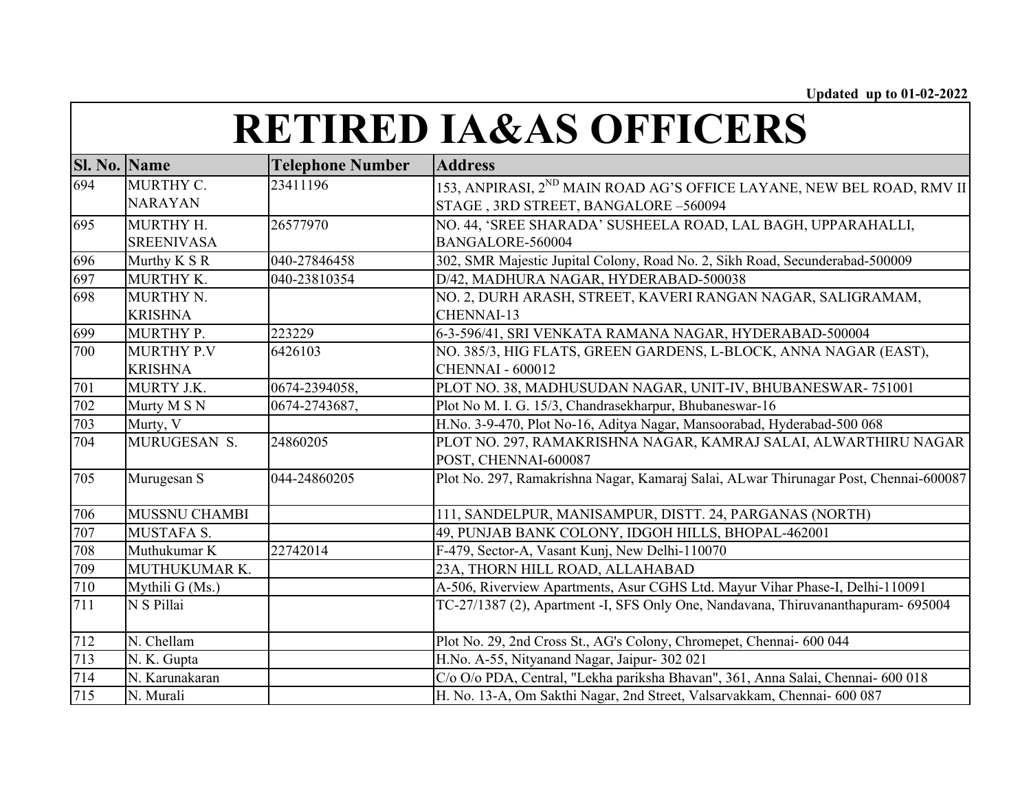Updated up to 01-02-2022

# RETIRED IA&AS OFFICERS

| Sl. No. | Name | Telephone Number | Address |
|---|---|---|---|
| 694 | MURTHY C. NARAYAN | 23411196 | 153, ANPIRASI, 2ND MAIN ROAD AG'S OFFICE LAYANE, NEW BEL ROAD, RMV II STAGE , 3RD STREET, BANGALORE –560094 |
| 695 | MURTHY H. SREENIVASA | 26577970 | NO. 44, 'SREE SHARADA' SUSHEELA ROAD, LAL BAGH, UPPARAHALLI, BANGALORE-560004 |
| 696 | Murthy K S R | 040-27846458 | 302, SMR Majestic Jupital Colony, Road No. 2, Sikh Road, Secunderabad-500009 |
| 697 | MURTHY K. | 040-23810354 | D/42, MADHURA NAGAR, HYDERABAD-500038 |
| 698 | MURTHY N. KRISHNA | | NO. 2, DURH ARASH, STREET, KAVERI RANGAN NAGAR, SALIGRAMAM, CHENNAI-13 |
| 699 | MURTHY P. | 223229 | 6-3-596/41, SRI VENKATA RAMANA NAGAR, HYDERABAD-500004 |
| 700 | MURTHY P.V KRISHNA | 6426103 | NO. 385/3, HIG FLATS, GREEN GARDENS, L-BLOCK, ANNA NAGAR (EAST), CHENNAI - 600012 |
| 701 | MURTY J.K. | 0674-2394058, | PLOT NO. 38, MADHUSUDAN NAGAR, UNIT-IV, BHUBANESWAR- 751001 |
| 702 | Murty M S N | 0674-2743687, | Plot No M. I. G. 15/3, Chandrasekharpur, Bhubaneswar-16 |
| 703 | Murty, V | | H.No. 3-9-470, Plot No-16, Aditya Nagar, Mansoorabad, Hyderabad-500 068 |
| 704 | MURUGESAN S. | 24860205 | PLOT NO. 297, RAMAKRISHNA NAGAR, KAMRAJ SALAI, ALWARTHIRU NAGAR POST, CHENNAI-600087 |
| 705 | Murugesan S | 044-24860205 | Plot No. 297, Ramakrishna Nagar, Kamaraj Salai, ALwar Thirunagar Post, Chennai-600087 |
| 706 | MUSSNU CHAMBI | | 111, SANDELPUR, MANISAMPUR, DISTT. 24, PARGANAS (NORTH) |
| 707 | MUSTAFA S. | | 49, PUNJAB BANK COLONY, IDGOH HILLS, BHOPAL-462001 |
| 708 | Muthukumar K | 22742014 | F-479, Sector-A, Vasant Kunj, New Delhi-110070 |
| 709 | MUTHUKUMAR K. | | 23A, THORN HILL ROAD, ALLAHABAD |
| 710 | Mythili G (Ms.) | | A-506, Riverview Apartments, Asur CGHS Ltd. Mayur Vihar Phase-I, Delhi-110091 |
| 711 | N S Pillai | | TC-27/1387 (2), Apartment -I, SFS Only One, Nandavana, Thiruvananthapuram- 695004 |
| 712 | N. Chellam | | Plot No. 29, 2nd Cross St., AG's Colony, Chromepet, Chennai- 600 044 |
| 713 | N. K. Gupta | | H.No. A-55, Nityanand Nagar, Jaipur- 302 021 |
| 714 | N. Karunakaran | | C/o O/o PDA, Central, "Lekha pariksha Bhavan", 361, Anna Salai, Chennai- 600 018 |
| 715 | N. Murali | | H. No. 13-A, Om Sakthi Nagar, 2nd Street, Valsarvakkam, Chennai- 600 087 |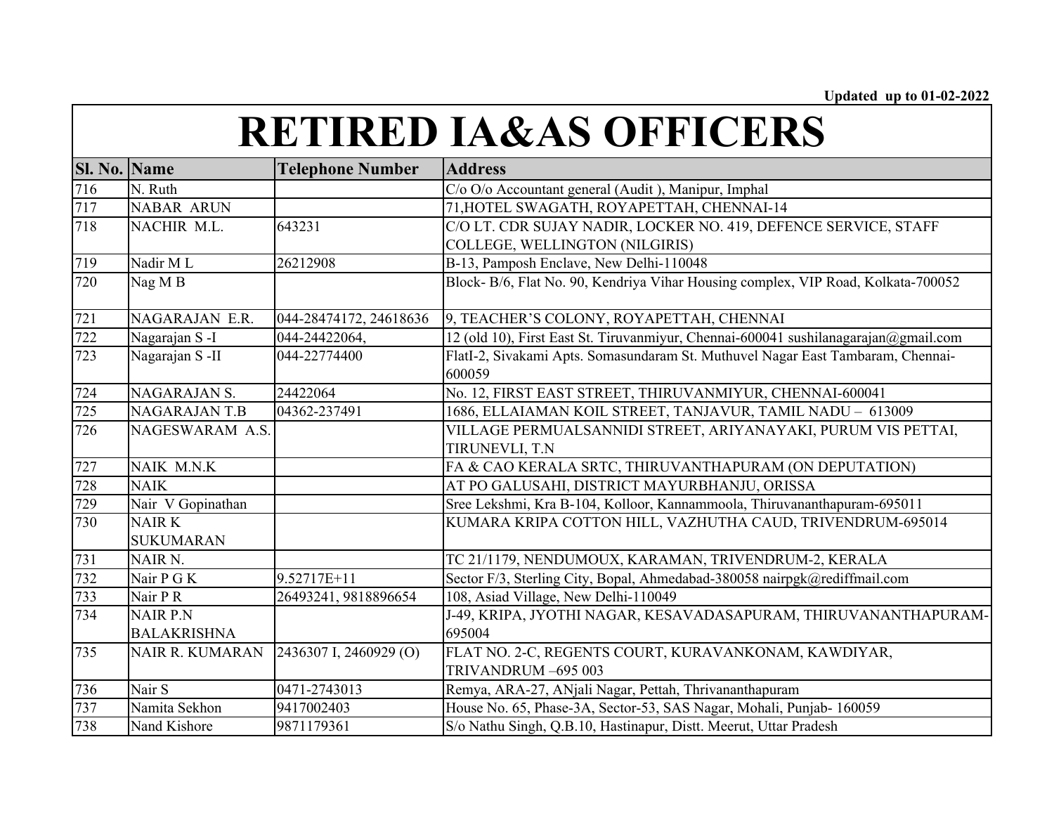Updated up to 01-02-2022

# RETIRED IA&AS OFFICERS

| Sl. No. | Name | Telephone Number | Address |
|---|---|---|---|
| 716 | N. Ruth | | C/o O/o Accountant general (Audit ), Manipur, Imphal |
| 717 | NABAR ARUN | | 71,HOTEL SWAGATH, ROYAPETTAH, CHENNAI-14 |
| 718 | NACHIR M.L. | 643231 | C/O LT. CDR SUJAY NADIR, LOCKER NO. 419, DEFENCE SERVICE, STAFF COLLEGE, WELLINGTON (NILGIRIS) |
| 719 | Nadir M L | 26212908 | B-13, Pamposh Enclave, New Delhi-110048 |
| 720 | Nag M B | | Block- B/6, Flat No. 90, Kendriya Vihar Housing complex, VIP Road, Kolkata-700052 |
| 721 | NAGARAJAN E.R. | 044-28474172, 24618636 | 9, TEACHER'S COLONY, ROYAPETTAH, CHENNAI |
| 722 | Nagarajan S -I | 044-24422064, | 12 (old 10), First East St. Tiruvanmiyur, Chennai-600041 sushilanagarajan@gmail.com |
| 723 | Nagarajan S -II | 044-22774400 | FlatI-2, Sivakami Apts. Somasundaram St. Muthuvel Nagar East Tambaram, Chennai-600059 |
| 724 | NAGARAJAN S. | 24422064 | No. 12, FIRST EAST STREET, THIRUVANMIYUR, CHENNAI-600041 |
| 725 | NAGARAJAN T.B | 04362-237491 | 1686, ELLAIAMAN KOIL STREET, TANJAVUR, TAMIL NADU – 613009 |
| 726 | NAGESWARAM A.S. | | VILLAGE PERMUALSANNIDI STREET, ARIYANAYAKI, PURUM VIS PETTAI, TIRUNEVLI, T.N |
| 727 | NAIK M.N.K | | FA & CAO KERALA SRTC, THIRUVANTHAPURAM (ON DEPUTATION) |
| 728 | NAIK | | AT PO GALUSAHI, DISTRICT MAYURBHANJU, ORISSA |
| 729 | Nair V Gopinathan | | Sree Lekshmi, Kra B-104, Kolloor, Kannammoola, Thiruvananthapuram-695011 |
| 730 | NAIR K SUKUMARAN | | KUMARA KRIPA COTTON HILL, VAZHUTHA CAUD, TRIVENDRUM-695014 |
| 731 | NAIR N. | | TC 21/1179, NENDUMOUX, KARAMAN, TRIVENDRUM-2, KERALA |
| 732 | Nair P G K | 9.52717E+11 | Sector F/3, Sterling City, Bopal, Ahmedabad-380058 nairpgk@rediffmail.com |
| 733 | Nair P R | 26493241, 9818896654 | 108, Asiad Village, New Delhi-110049 |
| 734 | NAIR P.N BALAKRISHNA | | J-49, KRIPA, JYOTHI NAGAR, KESAVADASAPURAM, THIRUVANANTHAPURAM-695004 |
| 735 | NAIR R. KUMARAN | 2436307 I, 2460929 (O) | FLAT NO. 2-C, REGENTS COURT, KURAVANKONAM, KAWDIYAR, TRIVANDRUM –695 003 |
| 736 | Nair S | 0471-2743013 | Remya, ARA-27, ANjali Nagar, Pettah, Thrivananthapuram |
| 737 | Namita Sekhon | 9417002403 | House No. 65, Phase-3A, Sector-53, SAS Nagar, Mohali, Punjab- 160059 |
| 738 | Nand Kishore | 9871179361 | S/o Nathu Singh, Q.B.10, Hastinapur, Distt. Meerut, Uttar Pradesh |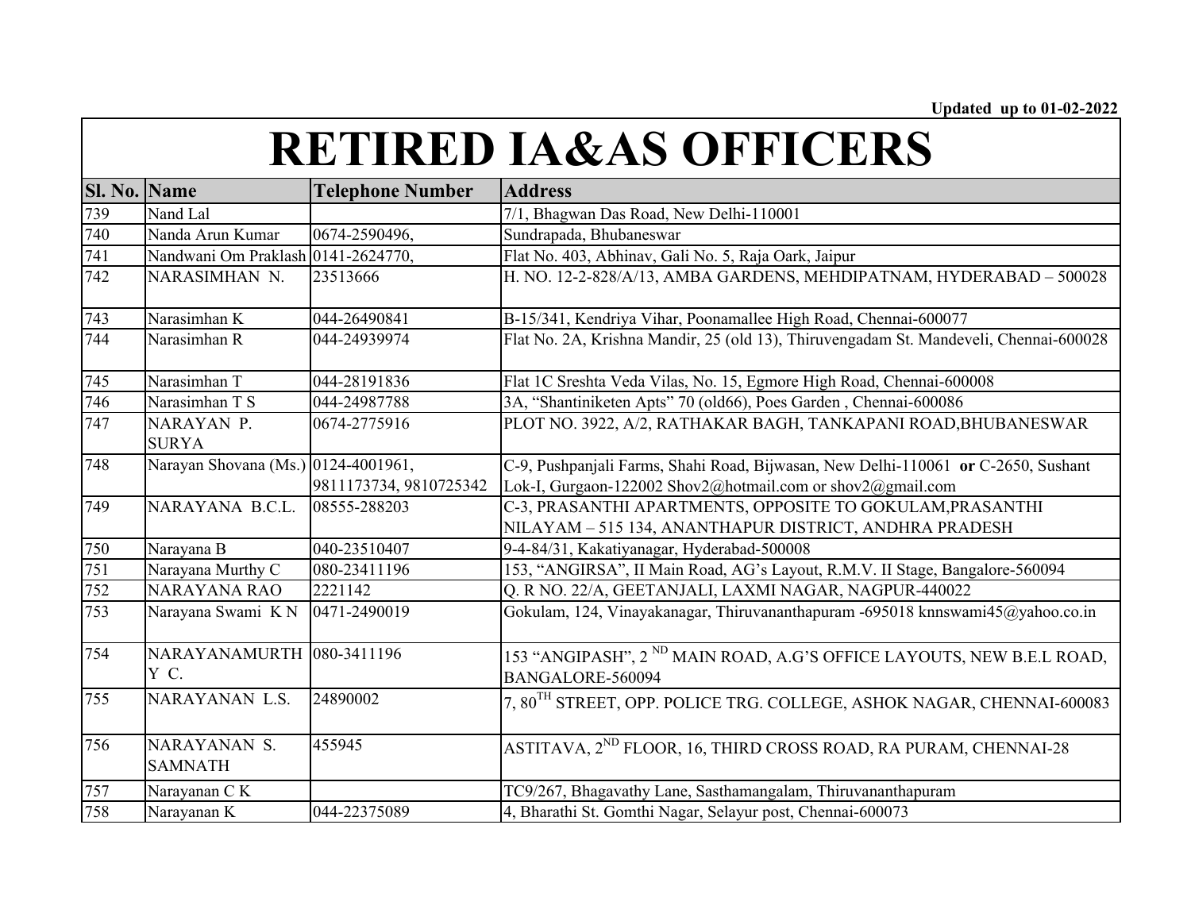Updated up to 01-02-2022

# RETIRED IA&AS OFFICERS

| Sl. No. | Name | Telephone Number | Address |
|---|---|---|---|
| 739 | Nand Lal | | 7/1, Bhagwan Das Road, New Delhi-110001 |
| 740 | Nanda Arun Kumar | 0674-2590496, | Sundrapada, Bhubaneswar |
| 741 | Nandwani Om Praklash | 0141-2624770, | Flat No. 403, Abhinav, Gali No. 5, Raja Oark, Jaipur |
| 742 | NARASIMHAN N. | 23513666 | H. NO. 12-2-828/A/13, AMBA GARDENS, MEHDIPATNAM, HYDERABAD – 500028 |
| 743 | Narasimhan K | 044-26490841 | B-15/341, Kendriya Vihar, Poonamallee High Road, Chennai-600077 |
| 744 | Narasimhan R | 044-24939974 | Flat No. 2A, Krishna Mandir, 25 (old 13), Thiruvengadam St. Mandeveli, Chennai-600028 |
| 745 | Narasimhan T | 044-28191836 | Flat 1C Sreshta Veda Vilas, No. 15, Egmore High Road, Chennai-600008 |
| 746 | Narasimhan T S | 044-24987788 | 3A, "Shantiniketen Apts" 70 (old66), Poes Garden , Chennai-600086 |
| 747 | NARAYAN P. SURYA | 0674-2775916 | PLOT NO. 3922, A/2, RATHAKAR BAGH, TANKAPANI ROAD,BHUBANESWAR |
| 748 | Narayan Shovana (Ms.) | 0124-4001961, 9811173734, 9810725342 | C-9, Pushpanjali Farms, Shahi Road, Bijwasan, New Delhi-110061 **or** C-2650, Sushant Lok-I, Gurgaon-122002 Shov2@hotmail.com or shov2@gmail.com |
| 749 | NARAYANA B.C.L. | 08555-288203 | C-3, PRASANTHI APARTMENTS, OPPOSITE TO GOKULAM,PRASANTHI NILAYAM – 515 134, ANANTHAPUR DISTRICT, ANDHRA PRADESH |
| 750 | Narayana B | 040-23510407 | 9-4-84/31, Kakatiyanagar, Hyderabad-500008 |
| 751 | Narayana Murthy C | 080-23411196 | 153, "ANGIRSA", II Main Road, AG's Layout, R.M.V. II Stage, Bangalore-560094 |
| 752 | NARAYANA RAO | 2221142 | Q. R NO. 22/A, GEETANJALI, LAXMI NAGAR, NAGPUR-440022 |
| 753 | Narayana Swami K N | 0471-2490019 | Gokulam, 124, Vinayakanagar, Thiruvananthapuram -695018 knnswami45@yahoo.co.in |
| 754 | NARAYANAMURTHY C. | 080-3411196 | 153 "ANGIPASH", 2 ND MAIN ROAD, A.G'S OFFICE LAYOUTS, NEW B.E.L ROAD, BANGALORE-560094 |
| 755 | NARAYANAN L.S. | 24890002 | 7, 80TH STREET, OPP. POLICE TRG. COLLEGE, ASHOK NAGAR, CHENNAI-600083 |
| 756 | NARAYANAN S. SAMNATH | 455945 | ASTITAVA, 2ND FLOOR, 16, THIRD CROSS ROAD, RA PURAM, CHENNAI-28 |
| 757 | Narayanan C K | | TC9/267, Bhagavathy Lane, Sasthamangalam, Thiruvananthapuram |
| 758 | Narayanan K | 044-22375089 | 4, Bharathi St. Gomthi Nagar, Selayur post, Chennai-600073 |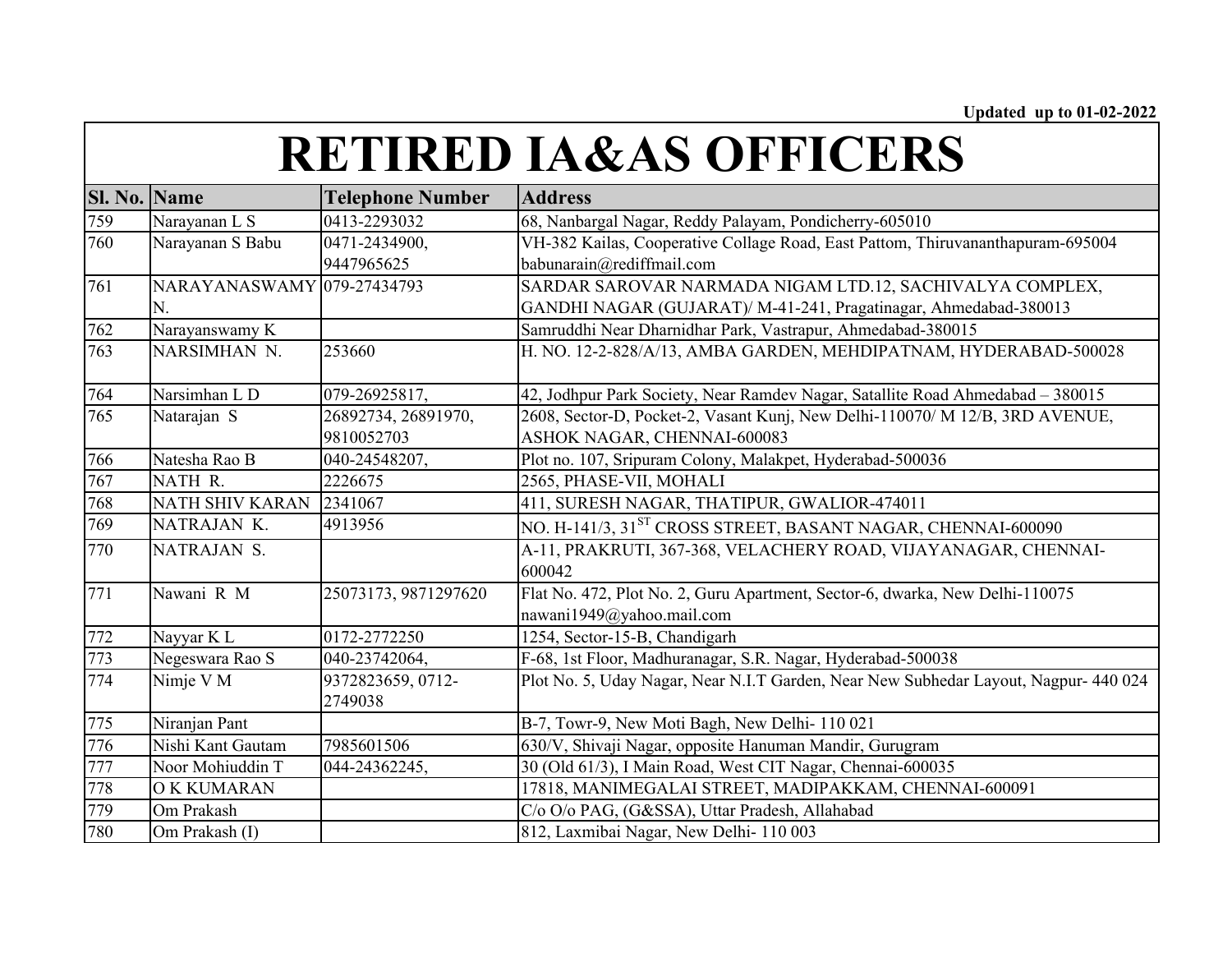Updated up to 01-02-2022

# RETIRED IA&AS OFFICERS

| Sl. No. | Name | Telephone Number | Address |
|---|---|---|---|
| 759 | Narayanan L S | 0413-2293032 | 68, Nanbargal Nagar, Reddy Palayam, Pondicherry-605010 |
| 760 | Narayanan S Babu | 0471-2434900, 9447965625 | VH-382 Kailas, Cooperative Collage Road, East Pattom, Thiruvananthapuram-695004 babunarain@rediffmail.com |
| 761 | NARAYANASWAMY N. | 079-27434793 | SARDAR SAROVAR NARMADA NIGAM LTD.12, SACHIVALYA COMPLEX, GANDHI NAGAR (GUJARAT)/ M-41-241, Pragatinagar, Ahmedabad-380013 |
| 762 | Narayanswamy K | | Samruddhi Near Dharnidhar Park, Vastrapur, Ahmedabad-380015 |
| 763 | NARSIMHAN N. | 253660 | H. NO. 12-2-828/A/13, AMBA GARDEN, MEHDIPATNAM, HYDERABAD-500028 |
| 764 | Narsimhan L D | 079-26925817, | 42, Jodhpur Park Society, Near Ramdev Nagar, Satallite Road Ahmedabad – 380015 |
| 765 | Natarajan S | 26892734, 26891970, 9810052703 | 2608, Sector-D, Pocket-2, Vasant Kunj, New Delhi-110070/ M 12/B, 3RD AVENUE, ASHOK NAGAR, CHENNAI-600083 |
| 766 | Natesha Rao B | 040-24548207, | Plot no. 107, Sripuram Colony, Malakpet, Hyderabad-500036 |
| 767 | NATH R. | 2226675 | 2565, PHASE-VII, MOHALI |
| 768 | NATH SHIV KARAN | 2341067 | 411, SURESH NAGAR, THATIPUR, GWALIOR-474011 |
| 769 | NATRAJAN K. | 4913956 | NO. H-141/3, 31ST CROSS STREET, BASANT NAGAR, CHENNAI-600090 |
| 770 | NATRAJAN S. | | A-11, PRAKRUTI, 367-368, VELACHERY ROAD, VIJAYANAGAR, CHENNAI-600042 |
| 771 | Nawani R M | 25073173, 9871297620 | Flat No. 472, Plot No. 2, Guru Apartment, Sector-6, dwarka, New Delhi-110075 nawani1949@yahoo.mail.com |
| 772 | Nayyar K L | 0172-2772250 | 1254, Sector-15-B, Chandigarh |
| 773 | Negeswara Rao S | 040-23742064, | F-68, 1st Floor, Madhuranagar, S.R. Nagar, Hyderabad-500038 |
| 774 | Nimje V M | 9372823659, 0712-2749038 | Plot No. 5, Uday Nagar, Near N.I.T Garden, Near New Subhedar Layout, Nagpur- 440 024 |
| 775 | Niranjan Pant | | B-7, Towr-9, New Moti Bagh, New Delhi- 110 021 |
| 776 | Nishi Kant Gautam | 7985601506 | 630/V, Shivaji Nagar, opposite Hanuman Mandir, Gurugram |
| 777 | Noor Mohiuddin T | 044-24362245, | 30 (Old 61/3), I Main Road, West CIT Nagar, Chennai-600035 |
| 778 | O K KUMARAN | | 17818, MANIMEGALAI STREET, MADIPAKKAM, CHENNAI-600091 |
| 779 | Om Prakash | | C/o O/o PAG, (G&SSA), Uttar Pradesh, Allahabad |
| 780 | Om Prakash (I) | | 812, Laxmibai Nagar, New Delhi- 110 003 |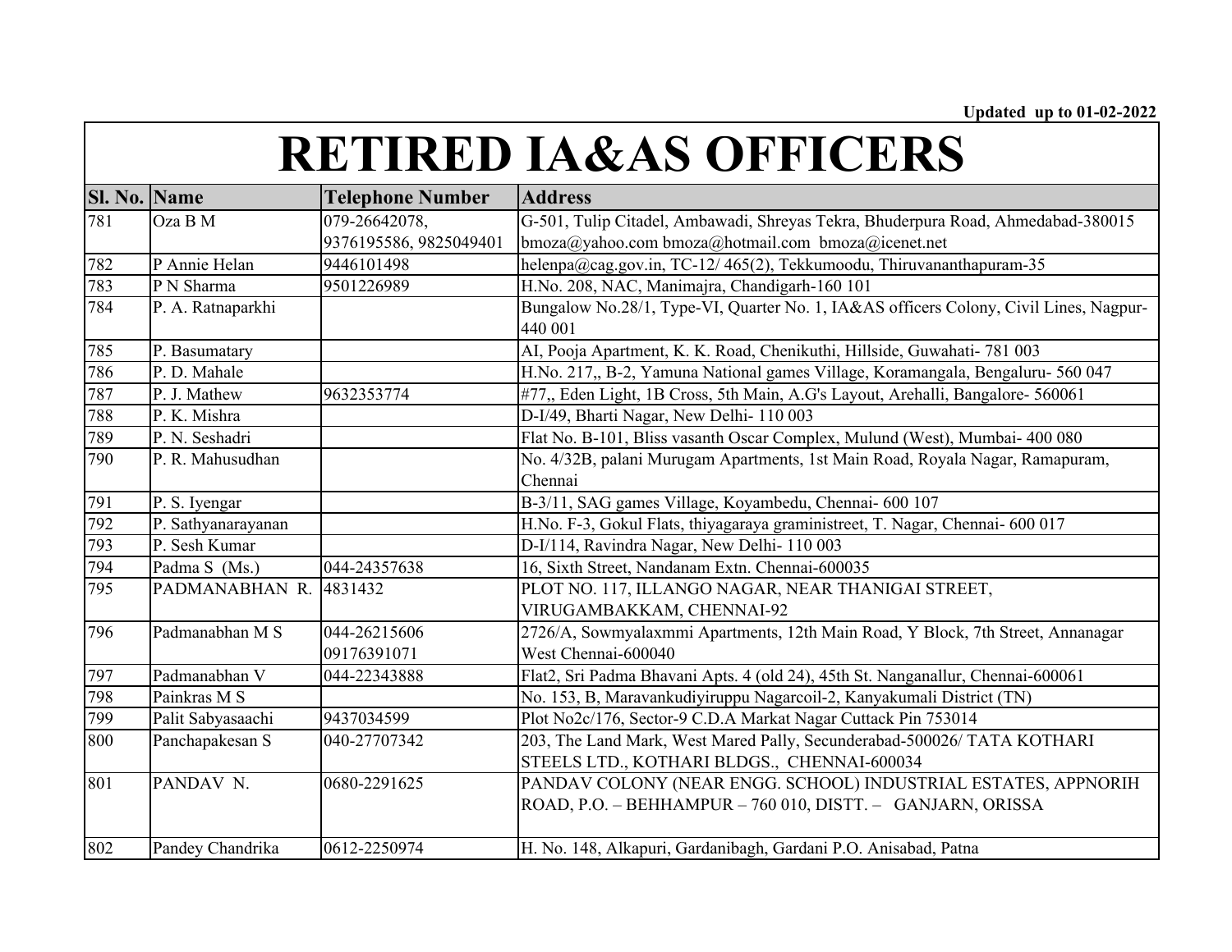Updated up to 01-02-2022

# RETIRED IA&AS OFFICERS

| Sl. No. | Name | Telephone Number | Address |
|---|---|---|---|
| 781 | Oza B M | 079-26642078, 9376195586, 9825049401 | G-501, Tulip Citadel, Ambawadi, Shreyas Tekra, Bhuderpura Road, Ahmedabad-380015 bmoza@yahoo.com bmoza@hotmail.com bmoza@icenet.net |
| 782 | P Annie Helan | 9446101498 | helenpa@cag.gov.in, TC-12/ 465(2), Tekkumoodu, Thiruvananthapuram-35 |
| 783 | P N Sharma | 9501226989 | H.No. 208, NAC, Manimajra, Chandigarh-160 101 |
| 784 | P. A. Ratnaparkhi | | Bungalow No.28/1, Type-VI, Quarter No. 1, IA&AS officers Colony, Civil Lines, Nagpur-440 001 |
| 785 | P. Basumatary | | AI, Pooja Apartment, K. K. Road, Chenikuthi, Hillside, Guwahati- 781 003 |
| 786 | P. D. Mahale | | H.No. 217,, B-2, Yamuna National games Village, Koramangala, Bengaluru- 560 047 |
| 787 | P. J. Mathew | 9632353774 | #77,, Eden Light, 1B Cross, 5th Main, A.G's Layout, Arehalli, Bangalore- 560061 |
| 788 | P. K. Mishra | | D-I/49, Bharti Nagar, New Delhi- 110 003 |
| 789 | P. N. Seshadri | | Flat No. B-101, Bliss vasanth Oscar Complex, Mulund (West), Mumbai- 400 080 |
| 790 | P. R. Mahusudhan | | No. 4/32B, palani Murugam Apartments, 1st Main Road, Royala Nagar, Ramapuram, Chennai |
| 791 | P. S. Iyengar | | B-3/11, SAG games Village, Koyambedu, Chennai- 600 107 |
| 792 | P. Sathyanarayanan | | H.No. F-3, Gokul Flats, thiyagaraya graministreet, T. Nagar, Chennai- 600 017 |
| 793 | P. Sesh Kumar | | D-I/114, Ravindra Nagar, New Delhi- 110 003 |
| 794 | Padma S (Ms.) | 044-24357638 | 16, Sixth Street, Nandanam Extn. Chennai-600035 |
| 795 | PADMANABHAN R. | 4831432 | PLOT NO. 117, ILLANGO NAGAR, NEAR THANIGAI STREET, VIRUGAMBAKKAM, CHENNAI-92 |
| 796 | Padmanabhan M S | 044-26215606 09176391071 | 2726/A, Sowmyalaxmmi Apartments, 12th Main Road, Y Block, 7th Street, Annanagar West Chennai-600040 |
| 797 | Padmanabhan V | 044-22343888 | Flat2, Sri Padma Bhavani Apts. 4 (old 24), 45th St. Nanganallur, Chennai-600061 |
| 798 | Painkras M S | | No. 153, B, Maravankudiyiruppu Nagarcoil-2, Kanyakumali District (TN) |
| 799 | Palit Sabyasaachi | 9437034599 | Plot No2c/176, Sector-9 C.D.A Markat Nagar Cuttack Pin 753014 |
| 800 | Panchapakesan S | 040-27707342 | 203, The Land Mark, West Mared Pally, Secunderabad-500026/ TATA KOTHARI STEELS LTD., KOTHARI BLDGS., CHENNAI-600034 |
| 801 | PANDAV N. | 0680-2291625 | PANDAV COLONY (NEAR ENGG. SCHOOL) INDUSTRIAL ESTATES, APPNORIH ROAD, P.O. – BEHHAMPUR – 760 010, DISTT. – GANJARN, ORISSA |
| 802 | Pandey Chandrika | 0612-2250974 | H. No. 148, Alkapuri, Gardanibagh, Gardani P.O. Anisabad, Patna |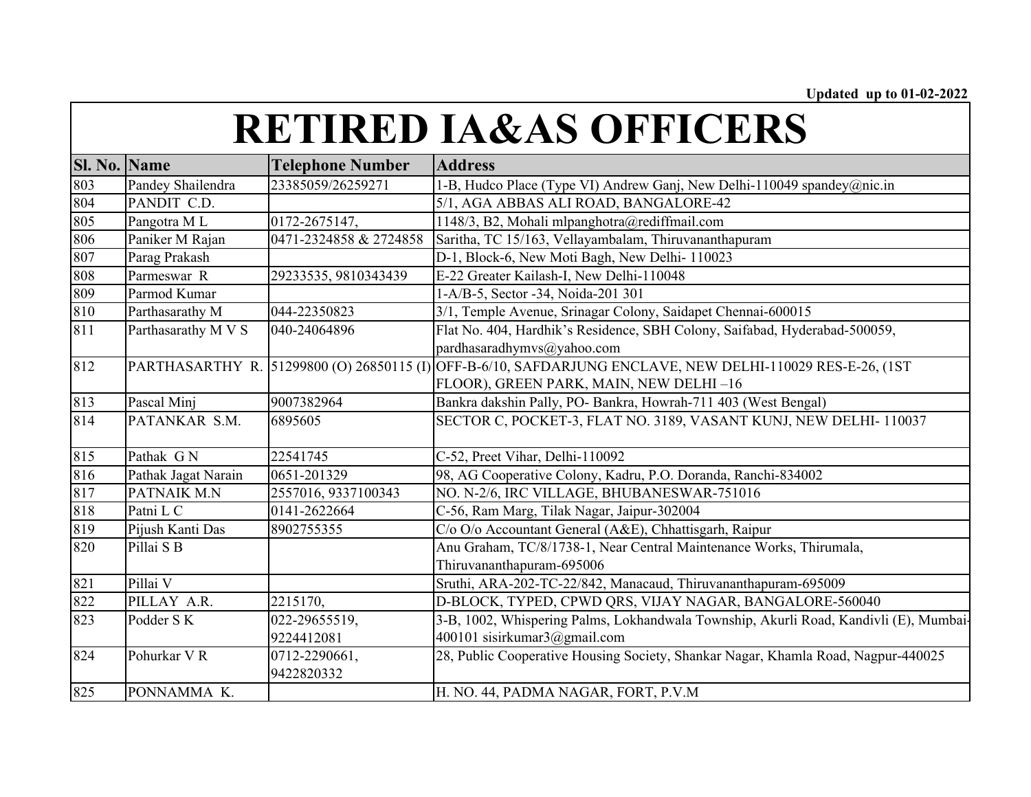Updated up to 01-02-2022

# RETIRED IA&AS OFFICERS

| Sl. No. | Name | Telephone Number | Address |
|---|---|---|---|
| 803 | Pandey Shailendra | 23385059/26259271 | 1-B, Hudco Place (Type VI) Andrew Ganj, New Delhi-110049 spandey@nic.in |
| 804 | PANDIT C.D. | | 5/1, AGA ABBAS ALI ROAD, BANGALORE-42 |
| 805 | Pangotra M L | 0172-2675147, | 1148/3, B2, Mohali mlpanghotra@rediffmail.com |
| 806 | Paniker M Rajan | 0471-2324858 & 2724858 | Saritha, TC 15/163, Vellayambalam, Thiruvananthapuram |
| 807 | Parag Prakash | | D-1, Block-6, New Moti Bagh, New Delhi- 110023 |
| 808 | Parmeswar R | 29233535, 9810343439 | E-22 Greater Kailash-I, New Delhi-110048 |
| 809 | Parmod Kumar | | 1-A/B-5, Sector -34, Noida-201 301 |
| 810 | Parthasarathy M | 044-22350823 | 3/1, Temple Avenue, Srinagar Colony, Saidapet Chennai-600015 |
| 811 | Parthasarathy M V S | 040-24064896 | Flat No. 404, Hardhik's Residence, SBH Colony, Saifabad, Hyderabad-500059, pardhasaradhymvs@yahoo.com |
| 812 | PARTHASARTHY R. | 51299800 (O) 26850115 (I) | OFF-B-6/10, SAFDARJUNG ENCLAVE, NEW DELHI-110029 RES-E-26, (1ST FLOOR), GREEN PARK, MAIN, NEW DELHI –16 |
| 813 | Pascal Minj | 9007382964 | Bankra dakshin Pally, PO- Bankra, Howrah-711 403 (West Bengal) |
| 814 | PATANKAR S.M. | 6895605 | SECTOR C, POCKET-3, FLAT NO. 3189, VASANT KUNJ, NEW DELHI- 110037 |
| 815 | Pathak G N | 22541745 | C-52, Preet Vihar, Delhi-110092 |
| 816 | Pathak Jagat Narain | 0651-201329 | 98, AG Cooperative Colony, Kadru, P.O. Doranda, Ranchi-834002 |
| 817 | PATNAIK M.N | 2557016, 9337100343 | NO. N-2/6, IRC VILLAGE, BHUBANESWAR-751016 |
| 818 | Patni L C | 0141-2622664 | C-56, Ram Marg, Tilak Nagar, Jaipur-302004 |
| 819 | Pijush Kanti Das | 8902755355 | C/o O/o Accountant General (A&E), Chhattisgarh, Raipur |
| 820 | Pillai S B | | Anu Graham, TC/8/1738-1, Near Central Maintenance Works, Thirumala, Thiruvananthapuram-695006 |
| 821 | Pillai V | | Sruthi, ARA-202-TC-22/842, Manacaud, Thiruvananthapuram-695009 |
| 822 | PILLAY A.R. | 2215170, | D-BLOCK, TYPED, CPWD QRS, VIJAY NAGAR, BANGALORE-560040 |
| 823 | Podder S K | 022-29655519, 9224412081 | 3-B, 1002, Whispering Palms, Lokhandwala Township, Akurli Road, Kandivli (E), Mumbai-400101 sisirkumar3@gmail.com |
| 824 | Pohurkar V R | 0712-2290661, 9422820332 | 28, Public Cooperative Housing Society, Shankar Nagar, Khamla Road, Nagpur-440025 |
| 825 | PONNAMMA K. | | H. NO. 44, PADMA NAGAR, FORT, P.V.M |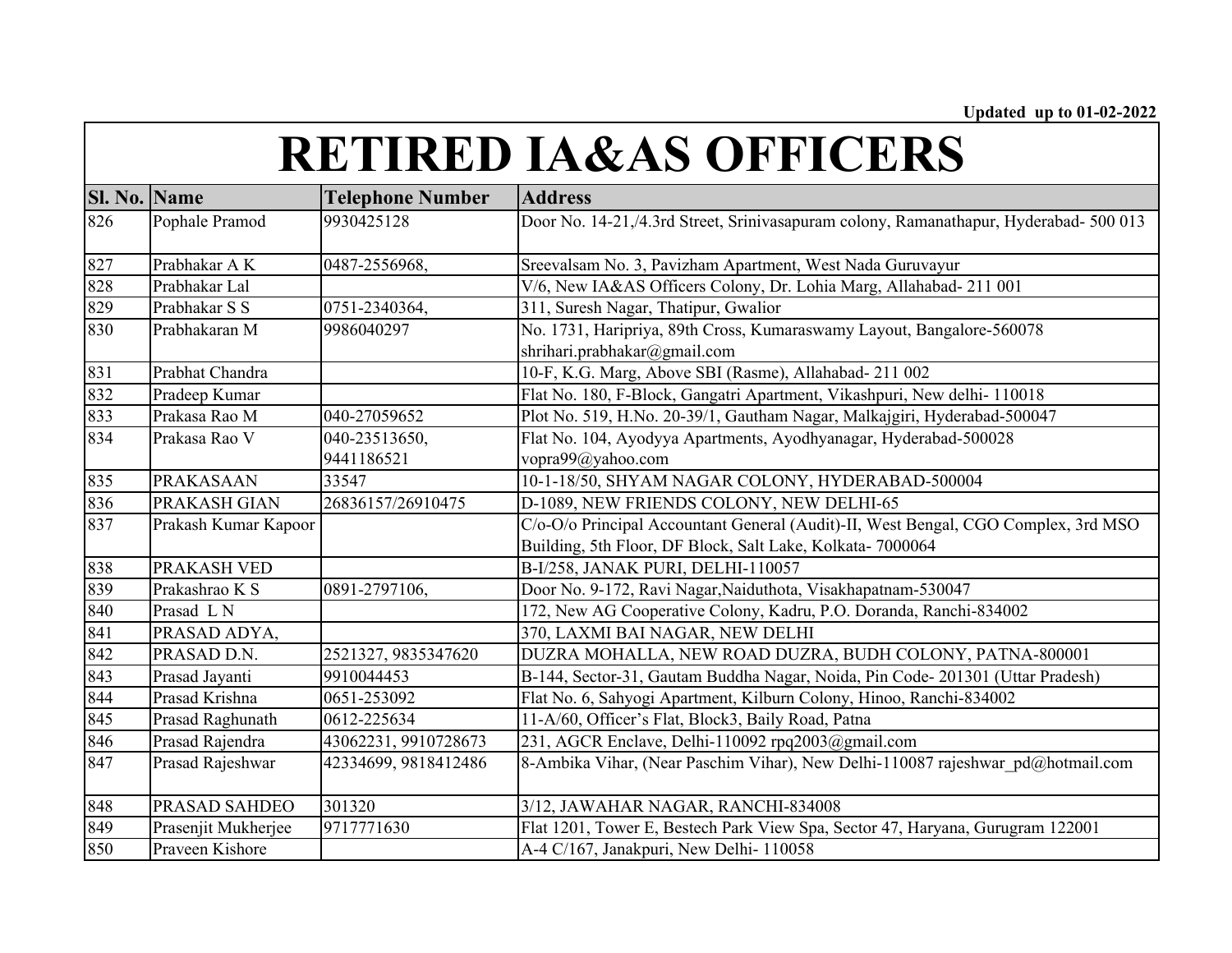Updated up to 01-02-2022

# RETIRED IA&AS OFFICERS

| Sl. No. | Name | Telephone Number | Address |
|---|---|---|---|
| 826 | Pophale Pramod | 9930425128 | Door No. 14-21,/4.3rd Street, Srinivasapuram colony, Ramanathapur, Hyderabad- 500 013 |
| 827 | Prabhakar A K | 0487-2556968, | Sreevalsam No. 3, Pavizham Apartment, West Nada Guruvayur |
| 828 | Prabhakar Lal | | V/6, New IA&AS Officers Colony, Dr. Lohia Marg, Allahabad- 211 001 |
| 829 | Prabhakar S S | 0751-2340364, | 311, Suresh Nagar, Thatipur, Gwalior |
| 830 | Prabhakaran M | 9986040297 | No. 1731, Haripriya, 89th Cross, Kumaraswamy Layout, Bangalore-560078 shrihari.prabhakar@gmail.com |
| 831 | Prabhat Chandra | | 10-F, K.G. Marg, Above SBI (Rasme), Allahabad- 211 002 |
| 832 | Pradeep Kumar | | Flat No. 180, F-Block, Gangatri Apartment, Vikashpuri, New delhi- 110018 |
| 833 | Prakasa Rao M | 040-27059652 | Plot No. 519, H.No. 20-39/1, Gautham Nagar, Malkajgiri, Hyderabad-500047 |
| 834 | Prakasa Rao V | 040-23513650, 9441186521 | Flat No. 104, Ayodyya Apartments, Ayodhyanagar, Hyderabad-500028 vopra99@yahoo.com |
| 835 | PRAKASAAN | 33547 | 10-1-18/50, SHYAM NAGAR COLONY, HYDERABAD-500004 |
| 836 | PRAKASH GIAN | 26836157/26910475 | D-1089, NEW FRIENDS COLONY, NEW DELHI-65 |
| 837 | Prakash Kumar Kapoor | | C/o-O/o Principal Accountant General (Audit)-II, West Bengal, CGO Complex, 3rd MSO Building, 5th Floor, DF Block, Salt Lake, Kolkata- 7000064 |
| 838 | PRAKASH VED | | B-I/258, JANAK PURI, DELHI-110057 |
| 839 | Prakashrao K S | 0891-2797106, | Door No. 9-172, Ravi Nagar,Naiduthota, Visakhapatnam-530047 |
| 840 | Prasad L N | | 172, New AG Cooperative Colony, Kadru, P.O. Doranda, Ranchi-834002 |
| 841 | PRASAD ADYA, | | 370, LAXMI BAI NAGAR, NEW DELHI |
| 842 | PRASAD D.N. | 2521327, 9835347620 | DUZRA MOHALLA, NEW ROAD DUZRA, BUDH COLONY, PATNA-800001 |
| 843 | Prasad Jayanti | 9910044453 | B-144, Sector-31, Gautam Buddha Nagar, Noida, Pin Code- 201301 (Uttar Pradesh) |
| 844 | Prasad Krishna | 0651-253092 | Flat No. 6, Sahyogi Apartment, Kilburn Colony, Hinoo, Ranchi-834002 |
| 845 | Prasad Raghunath | 0612-225634 | 11-A/60, Officer's Flat, Block3, Baily Road, Patna |
| 846 | Prasad Rajendra | 43062231, 9910728673 | 231, AGCR Enclave, Delhi-110092 rpq2003@gmail.com |
| 847 | Prasad Rajeshwar | 42334699, 9818412486 | 8-Ambika Vihar, (Near Paschim Vihar), New Delhi-110087 rajeshwar_pd@hotmail.com |
| 848 | PRASAD SAHDEO | 301320 | 3/12, JAWAHAR NAGAR, RANCHI-834008 |
| 849 | Prasenjit Mukherjee | 9717771630 | Flat 1201, Tower E, Bestech Park View Spa, Sector 47, Haryana, Gurugram 122001 |
| 850 | Praveen Kishore | | A-4 C/167, Janakpuri, New Delhi- 110058 |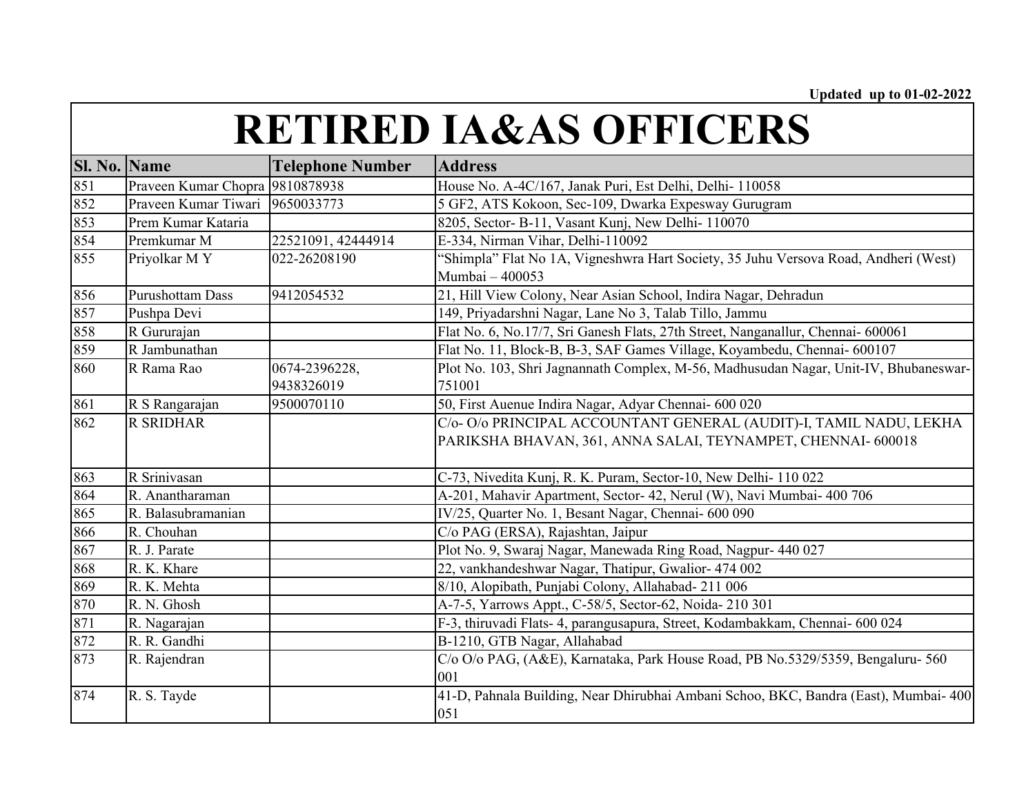Updated up to 01-02-2022

# RETIRED IA&AS OFFICERS

| Sl. No. | Name | Telephone Number | Address |
|---|---|---|---|
| 851 | Praveen Kumar Chopra | 9810878938 | House No. A-4C/167, Janak Puri, Est Delhi, Delhi- 110058 |
| 852 | Praveen Kumar Tiwari | 9650033773 | 5 GF2, ATS Kokoon, Sec-109, Dwarka Expesway Gurugram |
| 853 | Prem Kumar Kataria | | 8205, Sector- B-11, Vasant Kunj, New Delhi- 110070 |
| 854 | Premkumar M | 22521091, 42444914 | E-334, Nirman Vihar, Delhi-110092 |
| 855 | Priyolkar M Y | 022-26208190 | "Shimpla" Flat No 1A, Vigneshwra Hart Society, 35 Juhu Versova Road, Andheri (West) Mumbai – 400053 |
| 856 | Purushottam Dass | 9412054532 | 21, Hill View Colony, Near Asian School, Indira Nagar, Dehradun |
| 857 | Pushpa Devi | | 149, Priyadarshni Nagar, Lane No 3, Talab Tillo, Jammu |
| 858 | R Gururajan | | Flat No. 6, No.17/7, Sri Ganesh Flats, 27th Street, Nanganallur, Chennai- 600061 |
| 859 | R Jambunathan | | Flat No. 11, Block-B, B-3, SAF Games Village, Koyambedu, Chennai- 600107 |
| 860 | R Rama Rao | 0674-2396228, 9438326019 | Plot No. 103, Shri Jagnannath Complex, M-56, Madhusudan Nagar, Unit-IV, Bhubaneswar-751001 |
| 861 | R S Rangarajan | 9500070110 | 50, First Auenue Indira Nagar, Adyar Chennai- 600 020 |
| 862 | R SRIDHAR | | C/o- O/o PRINCIPAL ACCOUNTANT GENERAL (AUDIT)-I, TAMIL NADU, LEKHA PARIKSHA BHAVAN, 361, ANNA SALAI, TEYNAMPET, CHENNAI- 600018 |
| 863 | R Srinivasan | | C-73, Nivedita Kunj, R. K. Puram, Sector-10, New Delhi- 110 022 |
| 864 | R. Anantharaman | | A-201, Mahavir Apartment, Sector- 42, Nerul (W), Navi Mumbai- 400 706 |
| 865 | R. Balasubramanian | | IV/25, Quarter No. 1, Besant Nagar, Chennai- 600 090 |
| 866 | R. Chouhan | | C/o PAG (ERSA), Rajashtan, Jaipur |
| 867 | R. J. Parate | | Plot No. 9, Swaraj Nagar, Manewada Ring Road, Nagpur- 440 027 |
| 868 | R. K. Khare | | 22, vankhandeshwar Nagar, Thatipur, Gwalior- 474 002 |
| 869 | R. K. Mehta | | 8/10, Alopibath, Punjabi Colony, Allahabad- 211 006 |
| 870 | R. N. Ghosh | | A-7-5, Yarrows Appt., C-58/5, Sector-62, Noida- 210 301 |
| 871 | R. Nagarajan | | F-3, thiruvadi Flats- 4, parangusapura, Street, Kodambakkam, Chennai- 600 024 |
| 872 | R. R. Gandhi | | B-1210, GTB Nagar, Allahabad |
| 873 | R. Rajendran | | C/o O/o PAG, (A&E), Karnataka, Park House Road, PB No.5329/5359, Bengaluru- 560 001 |
| 874 | R. S. Tayde | | 41-D, Pahnala Building, Near Dhirubhai Ambani Schoo, BKC, Bandra (East), Mumbai- 400 051 |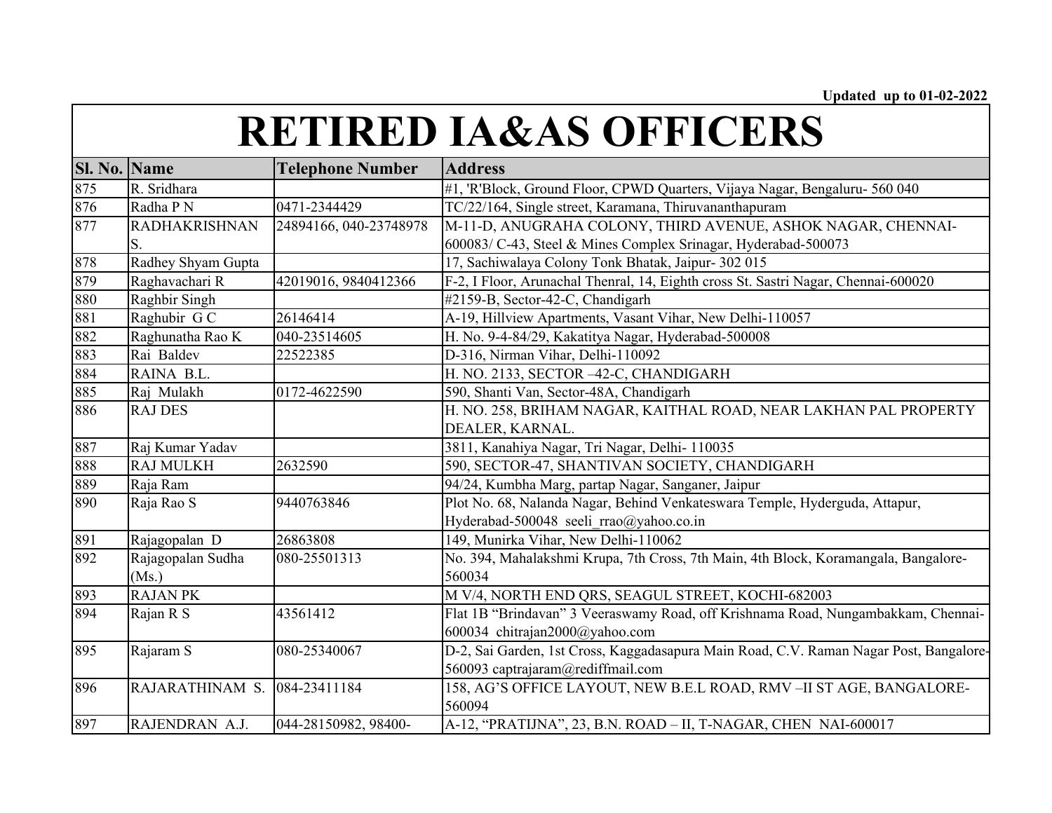Updated up to 01-02-2022

# RETIRED IA&AS OFFICERS

| Sl. No. | Name | Telephone Number | Address |
|---|---|---|---|
| 875 | R. Sridhara | | #1, 'R'Block, Ground Floor, CPWD Quarters, Vijaya Nagar, Bengaluru- 560 040 |
| 876 | Radha P N | 0471-2344429 | TC/22/164, Single street, Karamana, Thiruvananthapuram |
| 877 | RADHAKRISHNAN S. | 24894166, 040-23748978 | M-11-D, ANUGRAHA COLONY, THIRD AVENUE, ASHOK NAGAR, CHENNAI-600083/ C-43, Steel & Mines Complex Srinagar, Hyderabad-500073 |
| 878 | Radhey Shyam Gupta | | 17, Sachiwalaya Colony Tonk Bhatak, Jaipur- 302 015 |
| 879 | Raghavachari R | 42019016, 9840412366 | F-2, I Floor, Arunachal Thenral, 14, Eighth cross St. Sastri Nagar, Chennai-600020 |
| 880 | Raghbir Singh | | #2159-B, Sector-42-C, Chandigarh |
| 881 | Raghubir G C | 26146414 | A-19, Hillview Apartments, Vasant Vihar, New Delhi-110057 |
| 882 | Raghunatha Rao K | 040-23514605 | H. No. 9-4-84/29, Kakatitya Nagar, Hyderabad-500008 |
| 883 | Rai Baldev | 22522385 | D-316, Nirman Vihar, Delhi-110092 |
| 884 | RAINA B.L. | | H. NO. 2133, SECTOR –42-C, CHANDIGARH |
| 885 | Raj Mulakh | 0172-4622590 | 590, Shanti Van, Sector-48A, Chandigarh |
| 886 | RAJ DES | | H. NO. 258, BRIHAM NAGAR, KAITHAL ROAD, NEAR LAKHAN PAL PROPERTY DEALER, KARNAL. |
| 887 | Raj Kumar Yadav | | 3811, Kanahiya Nagar, Tri Nagar, Delhi- 110035 |
| 888 | RAJ MULKH | 2632590 | 590, SECTOR-47, SHANTIVAN SOCIETY, CHANDIGARH |
| 889 | Raja Ram | | 94/24, Kumbha Marg, partap Nagar, Sanganer, Jaipur |
| 890 | Raja Rao S | 9440763846 | Plot No. 68, Nalanda Nagar, Behind Venkateswara Temple, Hyderguda, Attapur, Hyderabad-500048 seeli_rrao@yahoo.co.in |
| 891 | Rajagopalan D | 26863808 | 149, Munirka Vihar, New Delhi-110062 |
| 892 | Rajagopalan Sudha (Ms.) | 080-25501313 | No. 394, Mahalakshmi Krupa, 7th Cross, 7th Main, 4th Block, Koramangala, Bangalore-560034 |
| 893 | RAJAN PK | | M V/4, NORTH END QRS, SEAGUL STREET, KOCHI-682003 |
| 894 | Rajan R S | 43561412 | Flat 1B "Brindavan" 3 Veeraswamy Road, off Krishnama Road, Nungambakkam, Chennai-600034 chitrajan2000@yahoo.com |
| 895 | Rajaram S | 080-25340067 | D-2, Sai Garden, 1st Cross, Kaggadasapura Main Road, C.V. Raman Nagar Post, Bangalore-560093 captrajaram@rediffmail.com |
| 896 | RAJARATHINAM S. | 084-23411184 | 158, AG'S OFFICE LAYOUT, NEW B.E.L ROAD, RMV –II ST AGE, BANGALORE-560094 |
| 897 | RAJENDRAN A.J. | 044-28150982, 98400- | A-12, "PRATIJNA", 23, B.N. ROAD – II, T-NAGAR, CHEN NAI-600017 |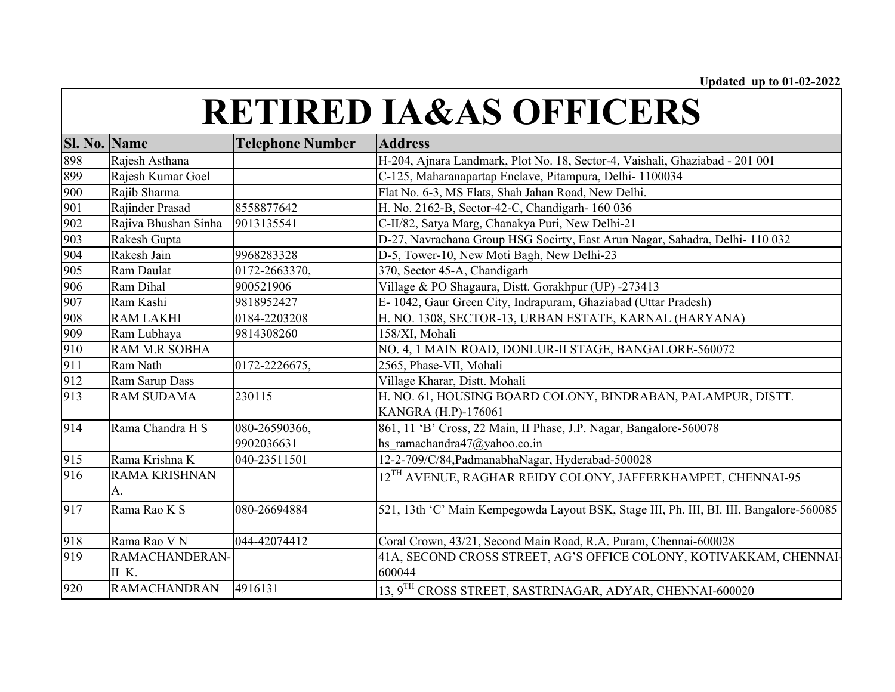Updated up to 01-02-2022

# RETIRED IA&AS OFFICERS

| Sl. No. | Name | Telephone Number | Address |
|---|---|---|---|
| 898 | Rajesh Asthana | | H-204, Ajnara Landmark, Plot No. 18, Sector-4, Vaishali, Ghaziabad - 201 001 |
| 899 | Rajesh Kumar Goel | | C-125, Maharanapartap Enclave, Pitampura, Delhi- 1100034 |
| 900 | Rajib Sharma | | Flat No. 6-3, MS Flats, Shah Jahan Road, New Delhi. |
| 901 | Rajinder Prasad | 8558877642 | H. No. 2162-B, Sector-42-C, Chandigarh- 160 036 |
| 902 | Rajiva Bhushan Sinha | 9013135541 | C-II/82, Satya Marg, Chanakya Puri, New Delhi-21 |
| 903 | Rakesh Gupta | | D-27, Navrachana Group HSG Socirty, East Arun Nagar, Sahadra, Delhi- 110 032 |
| 904 | Rakesh Jain | 9968283328 | D-5, Tower-10, New Moti Bagh, New Delhi-23 |
| 905 | Ram Daulat | 0172-2663370, | 370, Sector 45-A, Chandigarh |
| 906 | Ram Dihal | 900521906 | Village & PO Shagaura, Distt. Gorakhpur (UP) -273413 |
| 907 | Ram Kashi | 9818952427 | E- 1042, Gaur Green City, Indrapuram, Ghaziabad (Uttar Pradesh) |
| 908 | RAM LAKHI | 0184-2203208 | H. NO. 1308, SECTOR-13, URBAN ESTATE, KARNAL (HARYANA) |
| 909 | Ram Lubhaya | 9814308260 | 158/XI, Mohali |
| 910 | RAM M.R SOBHA | | NO. 4, 1 MAIN ROAD, DONLUR-II STAGE, BANGALORE-560072 |
| 911 | Ram Nath | 0172-2226675, | 2565, Phase-VII, Mohali |
| 912 | Ram Sarup Dass | | Village Kharar, Distt. Mohali |
| 913 | RAM SUDAMA | 230115 | H. NO. 61, HOUSING BOARD COLONY, BINDRABAN, PALAMPUR, DISTT. KANGRA (H.P)-176061 |
| 914 | Rama Chandra H S | 080-26590366, 9902036631 | 861, 11 'B' Cross, 22 Main, II Phase, J.P. Nagar, Bangalore-560078 hs_ramachandra47@yahoo.co.in |
| 915 | Rama Krishna K | 040-23511501 | 12-2-709/C/84,PadmanabhaNagar, Hyderabad-500028 |
| 916 | RAMA KRISHNAN A. | | 12TH AVENUE, RAGHAR REIDY COLONY, JAFFERKHAMPET, CHENNAI-95 |
| 917 | Rama Rao K S | 080-26694884 | 521, 13th 'C' Main Kempegowda Layout BSK, Stage III, Ph. III, BI. III, Bangalore-560085 |
| 918 | Rama Rao V N | 044-42074412 | Coral Crown, 43/21, Second Main Road, R.A. Puram, Chennai-600028 |
| 919 | RAMACHANDERAN-II K. | | 41A, SECOND CROSS STREET, AG'S OFFICE COLONY, KOTIVAKKAM, CHENNAI-600044 |
| 920 | RAMACHANDRAN | 4916131 | 13, 9TH CROSS STREET, SASTRINAGAR, ADYAR, CHENNAI-600020 |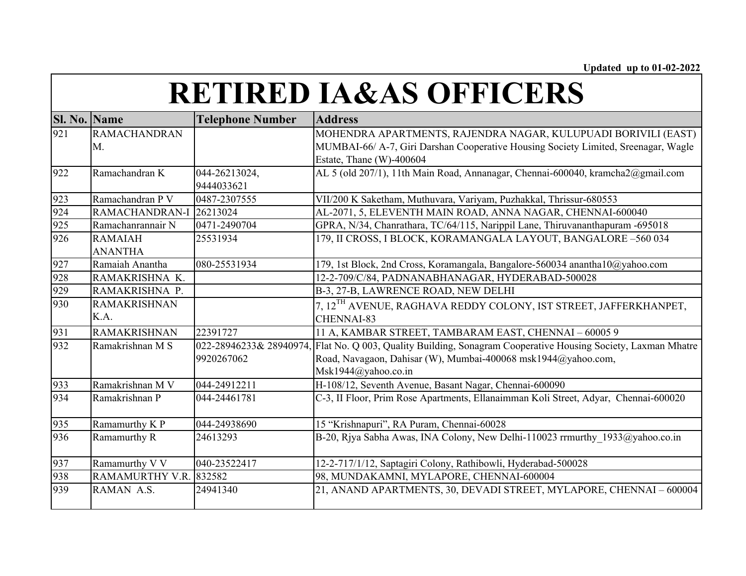Updated up to 01-02-2022

# RETIRED IA&AS OFFICERS

| Sl. No. | Name | Telephone Number | Address |
|---|---|---|---|
| 921 | RAMACHANDRAN M. | | MOHENDRA APARTMENTS, RAJENDRA NAGAR, KULUPUADI BORIVILI (EAST) MUMBAI-66/ A-7, Giri Darshan Cooperative Housing Society Limited, Sreenagar, Wagle Estate, Thane (W)-400604 |
| 922 | Ramachandran K | 044-26213024, 9444033621 | AL 5 (old 207/1), 11th Main Road, Annanagar, Chennai-600040, kramcha2@gmail.com |
| 923 | Ramachandran P V | 0487-2307555 | VII/200 K Saketham, Muthuvara, Variyam, Puzhakkal, Thrissur-680553 |
| 924 | RAMACHANDRAN-I | 26213024 | AL-2071, 5, ELEVENTH MAIN ROAD, ANNA NAGAR, CHENNAI-600040 |
| 925 | Ramachanrannair N | 0471-2490704 | GPRA, N/34, Chanrathara, TC/64/115, Narippil Lane, Thiruvananthapuram -695018 |
| 926 | RAMAIAH ANANTHA | 25531934 | 179, II CROSS, I BLOCK, KORAMANGALA LAYOUT, BANGALORE –560 034 |
| 927 | Ramaiah Anantha | 080-25531934 | 179, 1st Block, 2nd Cross, Koramangala, Bangalore-560034 anantha10@yahoo.com |
| 928 | RAMAKRISHNA K. | | 12-2-709/C/84, PADNANABHANAGAR, HYDERABAD-500028 |
| 929 | RAMAKRISHNA P. | | B-3, 27-B, LAWRENCE ROAD, NEW DELHI |
| 930 | RAMAKRISHNAN K.A. | | 7, 12TH AVENUE, RAGHAVA REDDY COLONY, IST STREET, JAFFERKHANPET, CHENNAI-83 |
| 931 | RAMAKRISHNAN | 22391727 | 11 A, KAMBAR STREET, TAMBARAM EAST, CHENNAI – 60005 9 |
| 932 | Ramakrishnan M S | 022-28946233& 28940974, 9920267062 | Flat No. Q 003, Quality Building, Sonagram Cooperative Housing Society, Laxman Mhatre Road, Navagaon, Dahisar (W), Mumbai-400068 msk1944@yahoo.com, Msk1944@yahoo.co.in |
| 933 | Ramakrishnan M V | 044-24912211 | H-108/12, Seventh Avenue, Basant Nagar, Chennai-600090 |
| 934 | Ramakrishnan P | 044-24461781 | C-3, II Floor, Prim Rose Apartments, Ellanaimman Koli Street, Adyar, Chennai-600020 |
| 935 | Ramamurthy K P | 044-24938690 | 15 "Krishnapuri", RA Puram, Chennai-60028 |
| 936 | Ramamurthy R | 24613293 | B-20, Rjya Sabha Awas, INA Colony, New Delhi-110023 rrmurthy_1933@yahoo.co.in |
| 937 | Ramamurthy V V | 040-23522417 | 12-2-717/1/12, Saptagiri Colony, Rathibowli, Hyderabad-500028 |
| 938 | RAMAMURTHY V.R. | 832582 | 98, MUNDAKAMNI, MYLAPORE, CHENNAI-600004 |
| 939 | RAMAN A.S. | 24941340 | 21, ANAND APARTMENTS, 30, DEVADI STREET, MYLAPORE, CHENNAI – 600004 |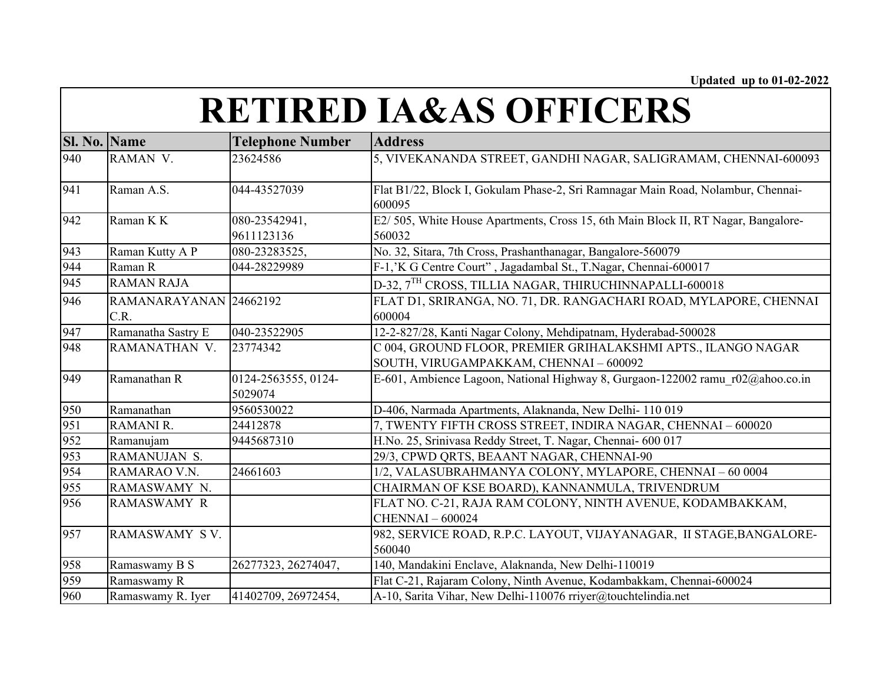Updated up to 01-02-2022

# RETIRED IA&AS OFFICERS

| Sl. No. | Name | Telephone Number | Address |
|---|---|---|---|
| 940 | RAMAN V. | 23624586 | 5, VIVEKANANDA STREET, GANDHI NAGAR, SALIGRAMAM, CHENNAI-600093 |
| 941 | Raman A.S. | 044-43527039 | Flat B1/22, Block I, Gokulam Phase-2, Sri Ramnagar Main Road, Nolambur, Chennai-600095 |
| 942 | Raman K K | 080-23542941, 9611123136 | E2/ 505, White House Apartments, Cross 15, 6th Main Block II, RT Nagar, Bangalore-560032 |
| 943 | Raman Kutty A P | 080-23283525, | No. 32, Sitara, 7th Cross, Prashanthanagar, Bangalore-560079 |
| 944 | Raman R | 044-28229989 | F-1,'K G Centre Court" , Jagadambal St., T.Nagar, Chennai-600017 |
| 945 | RAMAN RAJA | | D-32, 7TH CROSS, TILLIA NAGAR, THIRUCHINNAPALLI-600018 |
| 946 | RAMANARAYANAN C.R. | 24662192 | FLAT D1, SRIRANGA, NO. 71, DR. RANGACHARI ROAD, MYLAPORE, CHENNAI 600004 |
| 947 | Ramanatha Sastry E | 040-23522905 | 12-2-827/28, Kanti Nagar Colony, Mehdipatnam, Hyderabad-500028 |
| 948 | RAMANATHAN V. | 23774342 | C 004, GROUND FLOOR, PREMIER GRIHALAKSHMI APTS., ILANGO NAGAR SOUTH, VIRUGAMPAKKAM, CHENNAI – 600092 |
| 949 | Ramanathan R | 0124-2563555, 0124-5029074 | E-601, Ambience Lagoon, National Highway 8, Gurgaon-122002 ramu_r02@ahoo.co.in |
| 950 | Ramanathan | 9560530022 | D-406, Narmada Apartments, Alaknanda, New Delhi- 110 019 |
| 951 | RAMANI R. | 24412878 | 7, TWENTY FIFTH CROSS STREET, INDIRA NAGAR, CHENNAI – 600020 |
| 952 | Ramanujam | 9445687310 | H.No. 25, Srinivasa Reddy Street, T. Nagar, Chennai- 600 017 |
| 953 | RAMANUJAN S. | | 29/3, CPWD QRTS, BEAANT NAGAR, CHENNAI-90 |
| 954 | RAMARAO V.N. | 24661603 | 1/2, VALASUBRAHMANYA COLONY, MYLAPORE, CHENNAI – 60 0004 |
| 955 | RAMASWAMY N. | | CHAIRMAN OF KSE BOARD), KANNANMULA, TRIVENDRUM |
| 956 | RAMASWAMY R | | FLAT NO. C-21, RAJA RAM COLONY, NINTH AVENUE, KODAMBAKKAM, CHENNAI – 600024 |
| 957 | RAMASWAMY S V. | | 982, SERVICE ROAD, R.P.C. LAYOUT, VIJAYANAGAR, II STAGE,BANGALORE-560040 |
| 958 | Ramaswamy B S | 26277323, 26274047, | 140, Mandakini Enclave, Alaknanda, New Delhi-110019 |
| 959 | Ramaswamy R | | Flat C-21, Rajaram Colony, Ninth Avenue, Kodambakkam, Chennai-600024 |
| 960 | Ramaswamy R. Iyer | 41402709, 26972454, | A-10, Sarita Vihar, New Delhi-110076 rriyer@touchtelindia.net |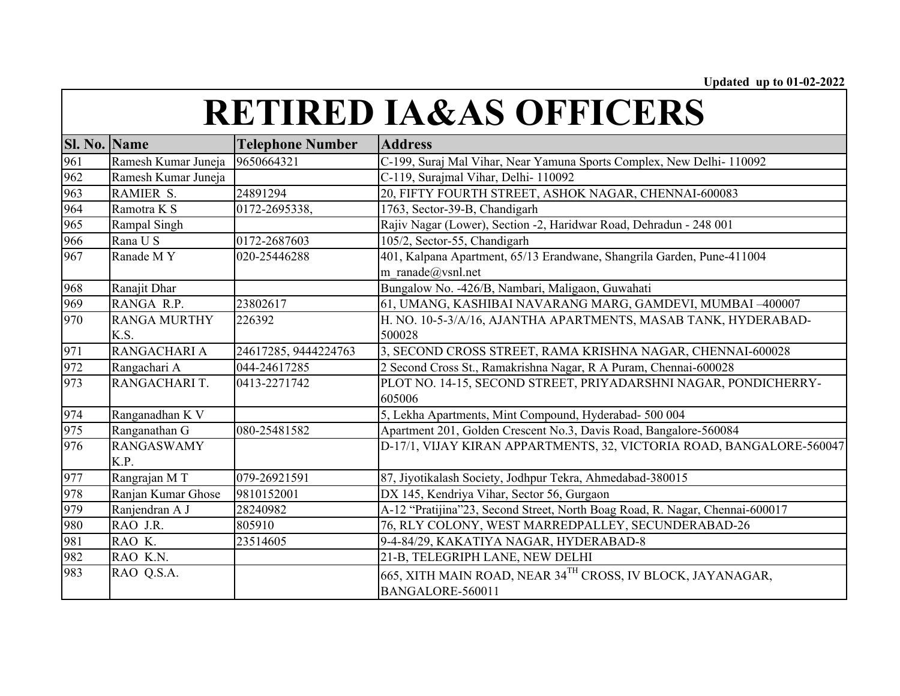Updated up to 01-02-2022

# RETIRED IA&AS OFFICERS

| Sl. No. | Name | Telephone Number | Address |
|---|---|---|---|
| 961 | Ramesh Kumar Juneja | 9650664321 | C-199, Suraj Mal Vihar, Near Yamuna Sports Complex, New Delhi- 110092 |
| 962 | Ramesh Kumar Juneja | | C-119, Surajmal Vihar, Delhi- 110092 |
| 963 | RAMIER S. | 24891294 | 20, FIFTY FOURTH STREET, ASHOK NAGAR, CHENNAI-600083 |
| 964 | Ramotra K S | 0172-2695338, | 1763, Sector-39-B, Chandigarh |
| 965 | Rampal Singh | | Rajiv Nagar (Lower), Section -2, Haridwar Road, Dehradun - 248 001 |
| 966 | Rana U S | 0172-2687603 | 105/2, Sector-55, Chandigarh |
| 967 | Ranade M Y | 020-25446288 | 401, Kalpana Apartment, 65/13 Erandwane, Shangrila Garden, Pune-411004 m_ranade@vsnl.net |
| 968 | Ranajit Dhar | | Bungalow No. -426/B, Nambari, Maligaon, Guwahati |
| 969 | RANGA R.P. | 23802617 | 61, UMANG, KASHIBAI NAVARANG MARG, GAMDEVI, MUMBAI –400007 |
| 970 | RANGA MURTHY K.S. | 226392 | H. NO. 10-5-3/A/16, AJANTHA APARTMENTS, MASAB TANK, HYDERABAD-500028 |
| 971 | RANGACHARI A | 24617285, 9444224763 | 3, SECOND CROSS STREET, RAMA KRISHNA NAGAR, CHENNAI-600028 |
| 972 | Rangachari A | 044-24617285 | 2 Second Cross St., Ramakrishna Nagar, R A Puram, Chennai-600028 |
| 973 | RANGACHARI T. | 0413-2271742 | PLOT NO. 14-15, SECOND STREET, PRIYADARSHNI NAGAR, PONDICHERRY-605006 |
| 974 | Ranganadhan K V | | 5, Lekha Apartments, Mint Compound, Hyderabad- 500 004 |
| 975 | Ranganathan G | 080-25481582 | Apartment 201, Golden Crescent No.3, Davis Road, Bangalore-560084 |
| 976 | RANGASWAMY K.P. | | D-17/1, VIJAY KIRAN APPARTMENTS, 32, VICTORIA ROAD, BANGALORE-560047 |
| 977 | Rangrajan M T | 079-26921591 | 87, Jiyotikalash Society, Jodhpur Tekra, Ahmedabad-380015 |
| 978 | Ranjan Kumar Ghose | 9810152001 | DX 145, Kendriya Vihar, Sector 56, Gurgaon |
| 979 | Ranjendran A J | 28240982 | A-12 “Pratijina”23, Second Street, North Boag Road, R. Nagar, Chennai-600017 |
| 980 | RAO J.R. | 805910 | 76, RLY COLONY, WEST MARREDPALLEY, SECUNDERABAD-26 |
| 981 | RAO K. | 23514605 | 9-4-84/29, KAKATIYA NAGAR, HYDERABAD-8 |
| 982 | RAO K.N. | | 21-B, TELEGRIPH LANE, NEW DELHI |
| 983 | RAO Q.S.A. | | 665, XITH MAIN ROAD, NEAR 34TH CROSS, IV BLOCK, JAYANAGAR, BANGALORE-560011 |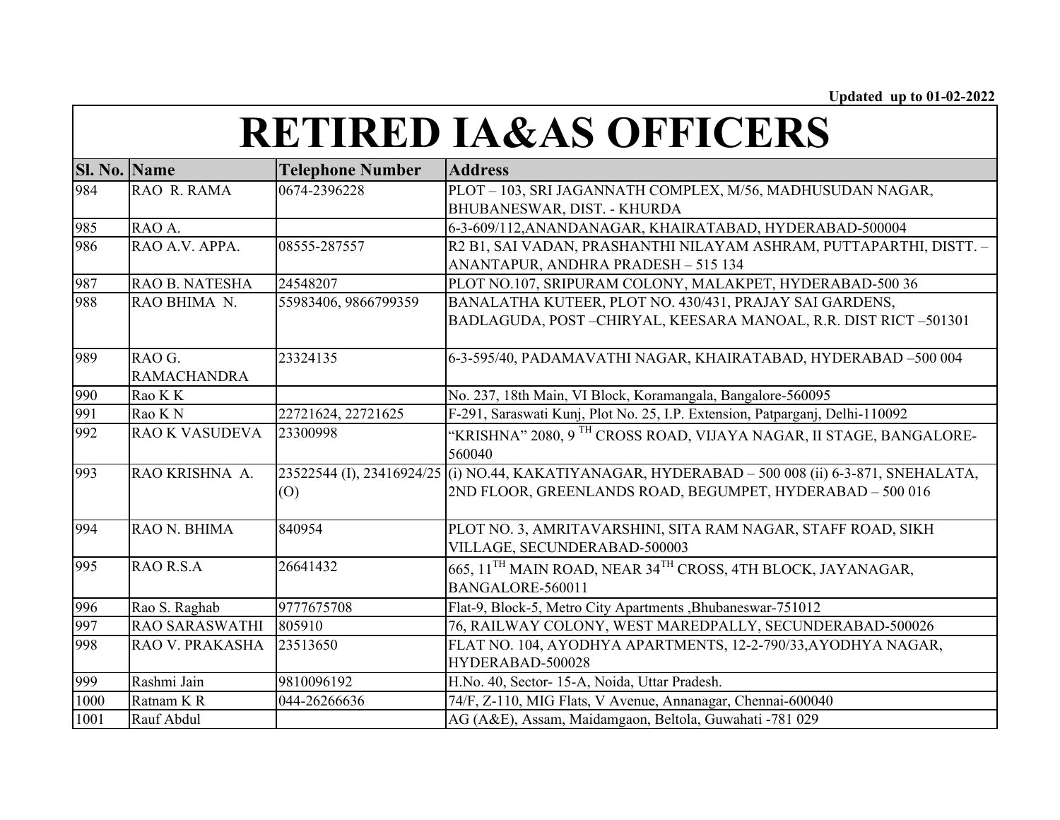Updated up to 01-02-2022

# RETIRED IA&AS OFFICERS

| Sl. No. | Name | Telephone Number | Address |
|---|---|---|---|
| 984 | RAO R. RAMA | 0674-2396228 | PLOT – 103, SRI JAGANNATH COMPLEX, M/56, MADHUSUDAN NAGAR, BHUBANESWAR, DIST. - KHURDA |
| 985 | RAO A. | | 6-3-609/112,ANANDANAGAR, KHAIRATABAD, HYDERABAD-500004 |
| 986 | RAO A.V. APPA. | 08555-287557 | R2 B1, SAI VADAN, PRASHANTHI NILAYAM ASHRAM, PUTTAPARTHI, DISTT. – ANANTAPUR, ANDHRA PRADESH – 515 134 |
| 987 | RAO B. NATESHA | 24548207 | PLOT NO.107, SRIPURAM COLONY, MALAKPET, HYDERABAD-500 36 |
| 988 | RAO BHIMA N. | 55983406, 9866799359 | BANALATHA KUTEER, PLOT NO. 430/431, PRAJAY SAI GARDENS, BADLAGUDA, POST –CHIRYAL, KEESARA MANOAL, R.R. DIST RICT –501301 |
| 989 | RAO G. RAMACHANDRA | 23324135 | 6-3-595/40, PADAMAVATHI NAGAR, KHAIRATABAD, HYDERABAD –500 004 |
| 990 | Rao K K | | No. 237, 18th Main, VI Block, Koramangala, Bangalore-560095 |
| 991 | Rao K N | 22721624, 22721625 | F-291, Saraswati Kunj, Plot No. 25, I.P. Extension, Patparganj, Delhi-110092 |
| 992 | RAO K VASUDEVA | 23300998 | "KRISHNA" 2080, 9 TH CROSS ROAD, VIJAYA NAGAR, II STAGE, BANGALORE-560040 |
| 993 | RAO KRISHNA A. | 23522544 (I), 23416924/25 (O) | (i) NO.44, KAKATIYANAGAR, HYDERABAD – 500 008 (ii) 6-3-871, SNEHALATA, 2ND FLOOR, GREENLANDS ROAD, BEGUMPET, HYDERABAD – 500 016 |
| 994 | RAO N. BHIMA | 840954 | PLOT NO. 3, AMRITAVARSHINI, SITA RAM NAGAR, STAFF ROAD, SIKH VILLAGE, SECUNDERABAD-500003 |
| 995 | RAO R.S.A | 26641432 | 665, 11TH MAIN ROAD, NEAR 34TH CROSS, 4TH BLOCK, JAYANAGAR, BANGALORE-560011 |
| 996 | Rao S. Raghab | 9777675708 | Flat-9, Block-5, Metro City Apartments ,Bhubaneswar-751012 |
| 997 | RAO SARASWATHI | 805910 | 76, RAILWAY COLONY, WEST MAREDPALLY, SECUNDERABAD-500026 |
| 998 | RAO V. PRAKASHA | 23513650 | FLAT NO. 104, AYODHYA APARTMENTS, 12-2-790/33,AYODHYA NAGAR, HYDERABAD-500028 |
| 999 | Rashmi Jain | 9810096192 | H.No. 40, Sector- 15-A, Noida, Uttar Pradesh. |
| 1000 | Ratnam K R | 044-26266636 | 74/F, Z-110, MIG Flats, V Avenue, Annanagar, Chennai-600040 |
| 1001 | Rauf Abdul | | AG (A&E), Assam, Maidamgaon, Beltola, Guwahati -781 029 |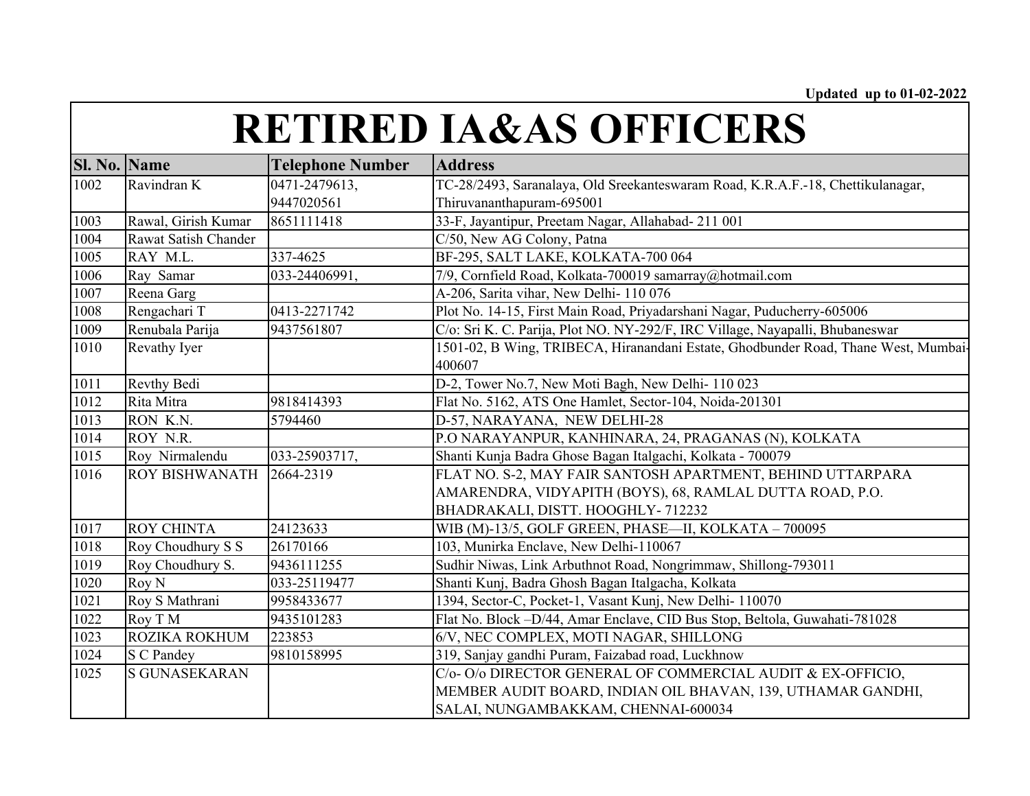Updated up to 01-02-2022

# RETIRED IA&AS OFFICERS

| Sl. No. | Name | Telephone Number | Address |
|---|---|---|---|
| 1002 | Ravindran K | 0471-2479613, 9447020561 | TC-28/2493, Saranalaya, Old Sreekanteswaram Road, K.R.A.F.-18, Chettikulanagar, Thiruvananthapuram-695001 |
| 1003 | Rawal, Girish Kumar | 8651111418 | 33-F, Jayantipur, Preetam Nagar, Allahabad- 211 001 |
| 1004 | Rawat Satish Chander | | C/50, New AG Colony, Patna |
| 1005 | RAY M.L. | 337-4625 | BF-295, SALT LAKE, KOLKATA-700 064 |
| 1006 | Ray Samar | 033-24406991, | 7/9, Cornfield Road, Kolkata-700019 samarray@hotmail.com |
| 1007 | Reena Garg | | A-206, Sarita vihar, New Delhi- 110 076 |
| 1008 | Rengachari T | 0413-2271742 | Plot No. 14-15, First Main Road, Priyadarshani Nagar, Puducherry-605006 |
| 1009 | Renubala Parija | 9437561807 | C/o: Sri K. C. Parija, Plot NO. NY-292/F, IRC Village, Nayapalli, Bhubaneswar |
| 1010 | Revathy Iyer | | 1501-02, B Wing, TRIBECA, Hiranandani Estate, Ghodbunder Road, Thane West, Mumbai-400607 |
| 1011 | Revthy Bedi | | D-2, Tower No.7, New Moti Bagh, New Delhi- 110 023 |
| 1012 | Rita Mitra | 9818414393 | Flat No. 5162, ATS One Hamlet, Sector-104, Noida-201301 |
| 1013 | RON K.N. | 5794460 | D-57, NARAYANA, NEW DELHI-28 |
| 1014 | ROY N.R. | | P.O NARAYANPUR, KANHINARA, 24, PRAGANAS (N), KOLKATA |
| 1015 | Roy Nirmalendu | 033-25903717, | Shanti Kunja Badra Ghose Bagan Italgachi, Kolkata - 700079 |
| 1016 | ROY BISHWANATH | 2664-2319 | FLAT NO. S-2, MAY FAIR SANTOSH APARTMENT, BEHIND UTTARPARA AMARENDRA, VIDYAPITH (BOYS), 68, RAMLAL DUTTA ROAD, P.O. BHADRAKALI, DISTT. HOOGHLY- 712232 |
| 1017 | ROY CHINTA | 24123633 | WIB (M)-13/5, GOLF GREEN, PHASE—II, KOLKATA – 700095 |
| 1018 | Roy Choudhury S S | 26170166 | 103, Munirka Enclave, New Delhi-110067 |
| 1019 | Roy Choudhury S. | 9436111255 | Sudhir Niwas, Link Arbuthnot Road, Nongrimmaw, Shillong-793011 |
| 1020 | Roy N | 033-25119477 | Shanti Kunj, Badra Ghosh Bagan Italgacha, Kolkata |
| 1021 | Roy S Mathrani | 9958433677 | 1394, Sector-C, Pocket-1, Vasant Kunj, New Delhi- 110070 |
| 1022 | Roy T M | 9435101283 | Flat No. Block –D/44, Amar Enclave, CID Bus Stop, Beltola, Guwahati-781028 |
| 1023 | ROZIKA ROKHUM | 223853 | 6/V, NEC COMPLEX, MOTI NAGAR, SHILLONG |
| 1024 | S C Pandey | 9810158995 | 319, Sanjay gandhi Puram, Faizabad road, Luckhnow |
| 1025 | S GUNASEKARAN | | C/o- O/o DIRECTOR GENERAL OF COMMERCIAL AUDIT & EX-OFFICIO, MEMBER AUDIT BOARD, INDIAN OIL BHAVAN, 139, UTHAMAR GANDHI, SALAI, NUNGAMBAKKAM, CHENNAI-600034 |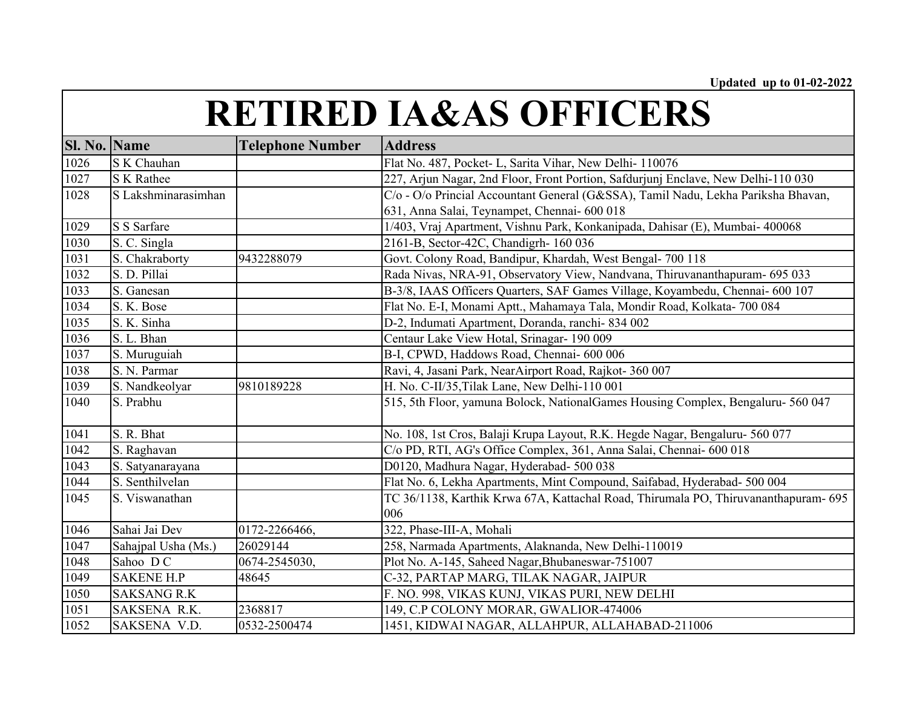Updated up to 01-02-2022

# RETIRED IA&AS OFFICERS

| Sl. No. | Name | Telephone Number | Address |
|---|---|---|---|
| 1026 | S K Chauhan | | Flat No. 487, Pocket- L, Sarita Vihar, New Delhi- 110076 |
| 1027 | S K Rathee | | 227, Arjun Nagar, 2nd Floor, Front Portion, Safdurjunj Enclave, New Delhi-110 030 |
| 1028 | S Lakshminarasimhan | | C/o - O/o Princial Accountant General (G&SSA), Tamil Nadu, Lekha Pariksha Bhavan, 631, Anna Salai, Teynampet, Chennai- 600 018 |
| 1029 | S S Sarfare | | 1/403, Vraj Apartment, Vishnu Park, Konkanipada, Dahisar (E), Mumbai- 400068 |
| 1030 | S. C. Singla | | 2161-B, Sector-42C, Chandigrh- 160 036 |
| 1031 | S. Chakraborty | 9432288079 | Govt. Colony Road, Bandipur, Khardah, West Bengal- 700 118 |
| 1032 | S. D. Pillai | | Rada Nivas, NRA-91, Observatory View, Nandvana, Thiruvananthapuram- 695 033 |
| 1033 | S. Ganesan | | B-3/8, IAAS Officers Quarters, SAF Games Village, Koyambedu, Chennai- 600 107 |
| 1034 | S. K. Bose | | Flat No. E-I, Monami Aptt., Mahamaya Tala, Mondir Road, Kolkata- 700 084 |
| 1035 | S. K. Sinha | | D-2, Indumati Apartment, Doranda, ranchi- 834 002 |
| 1036 | S. L. Bhan | | Centaur Lake View Hotal, Srinagar- 190 009 |
| 1037 | S. Muruguiah | | B-I, CPWD, Haddows Road, Chennai- 600 006 |
| 1038 | S. N. Parmar | | Ravi, 4, Jasani Park, NearAirport Road, Rajkot- 360 007 |
| 1039 | S. Nandkeolyar | 9810189228 | H. No. C-II/35,Tilak Lane, New Delhi-110 001 |
| 1040 | S. Prabhu | | 515, 5th Floor, yamuna Bolock, NationalGames Housing Complex, Bengaluru- 560 047 |
| 1041 | S. R. Bhat | | No. 108, 1st Cros, Balaji Krupa Layout, R.K. Hegde Nagar, Bengaluru- 560 077 |
| 1042 | S. Raghavan | | C/o PD, RTI, AG's Office Complex, 361, Anna Salai, Chennai- 600 018 |
| 1043 | S. Satyanarayana | | D0120, Madhura Nagar, Hyderabad- 500 038 |
| 1044 | S. Senthilvelan | | Flat No. 6, Lekha Apartments, Mint Compound, Saifabad, Hyderabad- 500 004 |
| 1045 | S. Viswanathan | | TC 36/1138, Karthik Krwa 67A, Kattachal Road, Thirumala PO, Thiruvananthapuram- 695 006 |
| 1046 | Sahai Jai Dev | 0172-2266466, | 322, Phase-III-A, Mohali |
| 1047 | Sahajpal Usha (Ms.) | 26029144 | 258, Narmada Apartments, Alaknanda, New Delhi-110019 |
| 1048 | Sahoo D C | 0674-2545030, | Plot No. A-145, Saheed Nagar,Bhubaneswar-751007 |
| 1049 | SAKENE H.P | 48645 | C-32, PARTAP MARG, TILAK NAGAR, JAIPUR |
| 1050 | SAKSANG R.K | | F. NO. 998, VIKAS KUNJ, VIKAS PURI, NEW DELHI |
| 1051 | SAKSENA R.K. | 2368817 | 149, C.P COLONY MORAR, GWALIOR-474006 |
| 1052 | SAKSENA V.D. | 0532-2500474 | 1451, KIDWAI NAGAR, ALLAHPUR, ALLAHABAD-211006 |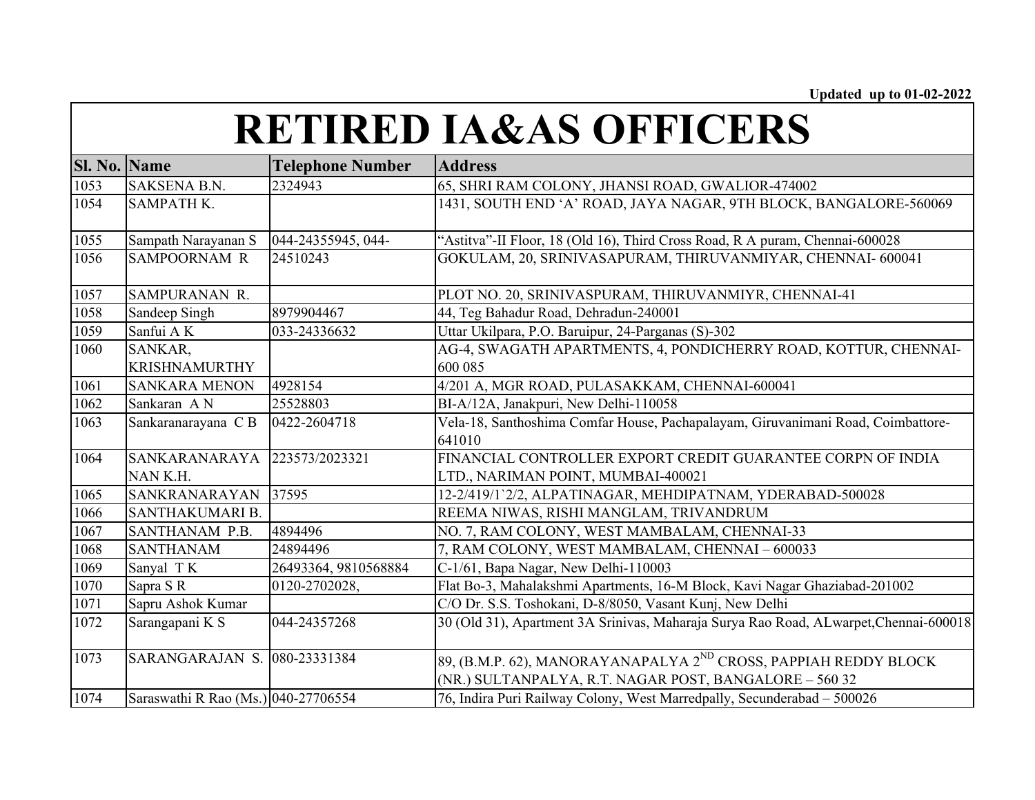Updated up to 01-02-2022

# RETIRED IA&AS OFFICERS

| Sl. No. | Name | Telephone Number | Address |
|---|---|---|---|
| 1053 | SAKSENA B.N. | 2324943 | 65, SHRI RAM COLONY, JHANSI ROAD, GWALIOR-474002 |
| 1054 | SAMPATH K. | | 1431, SOUTH END 'A' ROAD, JAYA NAGAR, 9TH BLOCK, BANGALORE-560069 |
| 1055 | Sampath Narayanan S | 044-24355945, 044- | "Astitva"-II Floor, 18 (Old 16), Third Cross Road, R A puram, Chennai-600028 |
| 1056 | SAMPOORNAM R | 24510243 | GOKULAM, 20, SRINIVASAPURAM, THIRUVANMIYAR, CHENNAI- 600041 |
| 1057 | SAMPURANAN R. | | PLOT NO. 20, SRINIVASPURAM, THIRUVANMIYR, CHENNAI-41 |
| 1058 | Sandeep Singh | 8979904467 | 44, Teg Bahadur Road, Dehradun-240001 |
| 1059 | Sanfui A K | 033-24336632 | Uttar Ukilpara, P.O. Baruipur, 24-Parganas (S)-302 |
| 1060 | SANKAR, KRISHNAMURTHY | | AG-4, SWAGATH APARTMENTS, 4, PONDICHERRY ROAD, KOTTUR, CHENNAI-600 085 |
| 1061 | SANKARA MENON | 4928154 | 4/201 A, MGR ROAD, PULASAKKAM, CHENNAI-600041 |
| 1062 | Sankaran A N | 25528803 | BI-A/12A, Janakpuri, New Delhi-110058 |
| 1063 | Sankaranarayana C B | 0422-2604718 | Vela-18, Santhoshima Comfar House, Pachapalayam, Giruvanimani Road, Coimbattore-641010 |
| 1064 | SANKARANARAYANAN K.H. | 223573/2023321 | FINANCIAL CONTROLLER EXPORT CREDIT GUARANTEE CORPN OF INDIA LTD., NARIMAN POINT, MUMBAI-400021 |
| 1065 | SANKRANARAYAN | 37595 | 12-2/419/1`2/2, ALPATINAGAR, MEHDIPATNAM, YDERABAD-500028 |
| 1066 | SANTHAKUMARI B. | | REEMA NIWAS, RISHI MANGLAM, TRIVANDRUM |
| 1067 | SANTHANAM P.B. | 4894496 | NO. 7, RAM COLONY, WEST MAMBALAM, CHENNAI-33 |
| 1068 | SANTHANAM | 24894496 | 7, RAM COLONY, WEST MAMBALAM, CHENNAI – 600033 |
| 1069 | Sanyal T K | 26493364, 9810568884 | C-1/61, Bapa Nagar, New Delhi-110003 |
| 1070 | Sapra S R | 0120-2702028, | Flat Bo-3, Mahalakshmi Apartments, 16-M Block, Kavi Nagar Ghaziabad-201002 |
| 1071 | Sapru Ashok Kumar | | C/O Dr. S.S. Toshokani, D-8/8050, Vasant Kunj, New Delhi |
| 1072 | Sarangapani K S | 044-24357268 | 30 (Old 31), Apartment 3A Srinivas, Maharaja Surya Rao Road, ALwarpet,Chennai-600018 |
| 1073 | SARANGARAJAN S. | 080-23331384 | 89, (B.M.P. 62), MANORAYANAPALYA 2ND CROSS, PAPPIAH REDDY BLOCK (NR.) SULTANPALYA, R.T. NAGAR POST, BANGALORE – 560 32 |
| 1074 | Saraswathi R Rao (Ms.) | 040-27706554 | 76, Indira Puri Railway Colony, West Marredpally, Secunderabad – 500026 |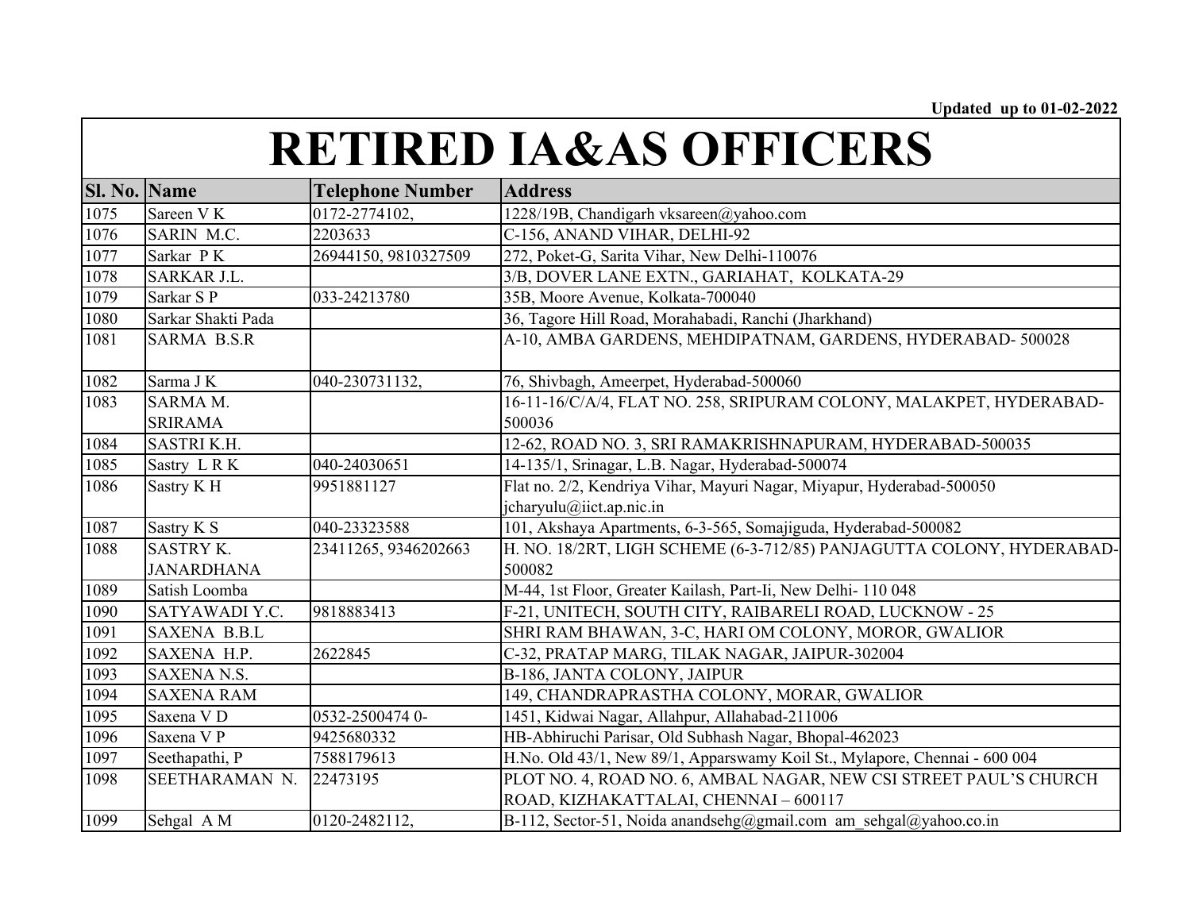Updated up to 01-02-2022

# RETIRED IA&AS OFFICERS

| Sl. No. | Name | Telephone Number | Address |
|---|---|---|---|
| 1075 | Sareen V K | 0172-2774102, | 1228/19B, Chandigarh vksareen@yahoo.com |
| 1076 | SARIN M.C. | 2203633 | C-156, ANAND VIHAR, DELHI-92 |
| 1077 | Sarkar P K | 26944150, 9810327509 | 272, Poket-G, Sarita Vihar, New Delhi-110076 |
| 1078 | SARKAR J.L. | | 3/B, DOVER LANE EXTN., GARIAHAT, KOLKATA-29 |
| 1079 | Sarkar S P | 033-24213780 | 35B, Moore Avenue, Kolkata-700040 |
| 1080 | Sarkar Shakti Pada | | 36, Tagore Hill Road, Morahabadi, Ranchi (Jharkhand) |
| 1081 | SARMA B.S.R | | A-10, AMBA GARDENS, MEHDIPATNAM, GARDENS, HYDERABAD- 500028 |
| 1082 | Sarma J K | 040-230731132, | 76, Shivbagh, Ameerpet, Hyderabad-500060 |
| 1083 | SARMA M. SRIRAMA | | 16-11-16/C/A/4, FLAT NO. 258, SRIPURAM COLONY, MALAKPET, HYDERABAD-500036 |
| 1084 | SASTRI K.H. | | 12-62, ROAD NO. 3, SRI RAMAKRISHNAPURAM, HYDERABAD-500035 |
| 1085 | Sastry L R K | 040-24030651 | 14-135/1, Srinagar, L.B. Nagar, Hyderabad-500074 |
| 1086 | Sastry K H | 9951881127 | Flat no. 2/2, Kendriya Vihar, Mayuri Nagar, Miyapur, Hyderabad-500050 jcharyulu@iict.ap.nic.in |
| 1087 | Sastry K S | 040-23323588 | 101, Akshaya Apartments, 6-3-565, Somajiguda, Hyderabad-500082 |
| 1088 | SASTRY K. JANARDHANA | 23411265, 9346202663 | H. NO. 18/2RT, LIGH SCHEME (6-3-712/85) PANJAGUTTA COLONY, HYDERABAD-500082 |
| 1089 | Satish Loomba | | M-44, 1st Floor, Greater Kailash, Part-Ii, New Delhi- 110 048 |
| 1090 | SATYAWADI Y.C. | 9818883413 | F-21, UNITECH, SOUTH CITY, RAIBARELI ROAD, LUCKNOW - 25 |
| 1091 | SAXENA B.B.L | | SHRI RAM BHAWAN, 3-C, HARI OM COLONY, MOROR, GWALIOR |
| 1092 | SAXENA H.P. | 2622845 | C-32, PRATAP MARG, TILAK NAGAR, JAIPUR-302004 |
| 1093 | SAXENA N.S. | | B-186, JANTA COLONY, JAIPUR |
| 1094 | SAXENA RAM | | 149, CHANDRAPRASTHA COLONY, MORAR, GWALIOR |
| 1095 | Saxena V D | 0532-2500474 0- | 1451, Kidwai Nagar, Allahpur, Allahabad-211006 |
| 1096 | Saxena V P | 9425680332 | HB-Abhiruchi Parisar, Old Subhash Nagar, Bhopal-462023 |
| 1097 | Seethapathi, P | 7588179613 | H.No. Old 43/1, New 89/1, Apparswamy Koil St., Mylapore, Chennai - 600 004 |
| 1098 | SEETHARAMAN N. | 22473195 | PLOT NO. 4, ROAD NO. 6, AMBAL NAGAR, NEW CSI STREET PAUL'S CHURCH ROAD, KIZHAKATTALAI, CHENNAI – 600117 |
| 1099 | Sehgal A M | 0120-2482112, | B-112, Sector-51, Noida anandsehg@gmail.com am_sehgal@yahoo.co.in |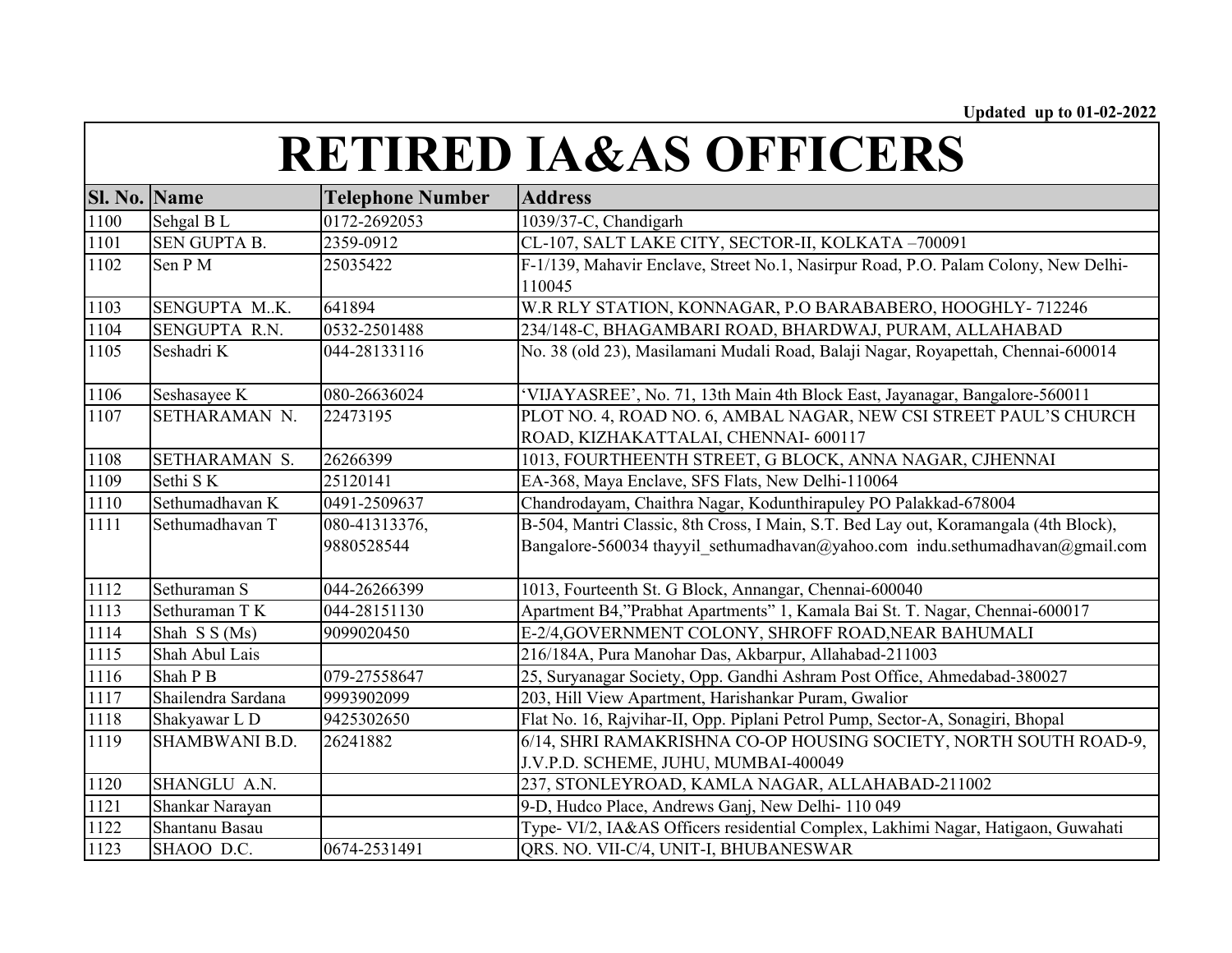Updated up to 01-02-2022

# RETIRED IA&AS OFFICERS

| Sl. No. | Name | Telephone Number | Address |
|---|---|---|---|
| 1100 | Sehgal B L | 0172-2692053 | 1039/37-C, Chandigarh |
| 1101 | SEN GUPTA B. | 2359-0912 | CL-107, SALT LAKE CITY, SECTOR-II, KOLKATA –700091 |
| 1102 | Sen P M | 25035422 | F-1/139, Mahavir Enclave, Street No.1, Nasirpur Road, P.O. Palam Colony, New Delhi-110045 |
| 1103 | SENGUPTA M..K. | 641894 | W.R RLY STATION, KONNAGAR, P.O BARABABERO, HOOGHLY- 712246 |
| 1104 | SENGUPTA R.N. | 0532-2501488 | 234/148-C, BHAGAMBARI ROAD, BHARDWAJ, PURAM, ALLAHABAD |
| 1105 | Seshadri K | 044-28133116 | No. 38 (old 23), Masilamani Mudali Road, Balaji Nagar, Royapettah, Chennai-600014 |
| 1106 | Seshasayee K | 080-26636024 | 'VIJAYASREE', No. 71, 13th Main 4th Block East, Jayanagar, Bangalore-560011 |
| 1107 | SETHARAMAN N. | 22473195 | PLOT NO. 4, ROAD NO. 6, AMBAL NAGAR, NEW CSI STREET PAUL'S CHURCH ROAD, KIZHAKATTALAI, CHENNAI- 600117 |
| 1108 | SETHARAMAN S. | 26266399 | 1013, FOURTHEENTH STREET, G BLOCK, ANNA NAGAR, CJHENNAI |
| 1109 | Sethi S K | 25120141 | EA-368, Maya Enclave, SFS Flats, New Delhi-110064 |
| 1110 | Sethumadhavan K | 0491-2509637 | Chandrodayam, Chaithra Nagar, Kodunthirapuley PO Palakkad-678004 |
| 1111 | Sethumadhavan T | 080-41313376, 9880528544 | B-504, Mantri Classic, 8th Cross, I Main, S.T. Bed Lay out, Koramangala (4th Block), Bangalore-560034 thayyil_sethumadhavan@yahoo.com indu.sethumadhavan@gmail.com |
| 1112 | Sethuraman S | 044-26266399 | 1013, Fourteenth St. G Block, Annangar, Chennai-600040 |
| 1113 | Sethuraman T K | 044-28151130 | Apartment B4,"Prabhat Apartments" 1, Kamala Bai St. T. Nagar, Chennai-600017 |
| 1114 | Shah S S (Ms) | 9099020450 | E-2/4,GOVERNMENT COLONY, SHROFF ROAD,NEAR BAHUMALI |
| 1115 | Shah Abul Lais | | 216/184A, Pura Manohar Das, Akbarpur, Allahabad-211003 |
| 1116 | Shah P B | 079-27558647 | 25, Suryanagar Society, Opp. Gandhi Ashram Post Office, Ahmedabad-380027 |
| 1117 | Shailendra Sardana | 9993902099 | 203, Hill View Apartment, Harishankar Puram, Gwalior |
| 1118 | Shakyawar L D | 9425302650 | Flat No. 16, Rajvihar-II, Opp. Piplani Petrol Pump, Sector-A, Sonagiri, Bhopal |
| 1119 | SHAMBWANI B.D. | 26241882 | 6/14, SHRI RAMAKRISHNA CO-OP HOUSING SOCIETY, NORTH SOUTH ROAD-9, J.V.P.D. SCHEME, JUHU, MUMBAI-400049 |
| 1120 | SHANGLU A.N. | | 237, STONLEYROAD, KAMLA NAGAR, ALLAHABAD-211002 |
| 1121 | Shankar Narayan | | 9-D, Hudco Place, Andrews Ganj, New Delhi- 110 049 |
| 1122 | Shantanu Basau | | Type- VI/2, IA&AS Officers residential Complex, Lakhimi Nagar, Hatigaon, Guwahati |
| 1123 | SHAOO D.C. | 0674-2531491 | QRS. NO. VII-C/4, UNIT-I, BHUBANESWAR |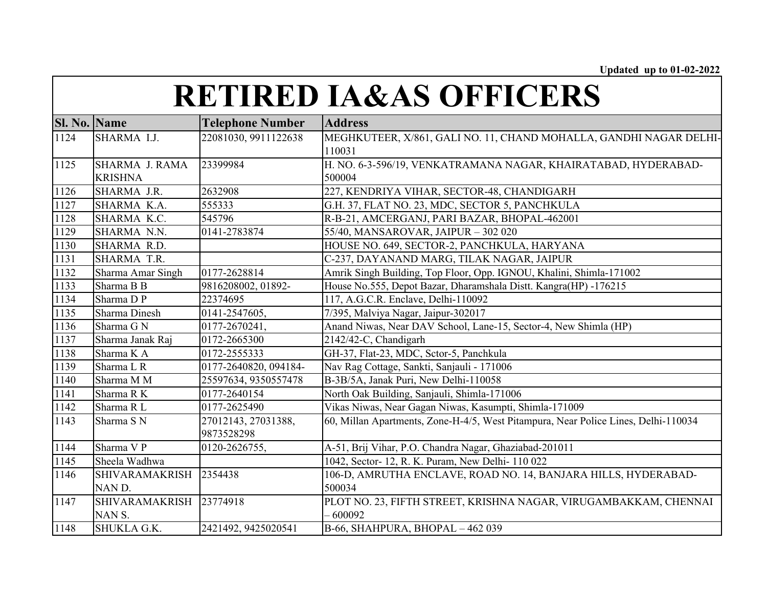Updated up to 01-02-2022

# RETIRED IA&AS OFFICERS

| Sl. No. | Name | Telephone Number | Address |
|---|---|---|---|
| 1124 | SHARMA I.J. | 22081030, 9911122638 | MEGHKUTEER, X/861, GALI NO. 11, CHAND MOHALLA, GANDHI NAGAR DELHI-110031 |
| 1125 | SHARMA J. RAMA KRISHNA | 23399984 | H. NO. 6-3-596/19, VENKATRAMANA NAGAR, KHAIRATABAD, HYDERABAD-500004 |
| 1126 | SHARMA J.R. | 2632908 | 227, KENDRIYA VIHAR, SECTOR-48, CHANDIGARH |
| 1127 | SHARMA K.A. | 555333 | G.H. 37, FLAT NO. 23, MDC, SECTOR 5, PANCHKULA |
| 1128 | SHARMA K.C. | 545796 | R-B-21, AMCERGANJ, PARI BAZAR, BHOPAL-462001 |
| 1129 | SHARMA N.N. | 0141-2783874 | 55/40, MANSAROVAR, JAIPUR – 302 020 |
| 1130 | SHARMA R.D. | | HOUSE NO. 649, SECTOR-2, PANCHKULA, HARYANA |
| 1131 | SHARMA T.R. | | C-237, DAYANAND MARG, TILAK NAGAR, JAIPUR |
| 1132 | Sharma Amar Singh | 0177-2628814 | Amrik Singh Building, Top Floor, Opp. IGNOU, Khalini, Shimla-171002 |
| 1133 | Sharma B B | 9816208002, 01892- | House No.555, Depot Bazar, Dharamshala Distt. Kangra(HP) -176215 |
| 1134 | Sharma D P | 22374695 | 117, A.G.C.R. Enclave, Delhi-110092 |
| 1135 | Sharma Dinesh | 0141-2547605, | 7/395, Malviya Nagar, Jaipur-302017 |
| 1136 | Sharma G N | 0177-2670241, | Anand Niwas, Near DAV School, Lane-15, Sector-4, New Shimla (HP) |
| 1137 | Sharma Janak Raj | 0172-2665300 | 2142/42-C, Chandigarh |
| 1138 | Sharma K A | 0172-2555333 | GH-37, Flat-23, MDC, Sctor-5, Panchkula |
| 1139 | Sharma L R | 0177-2640820, 094184- | Nav Rag Cottage, Sankti, Sanjauli - 171006 |
| 1140 | Sharma M M | 25597634, 9350557478 | B-3B/5A, Janak Puri, New Delhi-110058 |
| 1141 | Sharma R K | 0177-2640154 | North Oak Building, Sanjauli, Shimla-171006 |
| 1142 | Sharma R L | 0177-2625490 | Vikas Niwas, Near Gagan Niwas, Kasumpti, Shimla-171009 |
| 1143 | Sharma S N | 27012143, 27031388, 9873528298 | 60, Millan Apartments, Zone-H-4/5, West Pitampura, Near Police Lines, Delhi-110034 |
| 1144 | Sharma V P | 0120-2626755, | A-51, Brij Vihar, P.O. Chandra Nagar, Ghaziabad-201011 |
| 1145 | Sheela Wadhwa | | 1042, Sector- 12, R. K. Puram, New Delhi- 110 022 |
| 1146 | SHIVARAMAKRISHNAN D. | 2354438 | 106-D, AMRUTHA ENCLAVE, ROAD NO. 14, BANJARA HILLS, HYDERABAD-500034 |
| 1147 | SHIVARAMAKRISHNAN S. | 23774918 | PLOT NO. 23, FIFTH STREET, KRISHNA NAGAR, VIRUGAMBAKKAM, CHENNAI – 600092 |
| 1148 | SHUKLA G.K. | 2421492, 9425020541 | B-66, SHAHPURA, BHOPAL – 462 039 |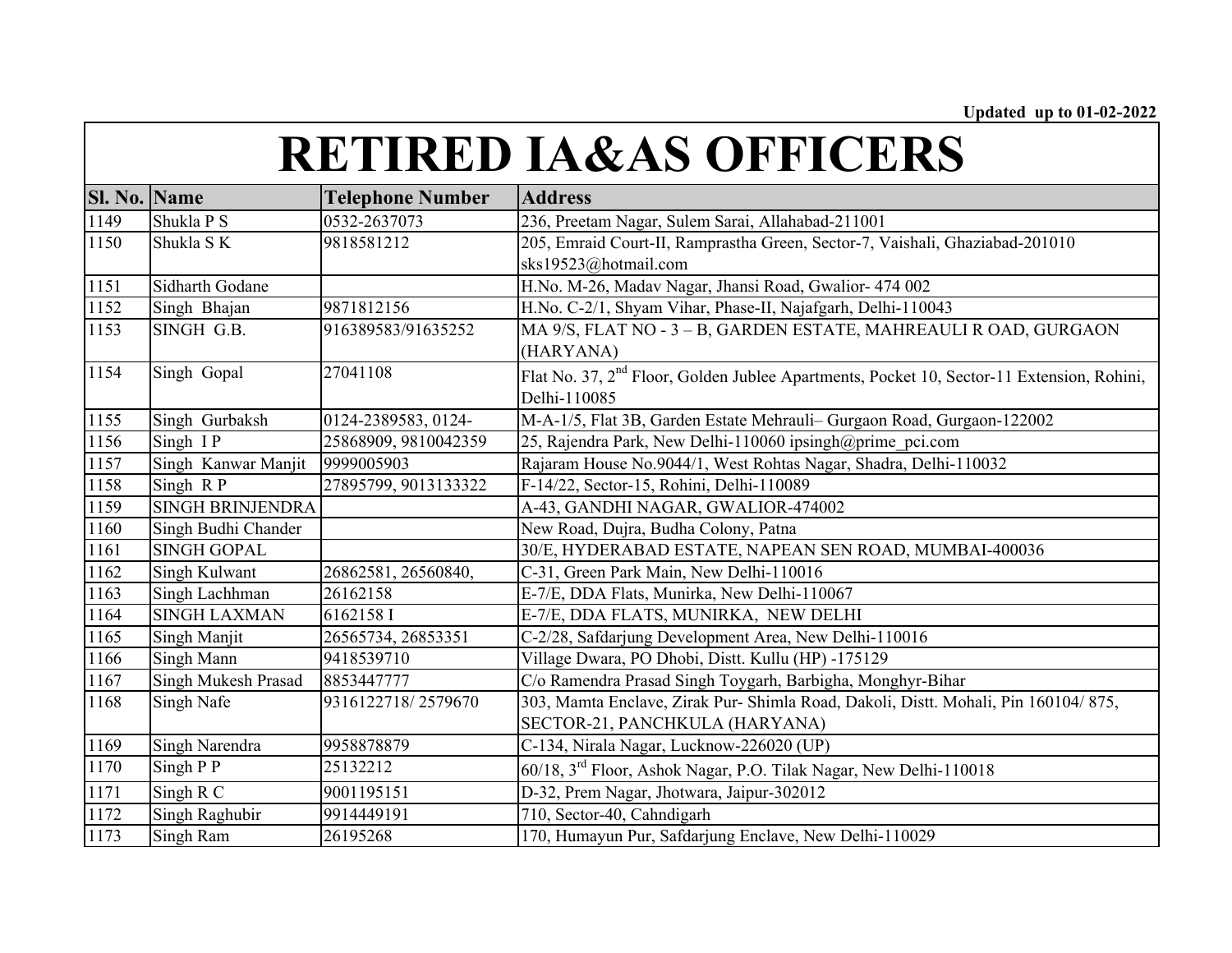Updated up to 01-02-2022

# RETIRED IA&AS OFFICERS

| Sl. No. | Name | Telephone Number | Address |
|---|---|---|---|
| 1149 | Shukla P S | 0532-2637073 | 236, Preetam Nagar, Sulem Sarai, Allahabad-211001 |
| 1150 | Shukla S K | 9818581212 | 205, Emraid Court-II, Ramprastha Green, Sector-7, Vaishali, Ghaziabad-201010 sks19523@hotmail.com |
| 1151 | Sidharth Godane | | H.No. M-26, Madav Nagar, Jhansi Road, Gwalior- 474 002 |
| 1152 | Singh Bhajan | 9871812156 | H.No. C-2/1, Shyam Vihar, Phase-II, Najafgarh, Delhi-110043 |
| 1153 | SINGH G.B. | 916389583/91635252 | MA 9/S, FLAT NO - 3 – B, GARDEN ESTATE, MAHREAULI R OAD, GURGAON (HARYANA) |
| 1154 | Singh Gopal | 27041108 | Flat No. 37, 2nd Floor, Golden Jublee Apartments, Pocket 10, Sector-11 Extension, Rohini, Delhi-110085 |
| 1155 | Singh Gurbaksh | 0124-2389583, 0124- | M-A-1/5, Flat 3B, Garden Estate Mehrauli– Gurgaon Road, Gurgaon-122002 |
| 1156 | Singh I P | 25868909, 9810042359 | 25, Rajendra Park, New Delhi-110060 ipsingh@prime_pci.com |
| 1157 | Singh Kanwar Manjit | 9999005903 | Rajaram House No.9044/1, West Rohtas Nagar, Shadra, Delhi-110032 |
| 1158 | Singh R P | 27895799, 9013133322 | F-14/22, Sector-15, Rohini, Delhi-110089 |
| 1159 | SINGH BRINJENDRA | | A-43, GANDHI NAGAR, GWALIOR-474002 |
| 1160 | Singh Budhi Chander | | New Road, Dujra, Budha Colony, Patna |
| 1161 | SINGH GOPAL | | 30/E, HYDERABAD ESTATE, NAPEAN SEN ROAD, MUMBAI-400036 |
| 1162 | Singh Kulwant | 26862581, 26560840, | C-31, Green Park Main, New Delhi-110016 |
| 1163 | Singh Lachhman | 26162158 | E-7/E, DDA Flats, Munirka, New Delhi-110067 |
| 1164 | SINGH LAXMAN | 6162158 I | E-7/E, DDA FLATS, MUNIRKA, NEW DELHI |
| 1165 | Singh Manjit | 26565734, 26853351 | C-2/28, Safdarjung Development Area, New Delhi-110016 |
| 1166 | Singh Mann | 9418539710 | Village Dwara, PO Dhobi, Distt. Kullu (HP) -175129 |
| 1167 | Singh Mukesh Prasad | 8853447777 | C/o Ramendra Prasad Singh Toygarh, Barbigha, Monghyr-Bihar |
| 1168 | Singh Nafe | 9316122718/ 2579670 | 303, Mamta Enclave, Zirak Pur- Shimla Road, Dakoli, Distt. Mohali, Pin 160104/ 875, SECTOR-21, PANCHKULA (HARYANA) |
| 1169 | Singh Narendra | 9958878879 | C-134, Nirala Nagar, Lucknow-226020 (UP) |
| 1170 | Singh P P | 25132212 | 60/18, 3rd Floor, Ashok Nagar, P.O. Tilak Nagar, New Delhi-110018 |
| 1171 | Singh R C | 9001195151 | D-32, Prem Nagar, Jhotwara, Jaipur-302012 |
| 1172 | Singh Raghubir | 9914449191 | 710, Sector-40, Cahndigarh |
| 1173 | Singh Ram | 26195268 | 170, Humayun Pur, Safdarjung Enclave, New Delhi-110029 |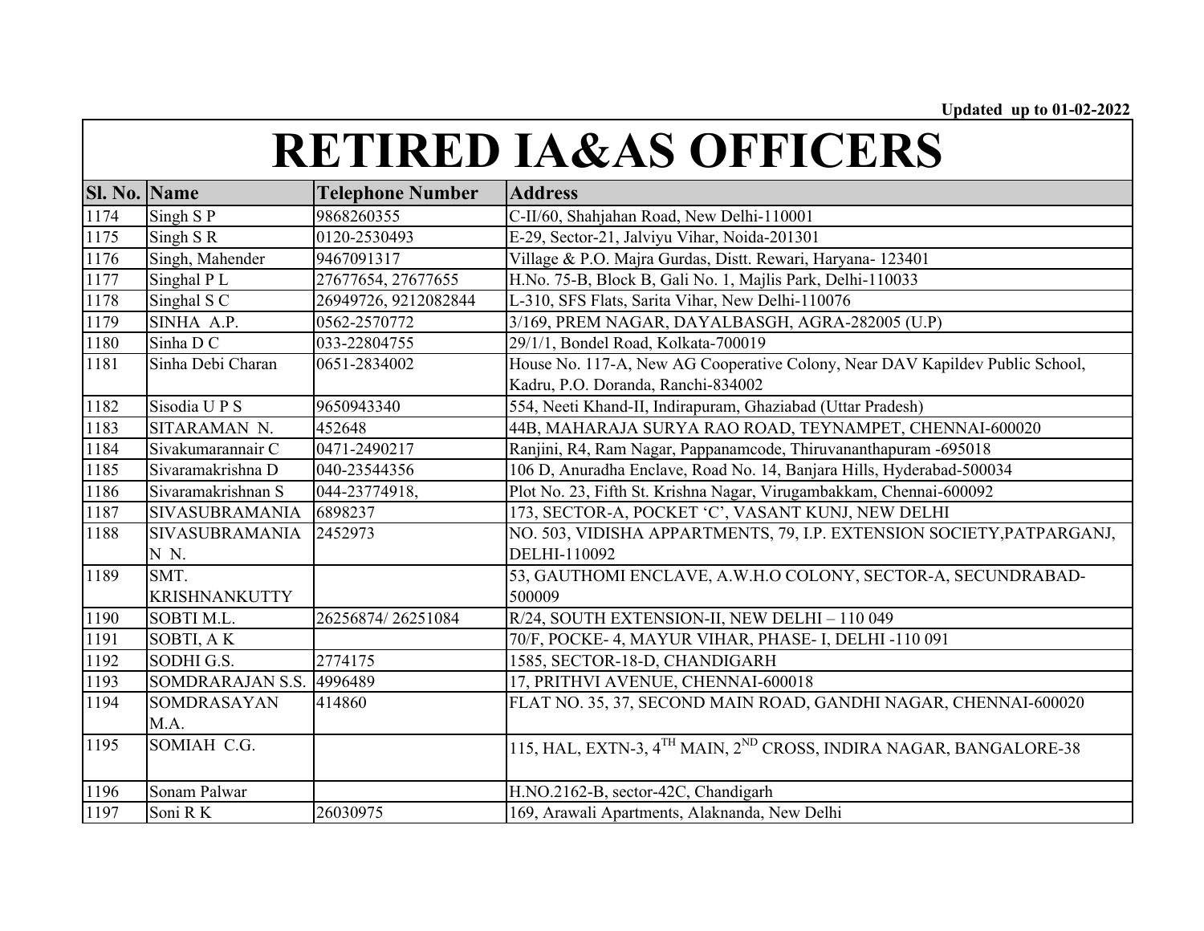Updated up to 01-02-2022

# RETIRED IA&AS OFFICERS

| Sl. No. | Name | Telephone Number | Address |
|---|---|---|---|
| 1174 | Singh S P | 9868260355 | C-II/60, Shahjahan Road, New Delhi-110001 |
| 1175 | Singh S R | 0120-2530493 | E-29, Sector-21, Jalviyu Vihar, Noida-201301 |
| 1176 | Singh, Mahender | 9467091317 | Village & P.O. Majra Gurdas, Distt. Rewari, Haryana- 123401 |
| 1177 | Singhal P L | 27677654, 27677655 | H.No. 75-B, Block B, Gali No. 1, Majlis Park, Delhi-110033 |
| 1178 | Singhal S C | 26949726, 9212082844 | L-310, SFS Flats, Sarita Vihar, New Delhi-110076 |
| 1179 | SINHA A.P. | 0562-2570772 | 3/169, PREM NAGAR, DAYALBASGH, AGRA-282005 (U.P) |
| 1180 | Sinha D C | 033-22804755 | 29/1/1, Bondel Road, Kolkata-700019 |
| 1181 | Sinha Debi Charan | 0651-2834002 | House No. 117-A, New AG Cooperative Colony, Near DAV Kapildev Public School, Kadru, P.O. Doranda, Ranchi-834002 |
| 1182 | Sisodia U P S | 9650943340 | 554, Neeti Khand-II, Indirapuram, Ghaziabad (Uttar Pradesh) |
| 1183 | SITARAMAN N. | 452648 | 44B, MAHARAJA SURYA RAO ROAD, TEYNAMPET, CHENNAI-600020 |
| 1184 | Sivakumarannair C | 0471-2490217 | Ranjini, R4, Ram Nagar, Pappanamcode, Thiruvananthapuram -695018 |
| 1185 | Sivaramakrishna D | 040-23544356 | 106 D, Anuradha Enclave, Road No. 14, Banjara Hills, Hyderabad-500034 |
| 1186 | Sivaramakrishnan S | 044-23774918, | Plot No. 23, Fifth St. Krishna Nagar, Virugambakkam, Chennai-600092 |
| 1187 | SIVASUBRAMANIA | 6898237 | 173, SECTOR-A, POCKET 'C', VASANT KUNJ, NEW DELHI |
| 1188 | SIVASUBRAMANIA N N. | 2452973 | NO. 503, VIDISHA APPARTMENTS, 79, I.P. EXTENSION SOCIETY,PATPARGANJ, DELHI-110092 |
| 1189 | SMT. KRISHNANKUTTY | | 53, GAUTHOMI ENCLAVE, A.W.H.O COLONY, SECTOR-A, SECUNDRABAD-500009 |
| 1190 | SOBTI M.L. | 26256874/ 26251084 | R/24, SOUTH EXTENSION-II, NEW DELHI – 110 049 |
| 1191 | SOBTI, A K | | 70/F, POCKE- 4, MAYUR VIHAR, PHASE- I, DELHI -110 091 |
| 1192 | SODHI G.S. | 2774175 | 1585, SECTOR-18-D, CHANDIGARH |
| 1193 | SOMDRARAJAN S.S. | 4996489 | 17, PRITHVI AVENUE, CHENNAI-600018 |
| 1194 | SOMDRASAYAN M.A. | 414860 | FLAT NO. 35, 37, SECOND MAIN ROAD, GANDHI NAGAR, CHENNAI-600020 |
| 1195 | SOMIAH C.G. | | 115, HAL, EXTN-3, 4TH MAIN, 2ND CROSS, INDIRA NAGAR, BANGALORE-38 |
| 1196 | Sonam Palwar | | H.NO.2162-B, sector-42C, Chandigarh |
| 1197 | Soni R K | 26030975 | 169, Arawali Apartments, Alaknanda, New Delhi |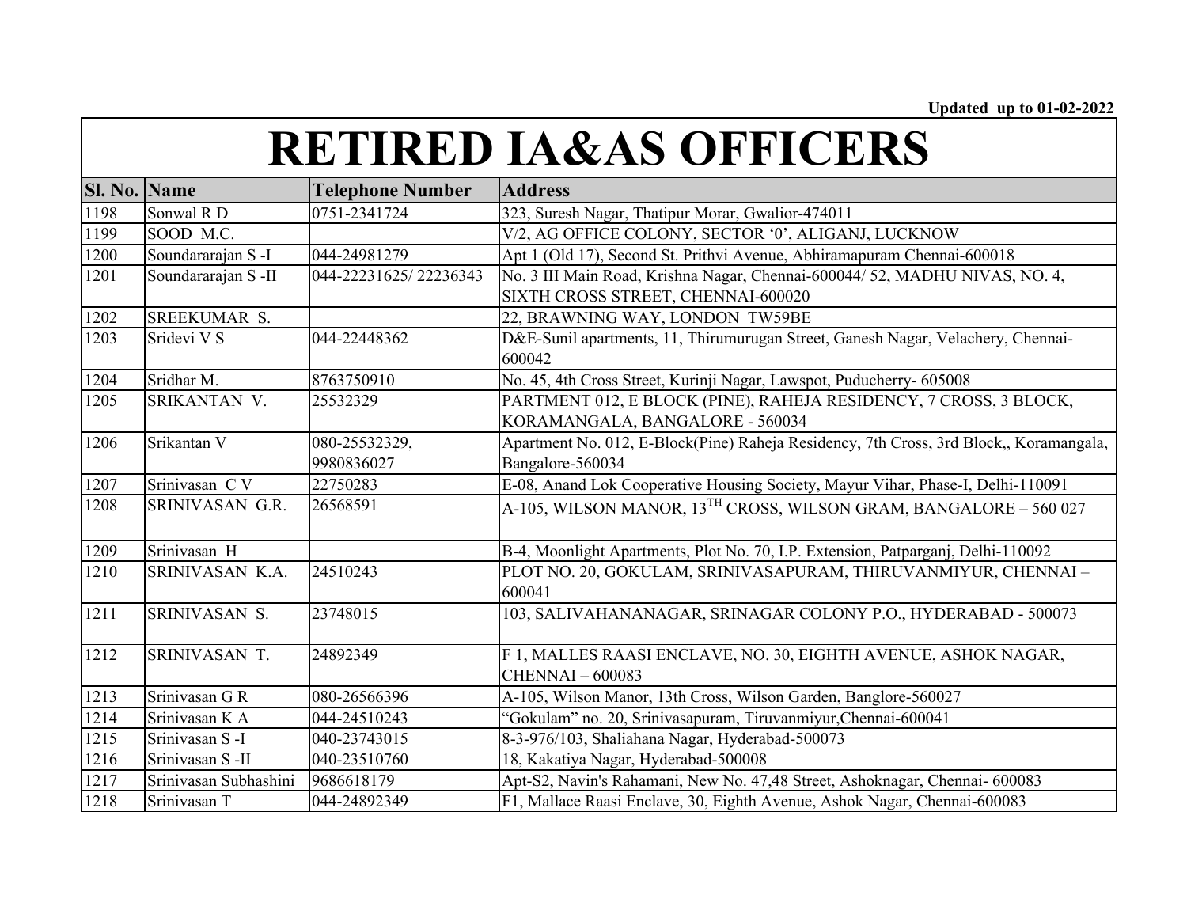Updated up to 01-02-2022

# RETIRED IA&AS OFFICERS

| Sl. No. | Name | Telephone Number | Address |
|---|---|---|---|
| 1198 | Sonwal R D | 0751-2341724 | 323, Suresh Nagar, Thatipur Morar, Gwalior-474011 |
| 1199 | SOOD M.C. | | V/2, AG OFFICE COLONY, SECTOR '0', ALIGANJ, LUCKNOW |
| 1200 | Soundararajan S -I | 044-24981279 | Apt 1 (Old 17), Second St. Prithvi Avenue, Abhiramapuram Chennai-600018 |
| 1201 | Soundararajan S -II | 044-22231625/ 22236343 | No. 3 III Main Road, Krishna Nagar, Chennai-600044/ 52, MADHU NIVAS, NO. 4, SIXTH CROSS STREET, CHENNAI-600020 |
| 1202 | SREEKUMAR S. | | 22, BRAWNING WAY, LONDON TW59BE |
| 1203 | Sridevi V S | 044-22448362 | D&E-Sunil apartments, 11, Thirumurugan Street, Ganesh Nagar, Velachery, Chennai-600042 |
| 1204 | Sridhar M. | 8763750910 | No. 45, 4th Cross Street, Kurinji Nagar, Lawspot, Puducherry- 605008 |
| 1205 | SRIKANTAN V. | 25532329 | PARTMENT 012, E BLOCK (PINE), RAHEJA RESIDENCY, 7 CROSS, 3 BLOCK, KORAMANGALA, BANGALORE - 560034 |
| 1206 | Srikantan V | 080-25532329, 9980836027 | Apartment No. 012, E-Block(Pine) Raheja Residency, 7th Cross, 3rd Block,, Koramangala, Bangalore-560034 |
| 1207 | Srinivasan C V | 22750283 | E-08, Anand Lok Cooperative Housing Society, Mayur Vihar, Phase-I, Delhi-110091 |
| 1208 | SRINIVASAN G.R. | 26568591 | A-105, WILSON MANOR, 13TH CROSS, WILSON GRAM, BANGALORE – 560 027 |
| 1209 | Srinivasan H | | B-4, Moonlight Apartments, Plot No. 70, I.P. Extension, Patparganj, Delhi-110092 |
| 1210 | SRINIVASAN K.A. | 24510243 | PLOT NO. 20, GOKULAM, SRINIVASAPURAM, THIRUVANMIYUR, CHENNAI – 600041 |
| 1211 | SRINIVASAN S. | 23748015 | 103, SALIVAHANANAGAR, SRINAGAR COLONY P.O., HYDERABAD - 500073 |
| 1212 | SRINIVASAN T. | 24892349 | F 1, MALLES RAASI ENCLAVE, NO. 30, EIGHTH AVENUE, ASHOK NAGAR, CHENNAI – 600083 |
| 1213 | Srinivasan G R | 080-26566396 | A-105, Wilson Manor, 13th Cross, Wilson Garden, Banglore-560027 |
| 1214 | Srinivasan K A | 044-24510243 | "Gokulam" no. 20, Srinivasapuram, Tiruvanmiyur,Chennai-600041 |
| 1215 | Srinivasan S -I | 040-23743015 | 8-3-976/103, Shaliahana Nagar, Hyderabad-500073 |
| 1216 | Srinivasan S -II | 040-23510760 | 18, Kakatiya Nagar, Hyderabad-500008 |
| 1217 | Srinivasan Subhashini | 9686618179 | Apt-S2, Navin's Rahamani, New No. 47,48 Street, Ashoknagar, Chennai- 600083 |
| 1218 | Srinivasan T | 044-24892349 | F1, Mallace Raasi Enclave, 30, Eighth Avenue, Ashok Nagar, Chennai-600083 |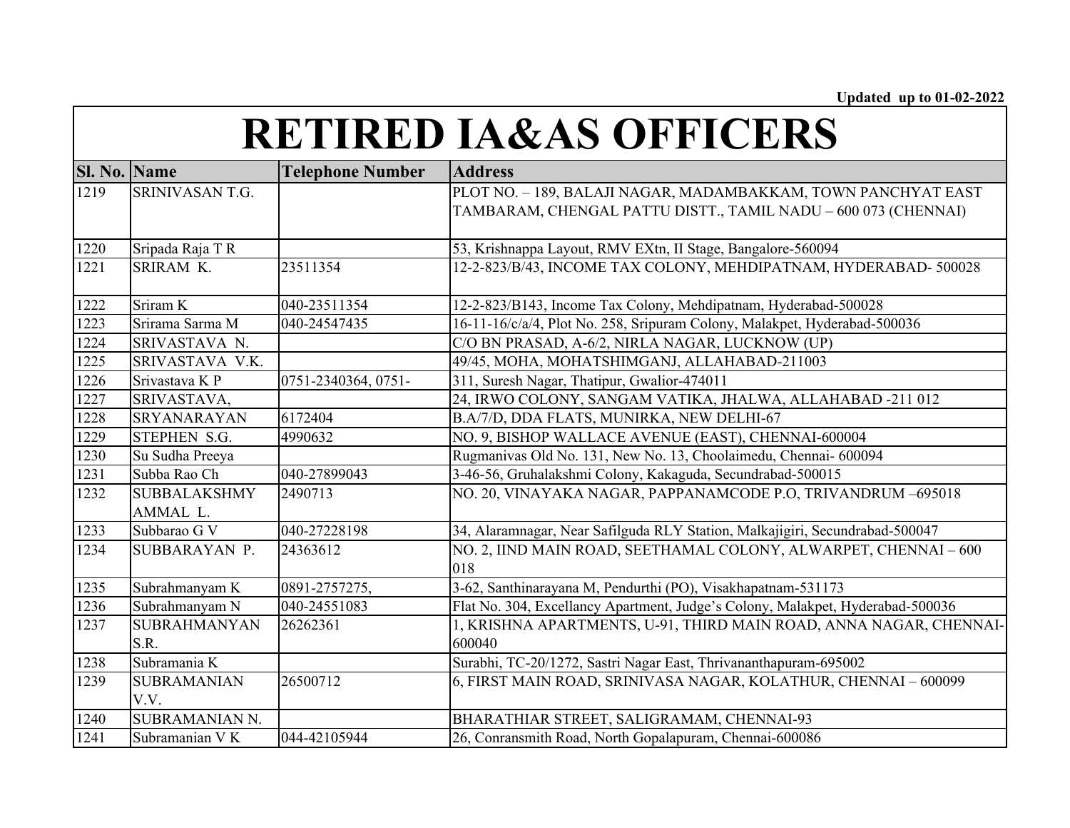Updated up to 01-02-2022

# RETIRED IA&AS OFFICERS

| Sl. No. | Name | Telephone Number | Address |
|---|---|---|---|
| 1219 | SRINIVASAN T.G. | | PLOT NO. – 189, BALAJI NAGAR, MADAMBAKKAM, TOWN PANCHYAT EAST TAMBARAM, CHENGAL PATTU DISTT., TAMIL NADU – 600 073 (CHENNAI) |
| 1220 | Sripada Raja T R | | 53, Krishnappa Layout, RMV EXtn, II Stage, Bangalore-560094 |
| 1221 | SRIRAM K. | 23511354 | 12-2-823/B/43, INCOME TAX COLONY, MEHDIPATNAM, HYDERABAD- 500028 |
| 1222 | Sriram K | 040-23511354 | 12-2-823/B143, Income Tax Colony, Mehdipatnam, Hyderabad-500028 |
| 1223 | Srirama Sarma M | 040-24547435 | 16-11-16/c/a/4, Plot No. 258, Sripuram Colony, Malakpet, Hyderabad-500036 |
| 1224 | SRIVASTAVA N. | | C/O BN PRASAD, A-6/2, NIRLA NAGAR, LUCKNOW (UP) |
| 1225 | SRIVASTAVA V.K. | | 49/45, MOHA, MOHATSHIMGANJ, ALLAHABAD-211003 |
| 1226 | Srivastava K P | 0751-2340364, 0751- | 311, Suresh Nagar, Thatipur, Gwalior-474011 |
| 1227 | SRIVASTAVA, | | 24, IRWO COLONY, SANGAM VATIKA, JHALWA, ALLAHABAD -211 012 |
| 1228 | SRYANARAYAN | 6172404 | B.A/7/D, DDA FLATS, MUNIRKA, NEW DELHI-67 |
| 1229 | STEPHEN S.G. | 4990632 | NO. 9, BISHOP WALLACE AVENUE (EAST), CHENNAI-600004 |
| 1230 | Su Sudha Preeya | | Rugmanivas Old No. 131, New No. 13, Choolaimedu, Chennai- 600094 |
| 1231 | Subba Rao Ch | 040-27899043 | 3-46-56, Gruhalakshmi Colony, Kakaguda, Secundrabad-500015 |
| 1232 | SUBBALAKSHMY AMMAL L. | 2490713 | NO. 20, VINAYAKA NAGAR, PAPPANAMCODE P.O, TRIVANDRUM –695018 |
| 1233 | Subbarao G V | 040-27228198 | 34, Alaramnagar, Near Safilguda RLY Station, Malkajigiri, Secundrabad-500047 |
| 1234 | SUBBARAYAN P. | 24363612 | NO. 2, IIND MAIN ROAD, SEETHAMAL COLONY, ALWARPET, CHENNAI – 600 018 |
| 1235 | Subrahmanyam K | 0891-2757275, | 3-62, Santhinarayana M, Pendurthi (PO), Visakhapatnam-531173 |
| 1236 | Subrahmanyam N | 040-24551083 | Flat No. 304, Excellancy Apartment, Judge's Colony, Malakpet, Hyderabad-500036 |
| 1237 | SUBRAHMANYAN S.R. | 26262361 | 1, KRISHNA APARTMENTS, U-91, THIRD MAIN ROAD, ANNA NAGAR, CHENNAI-600040 |
| 1238 | Subramania K | | Surabhi, TC-20/1272, Sastri Nagar East, Thrivananthapuram-695002 |
| 1239 | SUBRAMANIAN V.V. | 26500712 | 6, FIRST MAIN ROAD, SRINIVASA NAGAR, KOLATHUR, CHENNAI – 600099 |
| 1240 | SUBRAMANIAN N. | | BHARATHIAR STREET, SALIGRAMAM, CHENNAI-93 |
| 1241 | Subramanian V K | 044-42105944 | 26, Conransmith Road, North Gopalapuram, Chennai-600086 |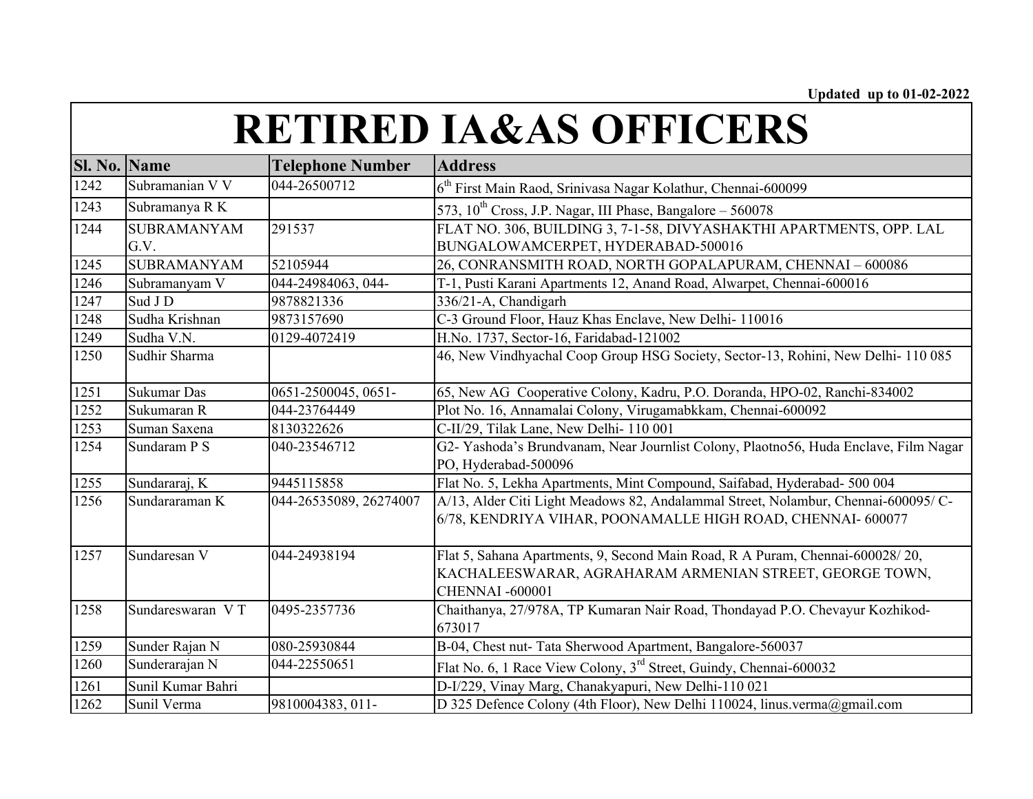Updated up to 01-02-2022

# RETIRED IA&AS OFFICERS

| Sl. No. | Name | Telephone Number | Address |
|---|---|---|---|
| 1242 | Subramanian V V | 044-26500712 | 6th First Main Raod, Srinivasa Nagar Kolathur, Chennai-600099 |
| 1243 | Subramanya R K | | 573, 10th Cross, J.P. Nagar, III Phase, Bangalore – 560078 |
| 1244 | SUBRAMANYAM G.V. | 291537 | FLAT NO. 306, BUILDING 3, 7-1-58, DIVYASHAKTHI APARTMENTS, OPP. LAL BUNGALOWAMCERPET, HYDERABAD-500016 |
| 1245 | SUBRAMANYAM | 52105944 | 26, CONRANSMITH ROAD, NORTH GOPALAPURAM, CHENNAI – 600086 |
| 1246 | Subramanyam V | 044-24984063, 044- | T-1, Pusti Karani Apartments 12, Anand Road, Alwarpet, Chennai-600016 |
| 1247 | Sud J D | 9878821336 | 336/21-A, Chandigarh |
| 1248 | Sudha Krishnan | 9873157690 | C-3 Ground Floor, Hauz Khas Enclave, New Delhi- 110016 |
| 1249 | Sudha V.N. | 0129-4072419 | H.No. 1737, Sector-16, Faridabad-121002 |
| 1250 | Sudhir Sharma | | 46, New Vindhyachal Coop Group HSG Society, Sector-13, Rohini, New Delhi- 110 085 |
| 1251 | Sukumar Das | 0651-2500045, 0651- | 65, New AG Cooperative Colony, Kadru, P.O. Doranda, HPO-02, Ranchi-834002 |
| 1252 | Sukumaran R | 044-23764449 | Plot No. 16, Annamalai Colony, Virugamabkkam, Chennai-600092 |
| 1253 | Suman Saxena | 8130322626 | C-II/29, Tilak Lane, New Delhi- 110 001 |
| 1254 | Sundaram P S | 040-23546712 | G2- Yashoda's Brundvanam, Near Journlist Colony, Plaotno56, Huda Enclave, Film Nagar PO, Hyderabad-500096 |
| 1255 | Sundararaj, K | 9445115858 | Flat No. 5, Lekha Apartments, Mint Compound, Saifabad, Hyderabad- 500 004 |
| 1256 | Sundararaman K | 044-26535089, 26274007 | A/13, Alder Citi Light Meadows 82, Andalammal Street, Nolambur, Chennai-600095/ C-6/78, KENDRIYA VIHAR, POONAMALLE HIGH ROAD, CHENNAI- 600077 |
| 1257 | Sundaresan V | 044-24938194 | Flat 5, Sahana Apartments, 9, Second Main Road, R A Puram, Chennai-600028/ 20, KACHALEESWARAR, AGRAHARAM ARMENIAN STREET, GEORGE TOWN, CHENNAI -600001 |
| 1258 | Sundareswaran V T | 0495-2357736 | Chaithanya, 27/978A, TP Kumaran Nair Road, Thondayad P.O. Chevayur Kozhikod-673017 |
| 1259 | Sunder Rajan N | 080-25930844 | B-04, Chest nut- Tata Sherwood Apartment, Bangalore-560037 |
| 1260 | Sunderarajan N | 044-22550651 | Flat No. 6, 1 Race View Colony, 3rd Street, Guindy, Chennai-600032 |
| 1261 | Sunil Kumar Bahri | | D-I/229, Vinay Marg, Chanakyapuri, New Delhi-110 021 |
| 1262 | Sunil Verma | 9810004383, 011- | D 325 Defence Colony (4th Floor), New Delhi 110024, linus.verma@gmail.com |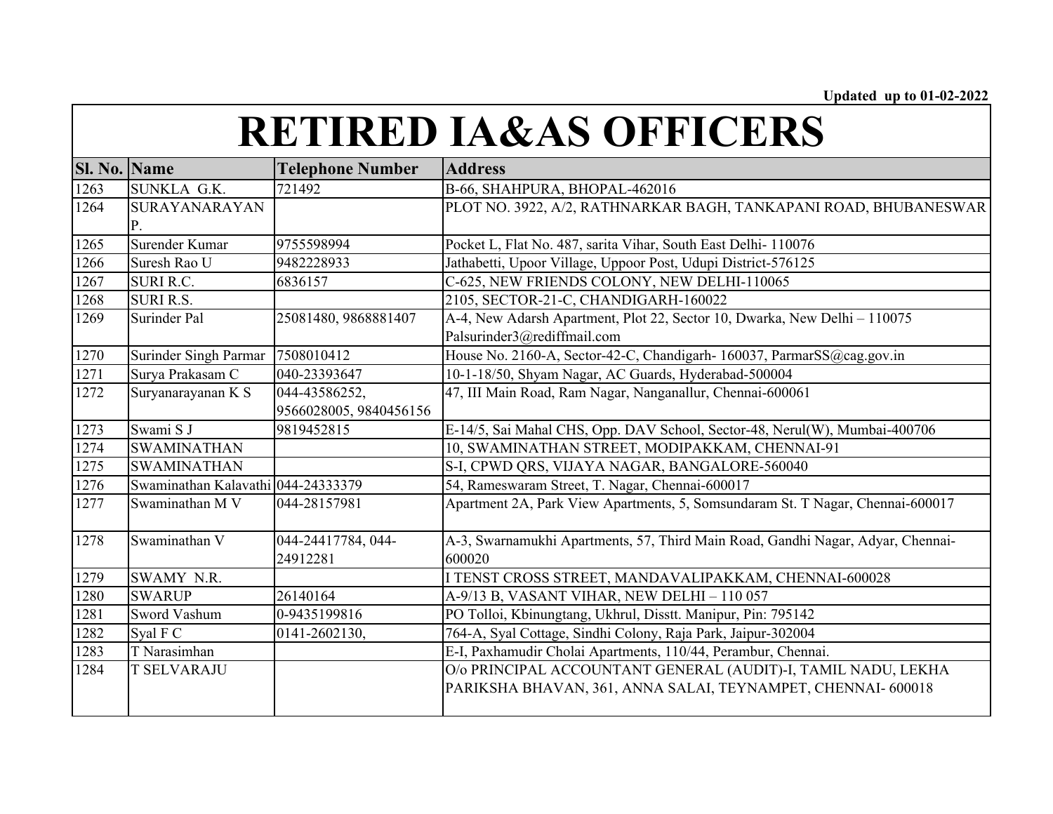Updated up to 01-02-2022

# RETIRED IA&AS OFFICERS

| Sl. No. | Name | Telephone Number | Address |
|---|---|---|---|
| 1263 | SUNKLA G.K. | 721492 | B-66, SHAHPURA, BHOPAL-462016 |
| 1264 | SURAYANARAYAN P. | | PLOT NO. 3922, A/2, RATHNARKAR BAGH, TANKAPANI ROAD, BHUBANESWAR |
| 1265 | Surender Kumar | 9755598994 | Pocket L, Flat No. 487, sarita Vihar, South East Delhi- 110076 |
| 1266 | Suresh Rao U | 9482228933 | Jathabetti, Upoor Village, Uppoor Post, Udupi District-576125 |
| 1267 | SURI R.C. | 6836157 | C-625, NEW FRIENDS COLONY, NEW DELHI-110065 |
| 1268 | SURI R.S. | | 2105, SECTOR-21-C, CHANDIGARH-160022 |
| 1269 | Surinder Pal | 25081480, 9868881407 | A-4, New Adarsh Apartment, Plot 22, Sector 10, Dwarka, New Delhi – 110075 Palsurinder3@rediffmail.com |
| 1270 | Surinder Singh Parmar | 7508010412 | House No. 2160-A, Sector-42-C, Chandigarh- 160037, ParmarSS@cag.gov.in |
| 1271 | Surya Prakasam C | 040-23393647 | 10-1-18/50, Shyam Nagar, AC Guards, Hyderabad-500004 |
| 1272 | Suryanarayanan K S | 044-43586252, 9566028005, 9840456156 | 47, III Main Road, Ram Nagar, Nanganallur, Chennai-600061 |
| 1273 | Swami S J | 9819452815 | E-14/5, Sai Mahal CHS, Opp. DAV School, Sector-48, Nerul(W), Mumbai-400706 |
| 1274 | SWAMINATHAN | | 10, SWAMINATHAN STREET, MODIPAKKAM, CHENNAI-91 |
| 1275 | SWAMINATHAN | | S-I, CPWD QRS, VIJAYA NAGAR, BANGALORE-560040 |
| 1276 | Swaminathan Kalavathi | 044-24333379 | 54, Rameswaram Street, T. Nagar, Chennai-600017 |
| 1277 | Swaminathan M V | 044-28157981 | Apartment 2A, Park View Apartments, 5, Somsundaram St. T Nagar, Chennai-600017 |
| 1278 | Swaminathan V | 044-24417784, 044-24912281 | A-3, Swarnamukhi Apartments, 57, Third Main Road, Gandhi Nagar, Adyar, Chennai-600020 |
| 1279 | SWAMY N.R. | | I TENST CROSS STREET, MANDAVALIPAKKAM, CHENNAI-600028 |
| 1280 | SWARUP | 26140164 | A-9/13 B, VASANT VIHAR, NEW DELHI – 110 057 |
| 1281 | Sword Vashum | 0-9435199816 | PO Tolloi, Kbinungtang, Ukhrul, Disstt. Manipur, Pin: 795142 |
| 1282 | Syal F C | 0141-2602130, | 764-A, Syal Cottage, Sindhi Colony, Raja Park, Jaipur-302004 |
| 1283 | T Narasimhan | | E-I, Paxhamudir Cholai Apartments, 110/44, Perambur, Chennai. |
| 1284 | T SELVARAJU | | O/o PRINCIPAL ACCOUNTANT GENERAL (AUDIT)-I, TAMIL NADU, LEKHA PARIKSHA BHAVAN, 361, ANNA SALAI, TEYNAMPET, CHENNAI- 600018 |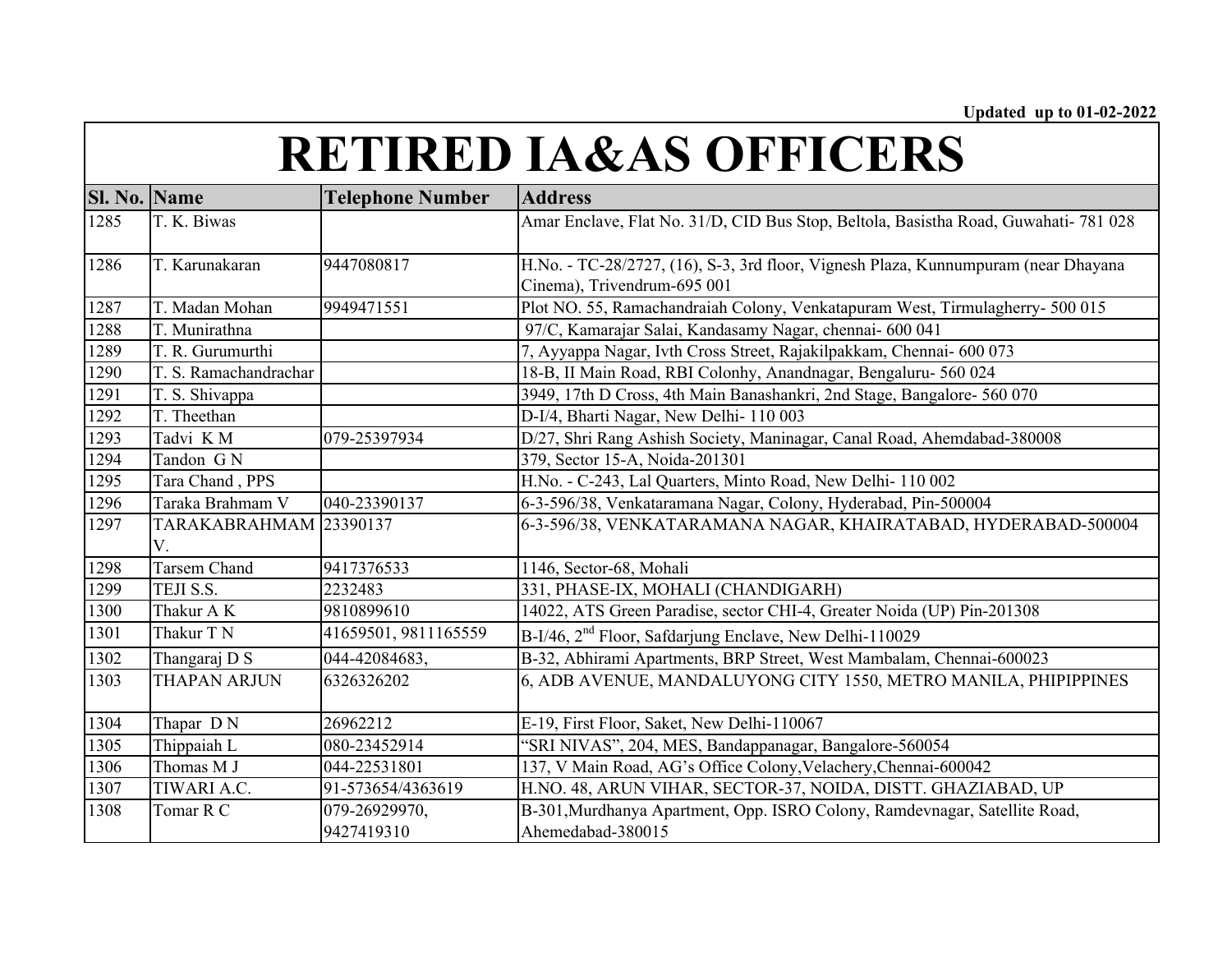Updated up to 01-02-2022

# RETIRED IA&AS OFFICERS

| Sl. No. | Name | Telephone Number | Address |
|---|---|---|---|
| 1285 | T. K. Biwas | | Amar Enclave, Flat No. 31/D, CID Bus Stop, Beltola, Basistha Road, Guwahati- 781 028 |
| 1286 | T. Karunakaran | 9447080817 | H.No. - TC-28/2727, (16), S-3, 3rd floor, Vignesh Plaza, Kunnumpuram (near Dhayana Cinema), Trivendrum-695 001 |
| 1287 | T. Madan Mohan | 9949471551 | Plot NO. 55, Ramachandraiah Colony, Venkatapuram West, Tirmulagherry- 500 015 |
| 1288 | T. Munirathna | | 97/C, Kamarajar Salai, Kandasamy Nagar, chennai- 600 041 |
| 1289 | T. R. Gurumurthi | | 7, Ayyappa Nagar, Ivth Cross Street, Rajakilpakkam, Chennai- 600 073 |
| 1290 | T. S. Ramachandrachar | | 18-B, II Main Road, RBI Colonhy, Anandnagar, Bengaluru- 560 024 |
| 1291 | T. S. Shivappa | | 3949, 17th D Cross, 4th Main Banashankri, 2nd Stage, Bangalore- 560 070 |
| 1292 | T. Theethan | | D-I/4, Bharti Nagar, New Delhi- 110 003 |
| 1293 | Tadvi K M | 079-25397934 | D/27, Shri Rang Ashish Society, Maninagar, Canal Road, Ahemdabad-380008 |
| 1294 | Tandon G N | | 379, Sector 15-A, Noida-201301 |
| 1295 | Tara Chand , PPS | | H.No. - C-243, Lal Quarters, Minto Road, New Delhi- 110 002 |
| 1296 | Taraka Brahmam V | 040-23390137 | 6-3-596/38, Venkataramana Nagar, Colony, Hyderabad, Pin-500004 |
| 1297 | TARAKABRAHMAM V. | 23390137 | 6-3-596/38, VENKATARAMANA NAGAR, KHAIRATABAD, HYDERABAD-500004 |
| 1298 | Tarsem Chand | 9417376533 | 1146, Sector-68, Mohali |
| 1299 | TEJI S.S. | 2232483 | 331, PHASE-IX, MOHALI (CHANDIGARH) |
| 1300 | Thakur A K | 9810899610 | 14022, ATS Green Paradise, sector CHI-4, Greater Noida (UP) Pin-201308 |
| 1301 | Thakur T N | 41659501, 9811165559 | B-I/46, 2nd Floor, Safdarjung Enclave, New Delhi-110029 |
| 1302 | Thangaraj D S | 044-42084683, | B-32, Abhirami Apartments, BRP Street, West Mambalam, Chennai-600023 |
| 1303 | THAPAN ARJUN | 6326326202 | 6, ADB AVENUE, MANDALUYONG CITY 1550, METRO MANILA, PHIPIPPINES |
| 1304 | Thapar D N | 26962212 | E-19, First Floor, Saket, New Delhi-110067 |
| 1305 | Thippaiah L | 080-23452914 | "SRI NIVAS", 204, MES, Bandappanagar, Bangalore-560054 |
| 1306 | Thomas M J | 044-22531801 | 137, V Main Road, AG's Office Colony,Velachery,Chennai-600042 |
| 1307 | TIWARI A.C. | 91-573654/4363619 | H.NO. 48, ARUN VIHAR, SECTOR-37, NOIDA, DISTT. GHAZIABAD, UP |
| 1308 | Tomar R C | 079-26929970, 9427419310 | B-301,Murdhanya Apartment, Opp. ISRO Colony, Ramdevnagar, Satellite Road, Ahemedabad-380015 |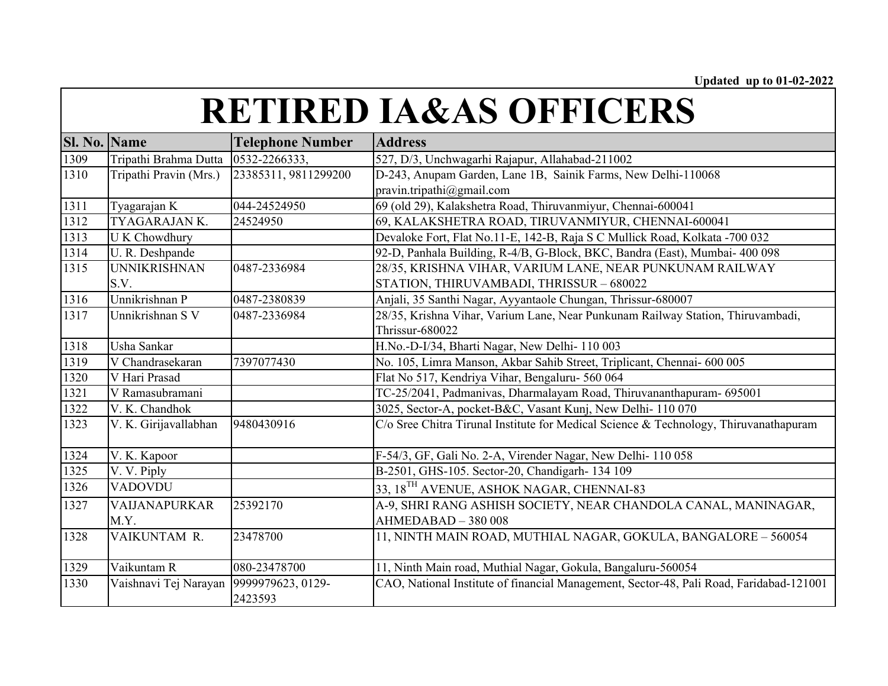Updated up to 01-02-2022

# RETIRED IA&AS OFFICERS

| Sl. No. | Name | Telephone Number | Address |
|---|---|---|---|
| 1309 | Tripathi Brahma Dutta | 0532-2266333, | 527, D/3, Unchwagarhi Rajapur, Allahabad-211002 |
| 1310 | Tripathi Pravin (Mrs.) | 23385311, 9811299200 | D-243, Anupam Garden, Lane 1B, Sainik Farms, New Delhi-110068 pravin.tripathi@gmail.com |
| 1311 | Tyagarajan K | 044-24524950 | 69 (old 29), Kalakshetra Road, Thiruvanmiyur, Chennai-600041 |
| 1312 | TYAGARAJAN K. | 24524950 | 69, KALAKSHETRA ROAD, TIRUVANMIYUR, CHENNAI-600041 |
| 1313 | U K Chowdhury | | Devaloke Fort, Flat No.11-E, 142-B, Raja S C Mullick Road, Kolkata -700 032 |
| 1314 | U. R. Deshpande | | 92-D, Panhala Building, R-4/B, G-Block, BKC, Bandra (East), Mumbai- 400 098 |
| 1315 | UNNIKRISHNAN S.V. | 0487-2336984 | 28/35, KRISHNA VIHAR, VARIUM LANE, NEAR PUNKUNAM RAILWAY STATION, THIRUVAMBADI, THRISSUR – 680022 |
| 1316 | Unnikrishnan P | 0487-2380839 | Anjali, 35 Santhi Nagar, Ayyantaole Chungan, Thrissur-680007 |
| 1317 | Unnikrishnan S V | 0487-2336984 | 28/35, Krishna Vihar, Varium Lane, Near Punkunam Railway Station, Thiruvambadi, Thrissur-680022 |
| 1318 | Usha Sankar | | H.No.-D-I/34, Bharti Nagar, New Delhi- 110 003 |
| 1319 | V Chandrasekaran | 7397077430 | No. 105, Limra Manson, Akbar Sahib Street, Triplicant, Chennai- 600 005 |
| 1320 | V Hari Prasad | | Flat No 517, Kendriya Vihar, Bengaluru- 560 064 |
| 1321 | V Ramasubramani | | TC-25/2041, Padmanivas, Dharmalayam Road, Thiruvananthapuram- 695001 |
| 1322 | V. K. Chandhok | | 3025, Sector-A, pocket-B&C, Vasant Kunj, New Delhi- 110 070 |
| 1323 | V. K. Girijavallabhan | 9480430916 | C/o Sree Chitra Tirunal Institute for Medical Science & Technology, Thiruvanathapuram |
| 1324 | V. K. Kapoor | | F-54/3, GF, Gali No. 2-A, Virender Nagar, New Delhi- 110 058 |
| 1325 | V. V. Piply | | B-2501, GHS-105. Sector-20, Chandigarh- 134 109 |
| 1326 | VADOVDU | | 33, 18TH AVENUE, ASHOK NAGAR, CHENNAI-83 |
| 1327 | VAIJANAPURKAR M.Y. | 25392170 | A-9, SHRI RANG ASHISH SOCIETY, NEAR CHANDOLA CANAL, MANINAGAR, AHMEDABAD – 380 008 |
| 1328 | VAIKUNTAM R. | 23478700 | 11, NINTH MAIN ROAD, MUTHIAL NAGAR, GOKULA, BANGALORE – 560054 |
| 1329 | Vaikuntam R | 080-23478700 | 11, Ninth Main road, Muthial Nagar, Gokula, Bangaluru-560054 |
| 1330 | Vaishnavi Tej Narayan | 9999979623, 0129-2423593 | CAO, National Institute of financial Management, Sector-48, Pali Road, Faridabad-121001 |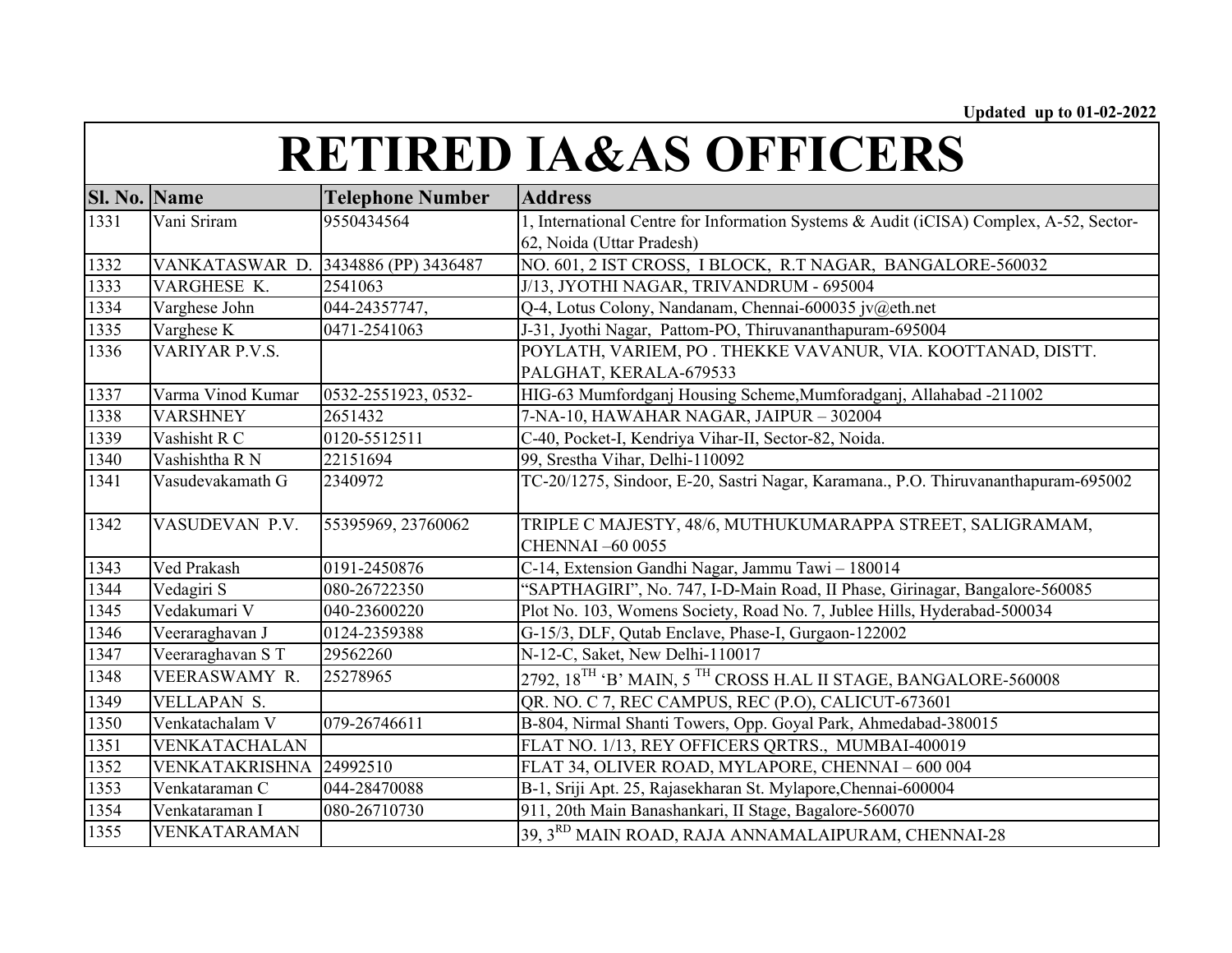Updated up to 01-02-2022

# RETIRED IA&AS OFFICERS

| Sl. No. | Name | Telephone Number | Address |
|---|---|---|---|
| 1331 | Vani Sriram | 9550434564 | 1, International Centre for Information Systems & Audit (iCISA) Complex, A-52, Sector-62, Noida (Uttar Pradesh) |
| 1332 | VANKATASWAR D. | 3434886 (PP) 3436487 | NO. 601, 2 IST CROSS, I BLOCK, R.T NAGAR, BANGALORE-560032 |
| 1333 | VARGHESE K. | 2541063 | J/13, JYOTHI NAGAR, TRIVANDRUM - 695004 |
| 1334 | Varghese John | 044-24357747, | Q-4, Lotus Colony, Nandanam, Chennai-600035 jv@eth.net |
| 1335 | Varghese K | 0471-2541063 | J-31, Jyothi Nagar, Pattom-PO, Thiruvananthapuram-695004 |
| 1336 | VARIYAR P.V.S. | | POYLATH, VARIEM, PO . THEKKE VAVANUR, VIA. KOOTTANAD, DISTT. PALGHAT, KERALA-679533 |
| 1337 | Varma Vinod Kumar | 0532-2551923, 0532- | HIG-63 Mumfordganj Housing Scheme,Mumforadganj, Allahabad -211002 |
| 1338 | VARSHNEY | 2651432 | 7-NA-10, HAWAHAR NAGAR, JAIPUR – 302004 |
| 1339 | Vashisht R C | 0120-5512511 | C-40, Pocket-I, Kendriya Vihar-II, Sector-82, Noida. |
| 1340 | Vashishtha R N | 22151694 | 99, Srestha Vihar, Delhi-110092 |
| 1341 | Vasudevakamath G | 2340972 | TC-20/1275, Sindoor, E-20, Sastri Nagar, Karamana., P.O. Thiruvananthapuram-695002 |
| 1342 | VASUDEVAN P.V. | 55395969, 23760062 | TRIPLE C MAJESTY, 48/6, MUTHUKUMARAPPA STREET, SALIGRAMAM, CHENNAI –60 0055 |
| 1343 | Ved Prakash | 0191-2450876 | C-14, Extension Gandhi Nagar, Jammu Tawi – 180014 |
| 1344 | Vedagiri S | 080-26722350 | "SAPTHAGIRI", No. 747, I-D-Main Road, II Phase, Girinagar, Bangalore-560085 |
| 1345 | Vedakumari V | 040-23600220 | Plot No. 103, Womens Society, Road No. 7, Jublee Hills, Hyderabad-500034 |
| 1346 | Veeraraghavan J | 0124-2359388 | G-15/3, DLF, Qutab Enclave, Phase-I, Gurgaon-122002 |
| 1347 | Veeraraghavan S T | 29562260 | N-12-C, Saket, New Delhi-110017 |
| 1348 | VEERASWAMY R. | 25278965 | 2792, 18TH 'B' MAIN, 5 TH CROSS H.AL II STAGE, BANGALORE-560008 |
| 1349 | VELLAPAN S. | | QR. NO. C 7, REC CAMPUS, REC (P.O), CALICUT-673601 |
| 1350 | Venkatachalam V | 079-26746611 | B-804, Nirmal Shanti Towers, Opp. Goyal Park, Ahmedabad-380015 |
| 1351 | VENKATACHALAN | | FLAT NO. 1/13, REY OFFICERS QRTRS., MUMBAI-400019 |
| 1352 | VENKATAKRISHNA | 24992510 | FLAT 34, OLIVER ROAD, MYLAPORE, CHENNAI – 600 004 |
| 1353 | Venkataraman C | 044-28470088 | B-1, Sriji Apt. 25, Rajasekharan St. Mylapore,Chennai-600004 |
| 1354 | Venkataraman I | 080-26710730 | 911, 20th Main Banashankari, II Stage, Bagalore-560070 |
| 1355 | VENKATARAMAN | | 39, 3RD MAIN ROAD, RAJA ANNAMALAIPURAM, CHENNAI-28 |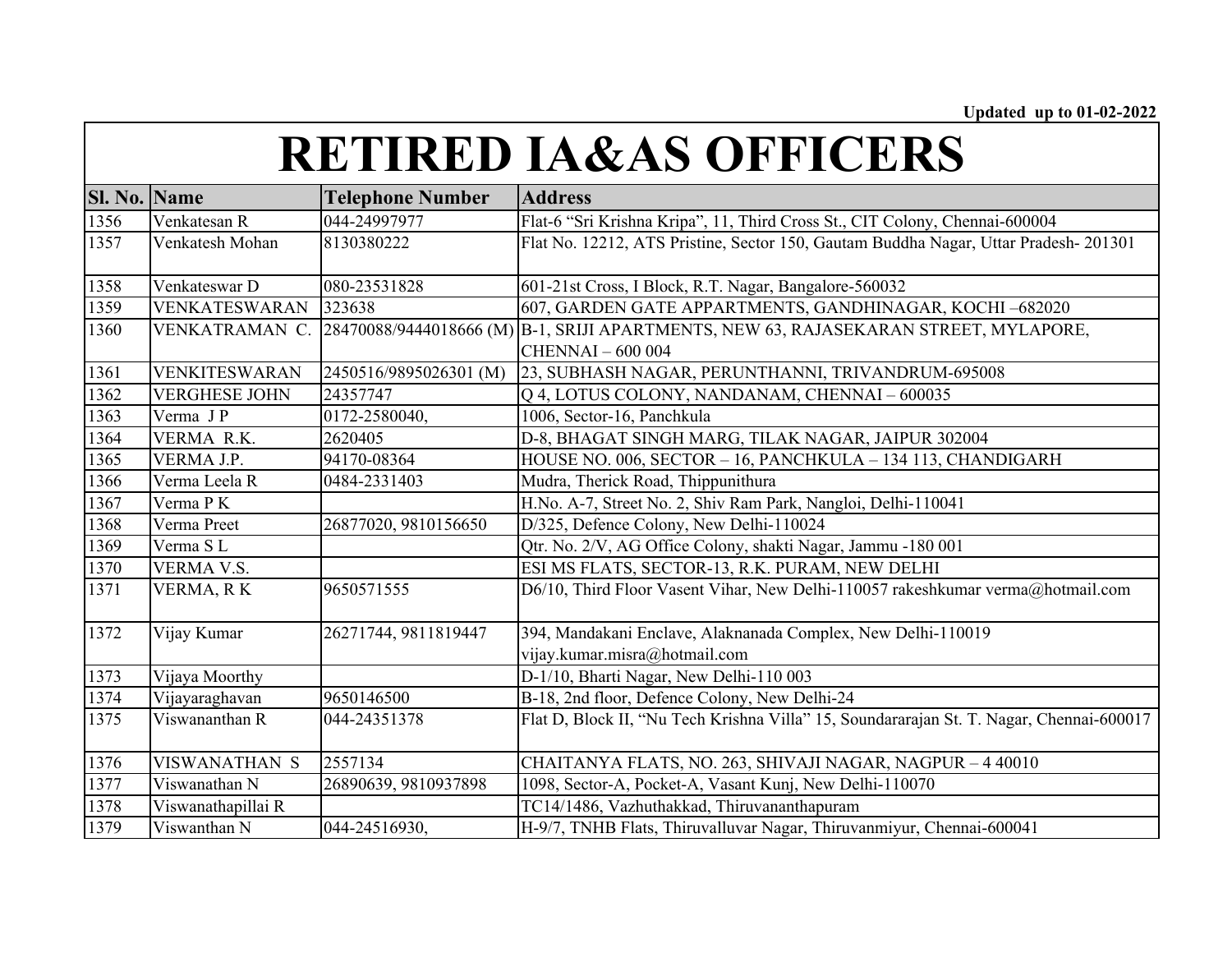Updated up to 01-02-2022

# RETIRED IA&AS OFFICERS

| Sl. No. | Name | Telephone Number | Address |
|---|---|---|---|
| 1356 | Venkatesan R | 044-24997977 | Flat-6 "Sri Krishna Kripa", 11, Third Cross St., CIT Colony, Chennai-600004 |
| 1357 | Venkatesh Mohan | 8130380222 | Flat No. 12212, ATS Pristine, Sector 150, Gautam Buddha Nagar, Uttar Pradesh- 201301 |
| 1358 | Venkateswar D | 080-23531828 | 601-21st Cross, I Block, R.T. Nagar, Bangalore-560032 |
| 1359 | VENKATESWARAN | 323638 | 607, GARDEN GATE APPARTMENTS, GANDHINAGAR, KOCHI –682020 |
| 1360 | VENKATRAMAN C. | 28470088/9444018666 (M) | B-1, SRIJI APARTMENTS, NEW 63, RAJASEKARAN STREET, MYLAPORE, CHENNAI – 600 004 |
| 1361 | VENKITESWARAN | 2450516/9895026301 (M) | 23, SUBHASH NAGAR, PERUNTHANNI, TRIVANDRUM-695008 |
| 1362 | VERGHESE JOHN | 24357747 | Q 4, LOTUS COLONY, NANDANAM, CHENNAI – 600035 |
| 1363 | Verma J P | 0172-2580040, | 1006, Sector-16, Panchkula |
| 1364 | VERMA R.K. | 2620405 | D-8, BHAGAT SINGH MARG, TILAK NAGAR, JAIPUR 302004 |
| 1365 | VERMA J.P. | 94170-08364 | HOUSE NO. 006, SECTOR – 16, PANCHKULA – 134 113, CHANDIGARH |
| 1366 | Verma Leela R | 0484-2331403 | Mudra, Therick Road, Thippunithura |
| 1367 | Verma P K | | H.No. A-7, Street No. 2, Shiv Ram Park, Nangloi, Delhi-110041 |
| 1368 | Verma Preet | 26877020, 9810156650 | D/325, Defence Colony, New Delhi-110024 |
| 1369 | Verma S L | | Qtr. No. 2/V, AG Office Colony, shakti Nagar, Jammu -180 001 |
| 1370 | VERMA V.S. | | ESI MS FLATS, SECTOR-13, R.K. PURAM, NEW DELHI |
| 1371 | VERMA, R K | 9650571555 | D6/10, Third Floor Vasent Vihar, New Delhi-110057 rakeshkumar verma@hotmail.com |
| 1372 | Vijay Kumar | 26271744, 9811819447 | 394, Mandakani Enclave, Alaknanada Complex, New Delhi-110019 vijay.kumar.misra@hotmail.com |
| 1373 | Vijaya Moorthy | | D-1/10, Bharti Nagar, New Delhi-110 003 |
| 1374 | Vijayaraghavan | 9650146500 | B-18, 2nd floor, Defence Colony, New Delhi-24 |
| 1375 | Viswananthan R | 044-24351378 | Flat D, Block II, "Nu Tech Krishna Villa" 15, Soundararajan St. T. Nagar, Chennai-600017 |
| 1376 | VISWANATHAN S | 2557134 | CHAITANYA FLATS, NO. 263, SHIVAJI NAGAR, NAGPUR – 4 40010 |
| 1377 | Viswanathan N | 26890639, 9810937898 | 1098, Sector-A, Pocket-A, Vasant Kunj, New Delhi-110070 |
| 1378 | Viswanathapillai R | | TC14/1486, Vazhuthakkad, Thiruvananthapuram |
| 1379 | Viswanthan N | 044-24516930, | H-9/7, TNHB Flats, Thiruvalluvar Nagar, Thiruvanmiyur, Chennai-600041 |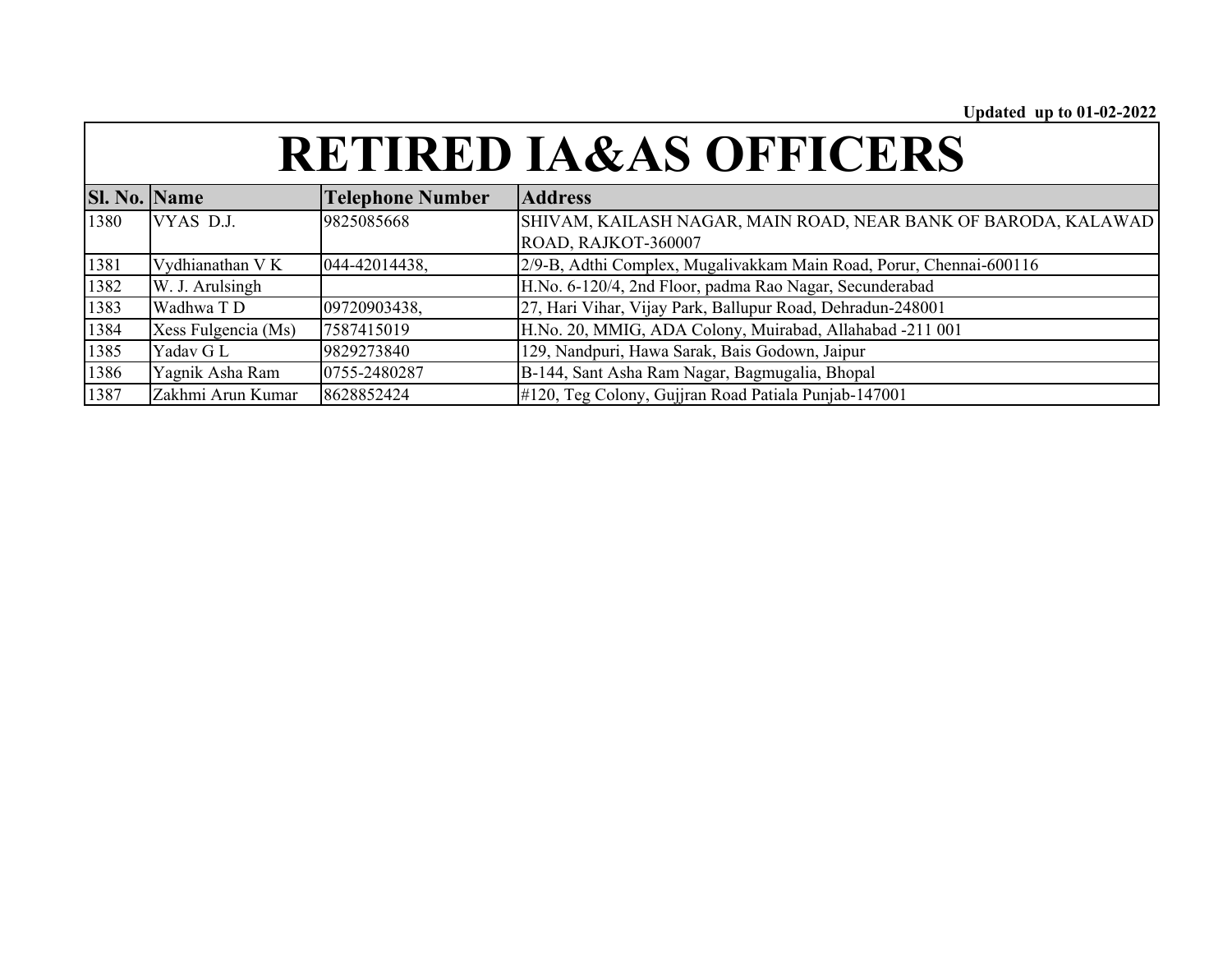Updated up to 01-02-2022

# RETIRED IA&AS OFFICERS

| Sl. No. | Name | Telephone Number | Address |
|---|---|---|---|
| 1380 | VYAS D.J. | 9825085668 | SHIVAM, KAILASH NAGAR, MAIN ROAD, NEAR BANK OF BARODA, KALAWAD ROAD, RAJKOT-360007 |
| 1381 | Vydhianathan V K | 044-42014438, | 2/9-B, Adthi Complex, Mugalivakkam Main Road, Porur, Chennai-600116 |
| 1382 | W. J. Arulsingh | | H.No. 6-120/4, 2nd Floor, padma Rao Nagar, Secunderabad |
| 1383 | Wadhwa T D | 09720903438, | 27, Hari Vihar, Vijay Park, Ballupur Road, Dehradun-248001 |
| 1384 | Xess Fulgencia (Ms) | 7587415019 | H.No. 20, MMIG, ADA Colony, Muirabad, Allahabad -211 001 |
| 1385 | Yadav G L | 9829273840 | 129, Nandpuri, Hawa Sarak, Bais Godown, Jaipur |
| 1386 | Yagnik Asha Ram | 0755-2480287 | B-144, Sant Asha Ram Nagar, Bagmugalia, Bhopal |
| 1387 | Zakhmi Arun Kumar | 8628852424 | #120, Teg Colony, Gujjran Road Patiala Punjab-147001 |